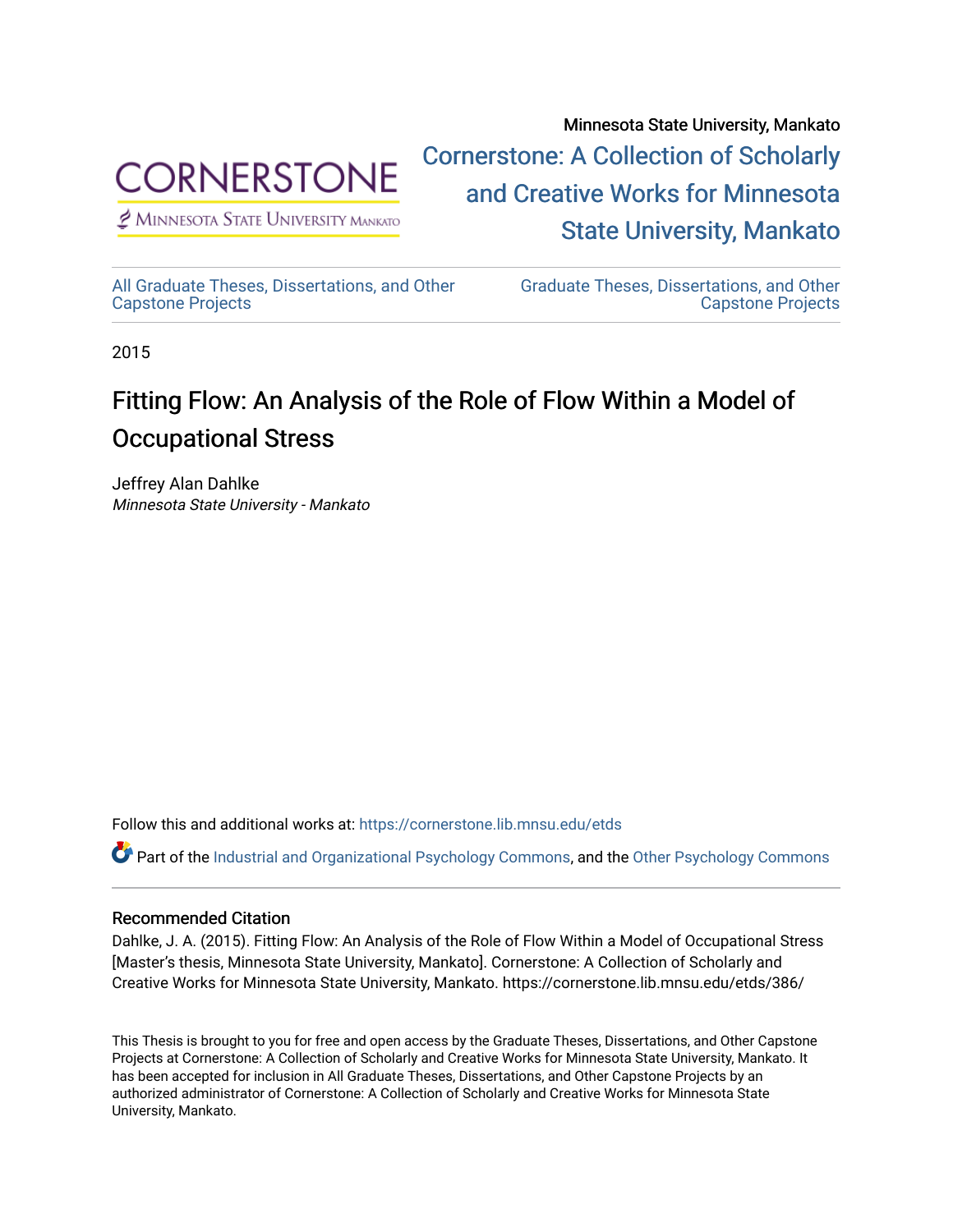Minnesota State University, Mankato

Cornerstone: A Collection of Scholarly and Creative Works for Minnesota State University, Mankato

CORNERSTONE

Minnesota State University Mankato

All Graduate Theses, Dissertations, and Other Capstone Projects

Graduate Theses, Dissertations, and Other Capstone Projects

2015

# Fitting Flow: An Analysis of the Role of Flow Within a Model of Occupational Stress

Jeffrey Alan Dahlke
*Minnesota State University - Mankato*

Follow this and additional works at: https://cornerstone.lib.mnsu.edu/etds

Part of the Industrial and Organizational Psychology Commons, and the Other Psychology Commons

## Recommended Citation

Dahlke, J. A. (2015). Fitting Flow: An Analysis of the Role of Flow Within a Model of Occupational Stress [Master's thesis, Minnesota State University, Mankato]. Cornerstone: A Collection of Scholarly and Creative Works for Minnesota State University, Mankato. https://cornerstone.lib.mnsu.edu/etds/386/

This Thesis is brought to you for free and open access by the Graduate Theses, Dissertations, and Other Capstone Projects at Cornerstone: A Collection of Scholarly and Creative Works for Minnesota State University, Mankato. It has been accepted for inclusion in All Graduate Theses, Dissertations, and Other Capstone Projects by an authorized administrator of Cornerstone: A Collection of Scholarly and Creative Works for Minnesota State University, Mankato.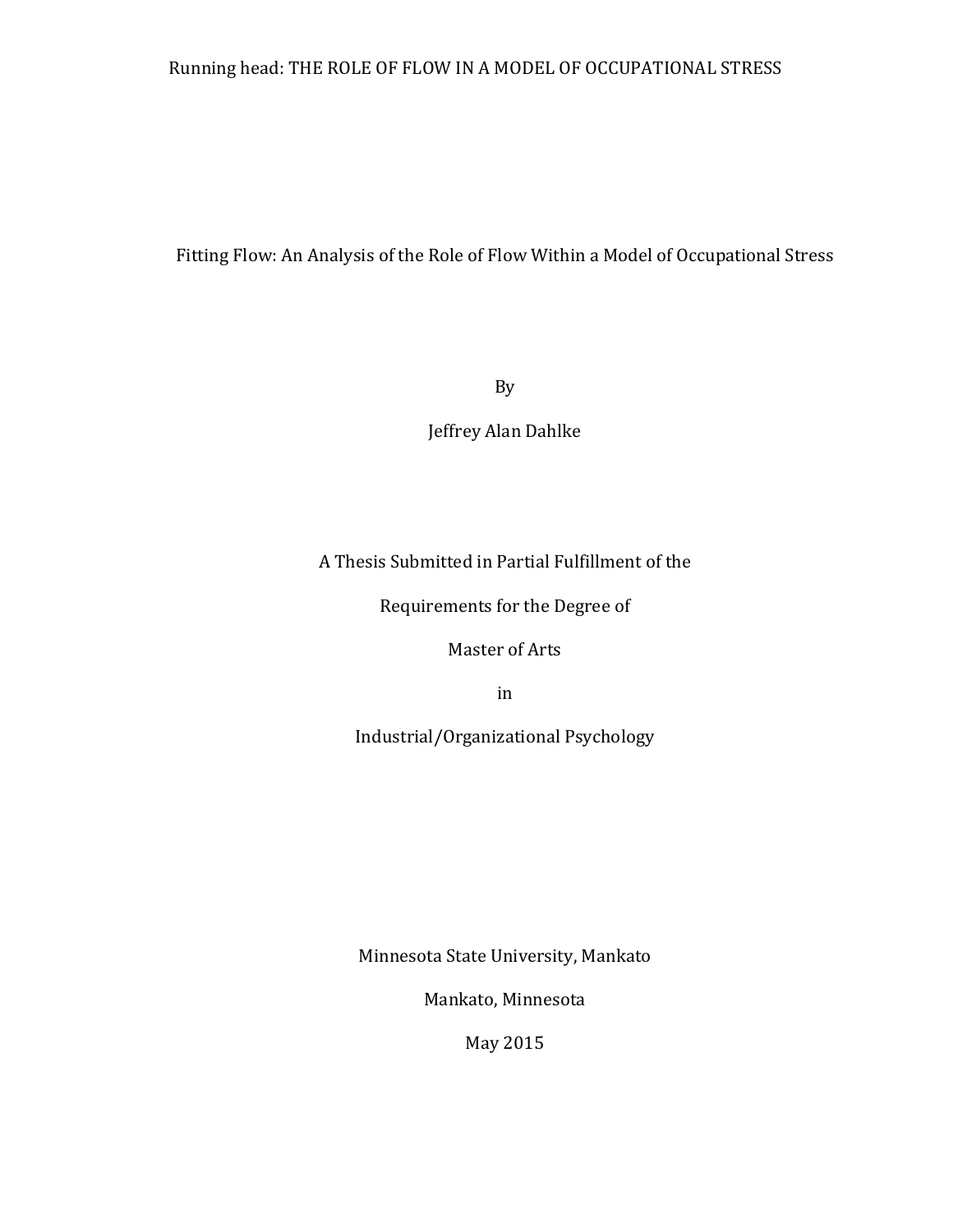# Fitting Flow: An Analysis of the Role of Flow Within a Model of Occupational Stress

By

Jeffrey Alan Dahlke

A Thesis Submitted in Partial Fulfillment of the

Requirements for the Degree of

Master of Arts

in

Industrial/Organizational Psychology

Minnesota State University, Mankato

Mankato, Minnesota

May 2015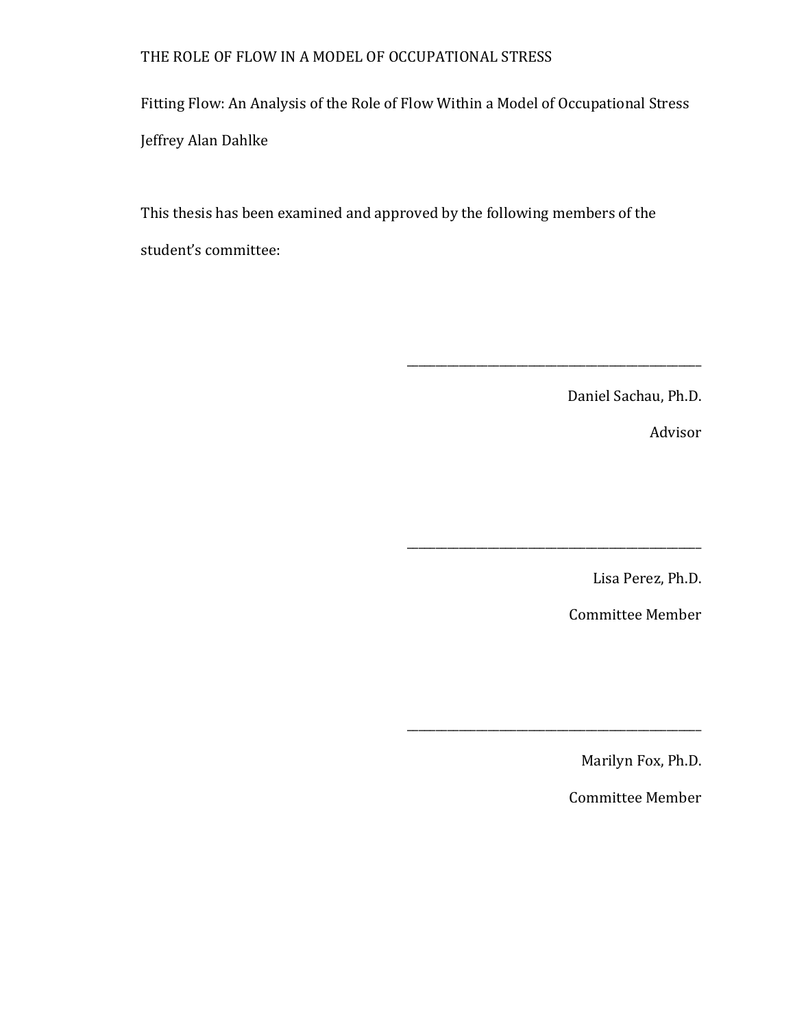Fitting Flow: An Analysis of the Role of Flow Within a Model of Occupational Stress

Jeffrey Alan Dahlke

This thesis has been examined and approved by the following members of the student's committee:

\_\_\_\_\_\_\_\_\_\_\_\_\_\_\_\_\_\_\_\_\_\_\_\_\_\_\_\_\_\_\_\_\_\_\_\_\_\_\_\_\_\_

Daniel Sachau, Ph.D.

Advisor

\_\_\_\_\_\_\_\_\_\_\_\_\_\_\_\_\_\_\_\_\_\_\_\_\_\_\_\_\_\_\_\_\_\_\_\_\_\_\_\_\_\_

Lisa Perez, Ph.D.

Committee Member

\_\_\_\_\_\_\_\_\_\_\_\_\_\_\_\_\_\_\_\_\_\_\_\_\_\_\_\_\_\_\_\_\_\_\_\_\_\_\_\_\_\_

Marilyn Fox, Ph.D.

Committee Member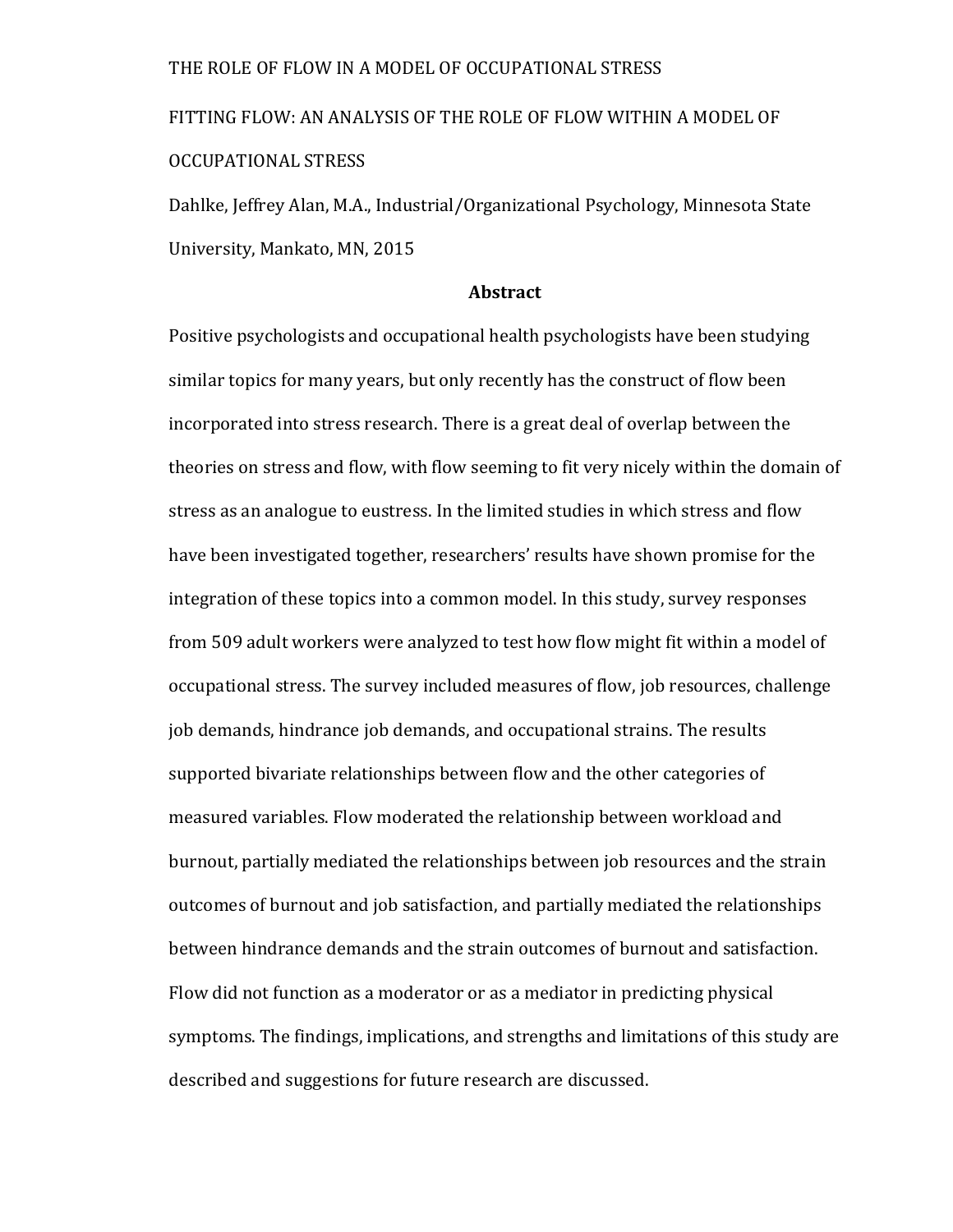FITTING FLOW: AN ANALYSIS OF THE ROLE OF FLOW WITHIN A MODEL OF OCCUPATIONAL STRESS

Dahlke, Jeffrey Alan, M.A., Industrial/Organizational Psychology, Minnesota State University, Mankato, MN, 2015

## Abstract

Positive psychologists and occupational health psychologists have been studying similar topics for many years, but only recently has the construct of flow been incorporated into stress research. There is a great deal of overlap between the theories on stress and flow, with flow seeming to fit very nicely within the domain of stress as an analogue to eustress. In the limited studies in which stress and flow have been investigated together, researchers' results have shown promise for the integration of these topics into a common model. In this study, survey responses from 509 adult workers were analyzed to test how flow might fit within a model of occupational stress. The survey included measures of flow, job resources, challenge job demands, hindrance job demands, and occupational strains. The results supported bivariate relationships between flow and the other categories of measured variables. Flow moderated the relationship between workload and burnout, partially mediated the relationships between job resources and the strain outcomes of burnout and job satisfaction, and partially mediated the relationships between hindrance demands and the strain outcomes of burnout and satisfaction. Flow did not function as a moderator or as a mediator in predicting physical symptoms. The findings, implications, and strengths and limitations of this study are described and suggestions for future research are discussed.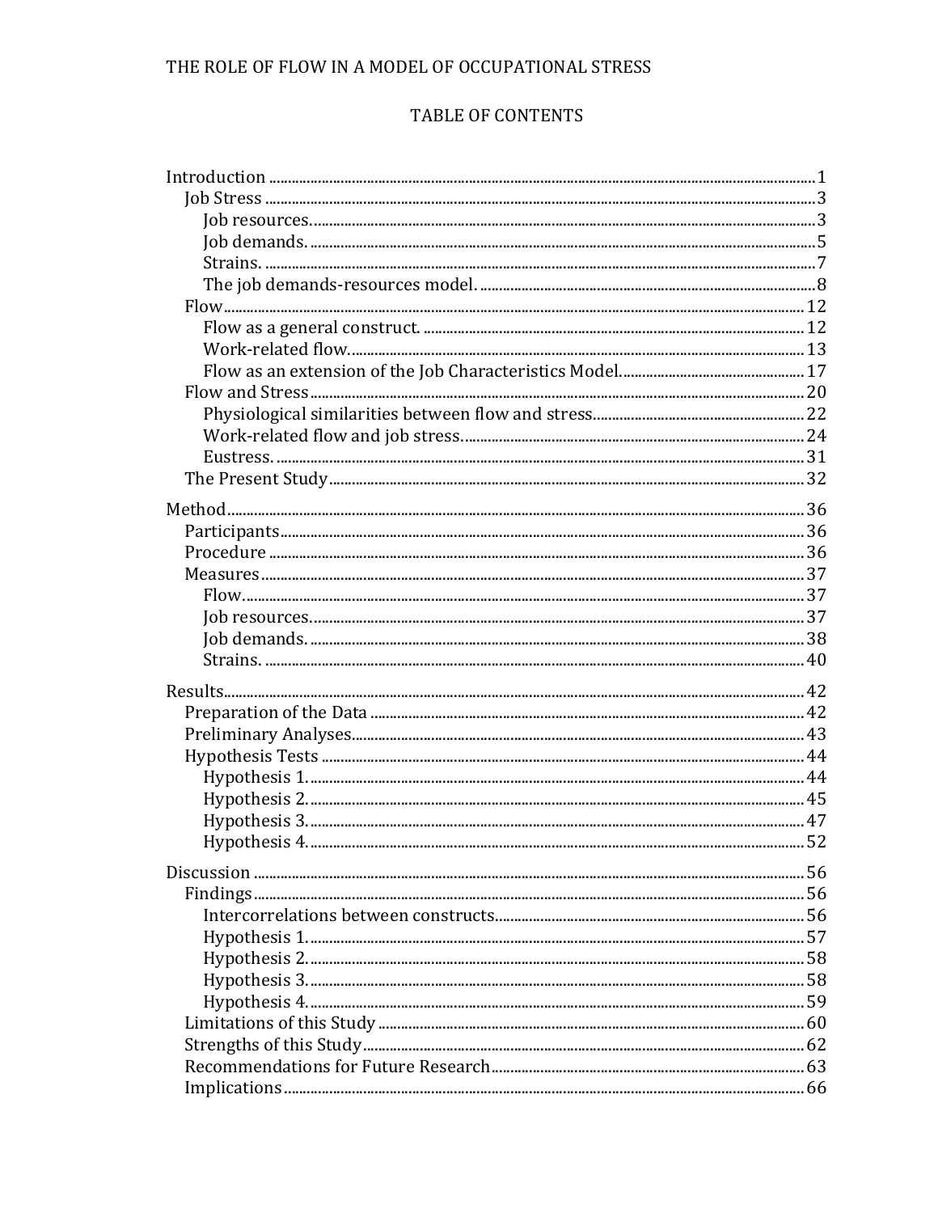# TABLE OF CONTENTS

Introduction ........................................................................................................ 1
- Job Stress ........................................................................................................ 3
  - Job resources. ................................................................................................ 3
  - Job demands. ................................................................................................ 5
  - Strains. ........................................................................................................ 7
  - The job demands-resources model. ........................................................... 8
- Flow ................................................................................................................ 12
  - Flow as a general construct. ...................................................................... 12
  - Work-related flow. ..................................................................................... 13
  - Flow as an extension of the Job Characteristics Model. ........................... 17
- Flow and Stress .............................................................................................. 20
  - Physiological similarities between flow and stress. .................................. 22
  - Work-related flow and job stress. .............................................................. 24
  - Eustress. ...................................................................................................... 31
- The Present Study .......................................................................................... 32

Method ................................................................................................................ 36
- Participants ..................................................................................................... 36
- Procedure ....................................................................................................... 36
- Measures ........................................................................................................ 37
  - Flow. ............................................................................................................ 37
  - Job resources. .............................................................................................. 37
  - Job demands. ............................................................................................... 38
  - Strains. ........................................................................................................ 40

Results ................................................................................................................ 42
- Preparation of the Data ................................................................................. 42
- Preliminary Analyses ..................................................................................... 43
- Hypothesis Tests ............................................................................................ 44
  - Hypothesis 1. ............................................................................................... 44
  - Hypothesis 2. ............................................................................................... 45
  - Hypothesis 3. ............................................................................................... 47
  - Hypothesis 4. ............................................................................................... 52

Discussion ............................................................................................................ 56
- Findings .......................................................................................................... 56
  - Intercorrelations between constructs. ....................................................... 56
  - Hypothesis 1. ............................................................................................... 57
  - Hypothesis 2. ............................................................................................... 58
  - Hypothesis 3. ............................................................................................... 58
  - Hypothesis 4. ............................................................................................... 59
- Limitations of this Study ................................................................................ 60
- Strengths of this Study ................................................................................... 62
- Recommendations for Future Research ......................................................... 63
- Implications .................................................................................................... 66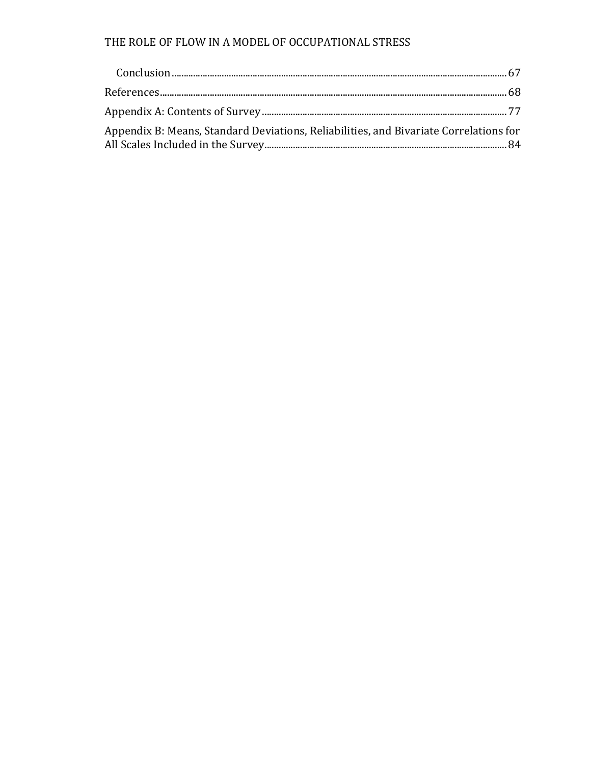Conclusion ........................................................................................................................ 67

References ........................................................................................................................ 68

Appendix A: Contents of Survey ................................................................................................. 77

Appendix B: Means, Standard Deviations, Reliabilities, and Bivariate Correlations for All Scales Included in the Survey ................................................................................................. 84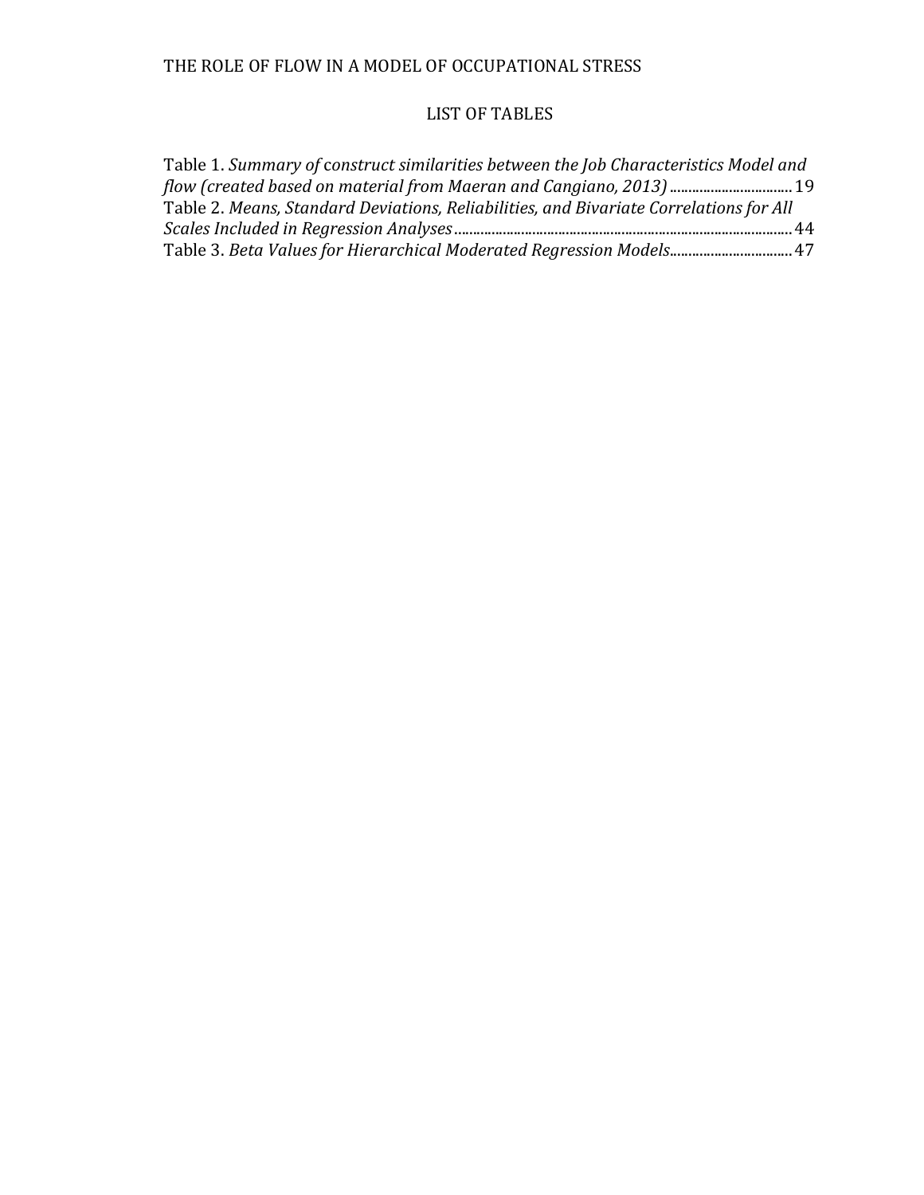# LIST OF TABLES

Table 1. *Summary of* construct *similarities between the Job Characteristics Model and flow (created based on material from Maeran and Cangiano, 2013)* ................................ 19

Table 2. *Means, Standard Deviations, Reliabilities, and Bivariate Correlations for All Scales Included in Regression Analyses* ........................................................................................ 44

Table 3. *Beta Values for Hierarchical Moderated Regression Models*................................ 47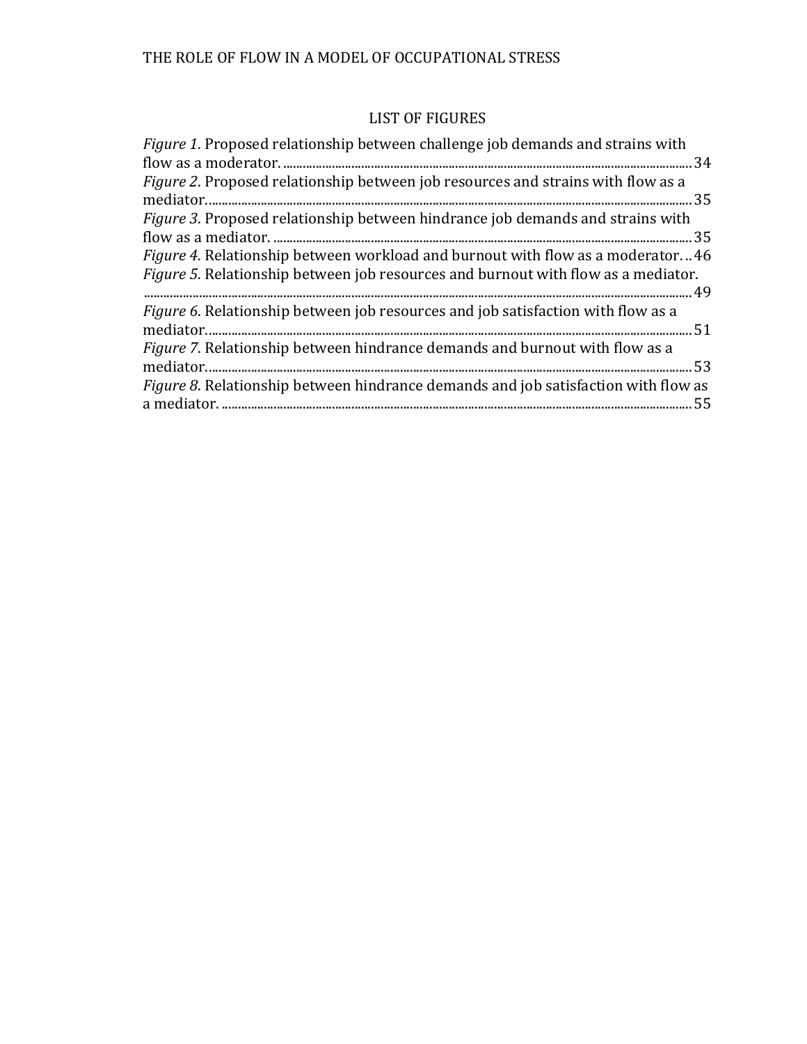# LIST OF FIGURES

*Figure 1*. Proposed relationship between challenge job demands and strains with flow as a moderator. ............ 34
*Figure 2*. Proposed relationship between job resources and strains with flow as a mediator. ............ 35
*Figure 3*. Proposed relationship between hindrance job demands and strains with flow as a mediator. ............ 35
*Figure 4*. Relationship between workload and burnout with flow as a moderator. .. 46
*Figure 5*. Relationship between job resources and burnout with flow as a mediator. ............ 49
*Figure 6*. Relationship between job resources and job satisfaction with flow as a mediator. ............ 51
*Figure 7*. Relationship between hindrance demands and burnout with flow as a mediator. ............ 53
*Figure 8*. Relationship between hindrance demands and job satisfaction with flow as a mediator. ............ 55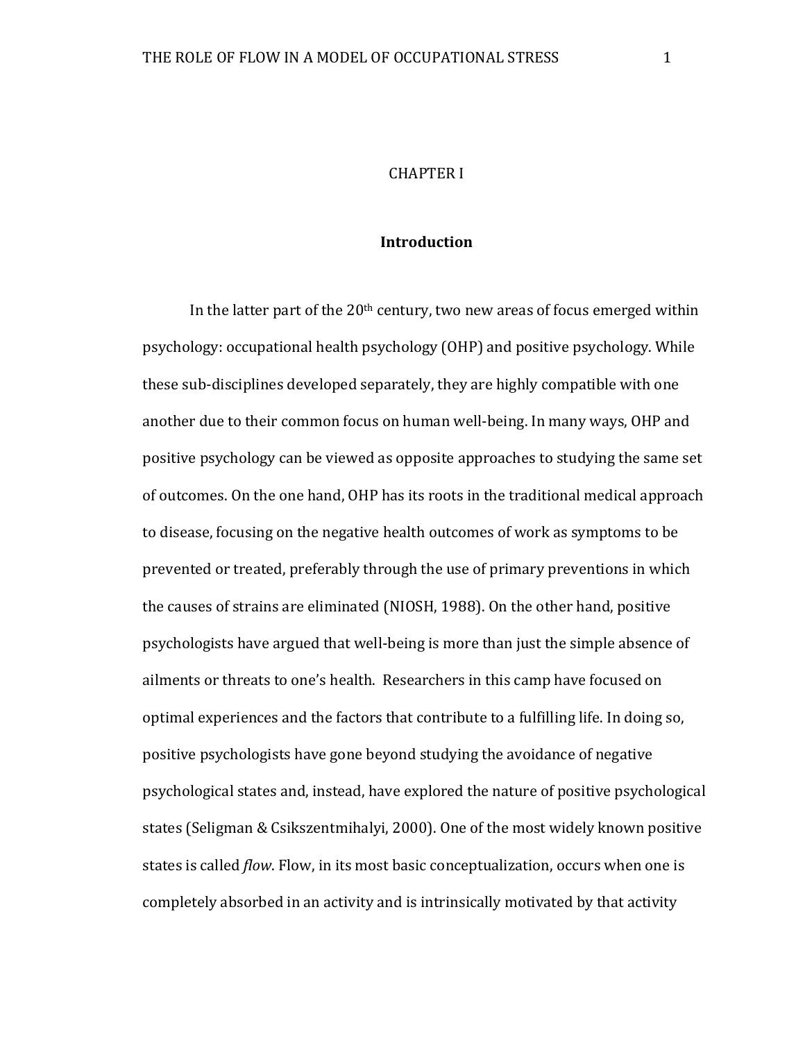# CHAPTER I

## Introduction

In the latter part of the 20th century, two new areas of focus emerged within psychology: occupational health psychology (OHP) and positive psychology. While these sub-disciplines developed separately, they are highly compatible with one another due to their common focus on human well-being. In many ways, OHP and positive psychology can be viewed as opposite approaches to studying the same set of outcomes. On the one hand, OHP has its roots in the traditional medical approach to disease, focusing on the negative health outcomes of work as symptoms to be prevented or treated, preferably through the use of primary preventions in which the causes of strains are eliminated (NIOSH, 1988). On the other hand, positive psychologists have argued that well-being is more than just the simple absence of ailments or threats to one's health. Researchers in this camp have focused on optimal experiences and the factors that contribute to a fulfilling life. In doing so, positive psychologists have gone beyond studying the avoidance of negative psychological states and, instead, have explored the nature of positive psychological states (Seligman & Csikszentmihalyi, 2000). One of the most widely known positive states is called *flow*. Flow, in its most basic conceptualization, occurs when one is completely absorbed in an activity and is intrinsically motivated by that activity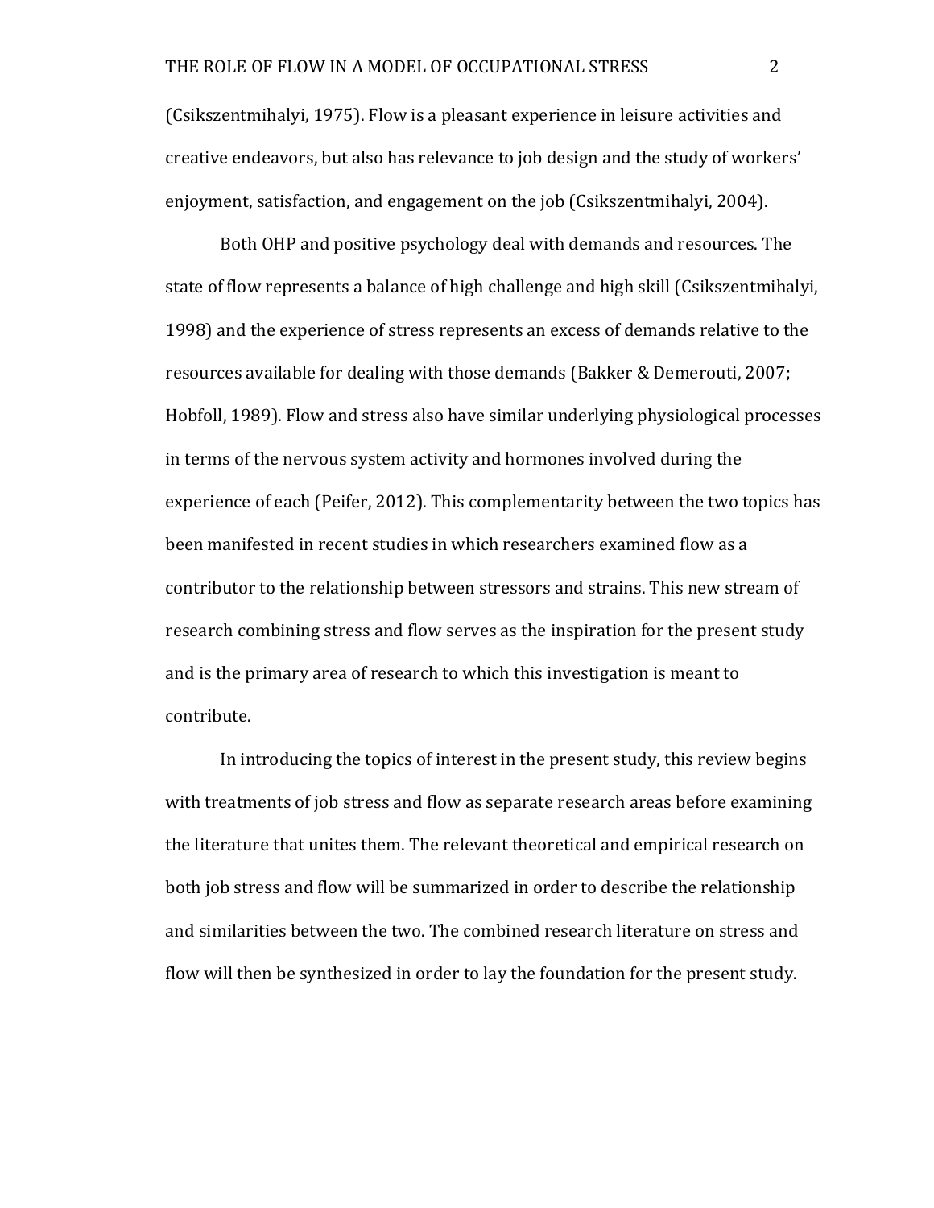(Csikszentmihalyi, 1975). Flow is a pleasant experience in leisure activities and creative endeavors, but also has relevance to job design and the study of workers' enjoyment, satisfaction, and engagement on the job (Csikszentmihalyi, 2004).

Both OHP and positive psychology deal with demands and resources. The state of flow represents a balance of high challenge and high skill (Csikszentmihalyi, 1998) and the experience of stress represents an excess of demands relative to the resources available for dealing with those demands (Bakker & Demerouti, 2007; Hobfoll, 1989). Flow and stress also have similar underlying physiological processes in terms of the nervous system activity and hormones involved during the experience of each (Peifer, 2012). This complementarity between the two topics has been manifested in recent studies in which researchers examined flow as a contributor to the relationship between stressors and strains. This new stream of research combining stress and flow serves as the inspiration for the present study and is the primary area of research to which this investigation is meant to contribute.

In introducing the topics of interest in the present study, this review begins with treatments of job stress and flow as separate research areas before examining the literature that unites them. The relevant theoretical and empirical research on both job stress and flow will be summarized in order to describe the relationship and similarities between the two. The combined research literature on stress and flow will then be synthesized in order to lay the foundation for the present study.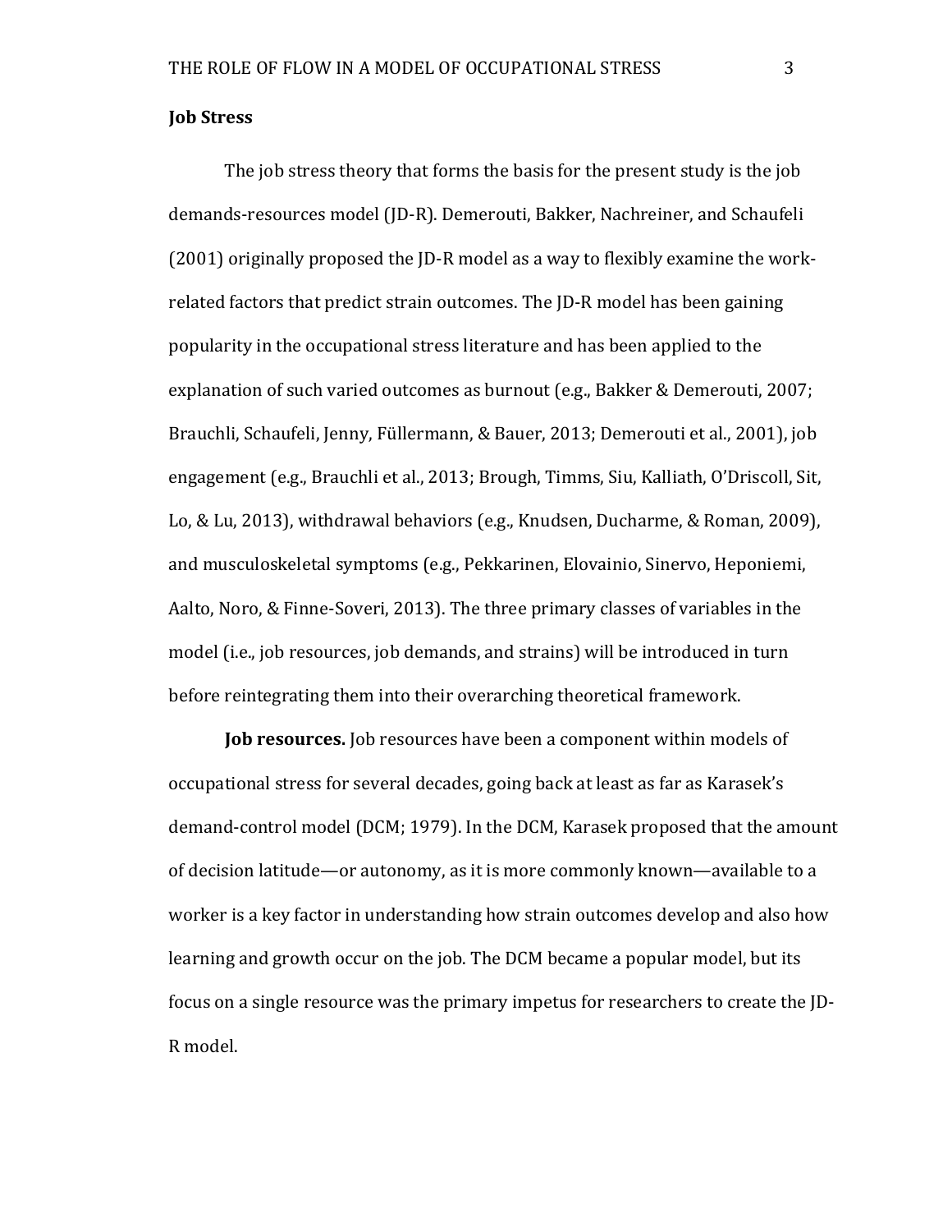## Job Stress

The job stress theory that forms the basis for the present study is the job demands-resources model (JD-R). Demerouti, Bakker, Nachreiner, and Schaufeli (2001) originally proposed the JD-R model as a way to flexibly examine the work-related factors that predict strain outcomes. The JD-R model has been gaining popularity in the occupational stress literature and has been applied to the explanation of such varied outcomes as burnout (e.g., Bakker & Demerouti, 2007; Brauchli, Schaufeli, Jenny, Füllermann, & Bauer, 2013; Demerouti et al., 2001), job engagement (e.g., Brauchli et al., 2013; Brough, Timms, Siu, Kalliath, O'Driscoll, Sit, Lo, & Lu, 2013), withdrawal behaviors (e.g., Knudsen, Ducharme, & Roman, 2009), and musculoskeletal symptoms (e.g., Pekkarinen, Elovainio, Sinervo, Heponiemi, Aalto, Noro, & Finne-Soveri, 2013). The three primary classes of variables in the model (i.e., job resources, job demands, and strains) will be introduced in turn before reintegrating them into their overarching theoretical framework.

**Job resources.** Job resources have been a component within models of occupational stress for several decades, going back at least as far as Karasek's demand-control model (DCM; 1979). In the DCM, Karasek proposed that the amount of decision latitude—or autonomy, as it is more commonly known—available to a worker is a key factor in understanding how strain outcomes develop and also how learning and growth occur on the job. The DCM became a popular model, but its focus on a single resource was the primary impetus for researchers to create the JD-R model.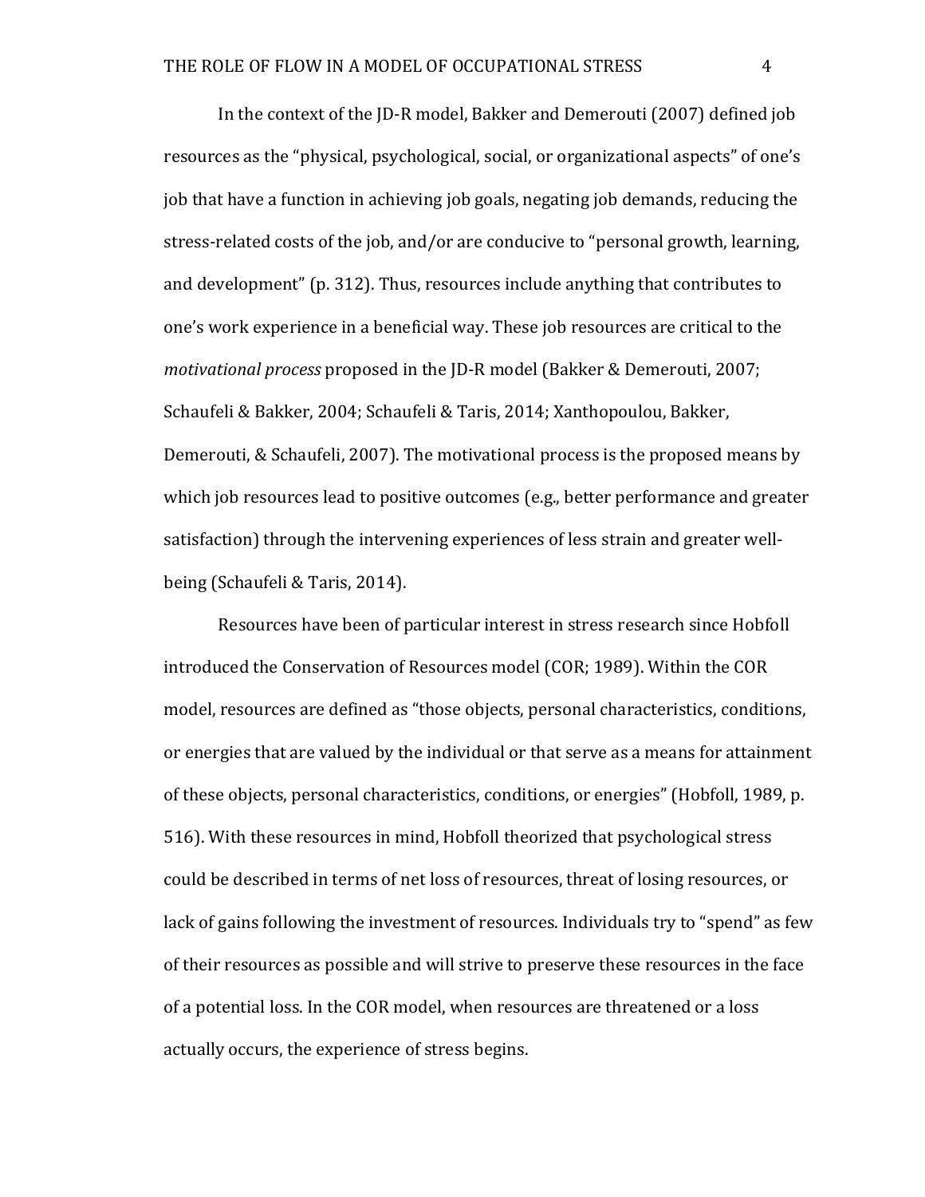In the context of the JD-R model, Bakker and Demerouti (2007) defined job resources as the "physical, psychological, social, or organizational aspects" of one's job that have a function in achieving job goals, negating job demands, reducing the stress-related costs of the job, and/or are conducive to "personal growth, learning, and development" (p. 312). Thus, resources include anything that contributes to one's work experience in a beneficial way. These job resources are critical to the *motivational process* proposed in the JD-R model (Bakker & Demerouti, 2007; Schaufeli & Bakker, 2004; Schaufeli & Taris, 2014; Xanthopoulou, Bakker, Demerouti, & Schaufeli, 2007). The motivational process is the proposed means by which job resources lead to positive outcomes (e.g., better performance and greater satisfaction) through the intervening experiences of less strain and greater well-being (Schaufeli & Taris, 2014).

Resources have been of particular interest in stress research since Hobfoll introduced the Conservation of Resources model (COR; 1989). Within the COR model, resources are defined as "those objects, personal characteristics, conditions, or energies that are valued by the individual or that serve as a means for attainment of these objects, personal characteristics, conditions, or energies" (Hobfoll, 1989, p. 516). With these resources in mind, Hobfoll theorized that psychological stress could be described in terms of net loss of resources, threat of losing resources, or lack of gains following the investment of resources. Individuals try to "spend" as few of their resources as possible and will strive to preserve these resources in the face of a potential loss. In the COR model, when resources are threatened or a loss actually occurs, the experience of stress begins.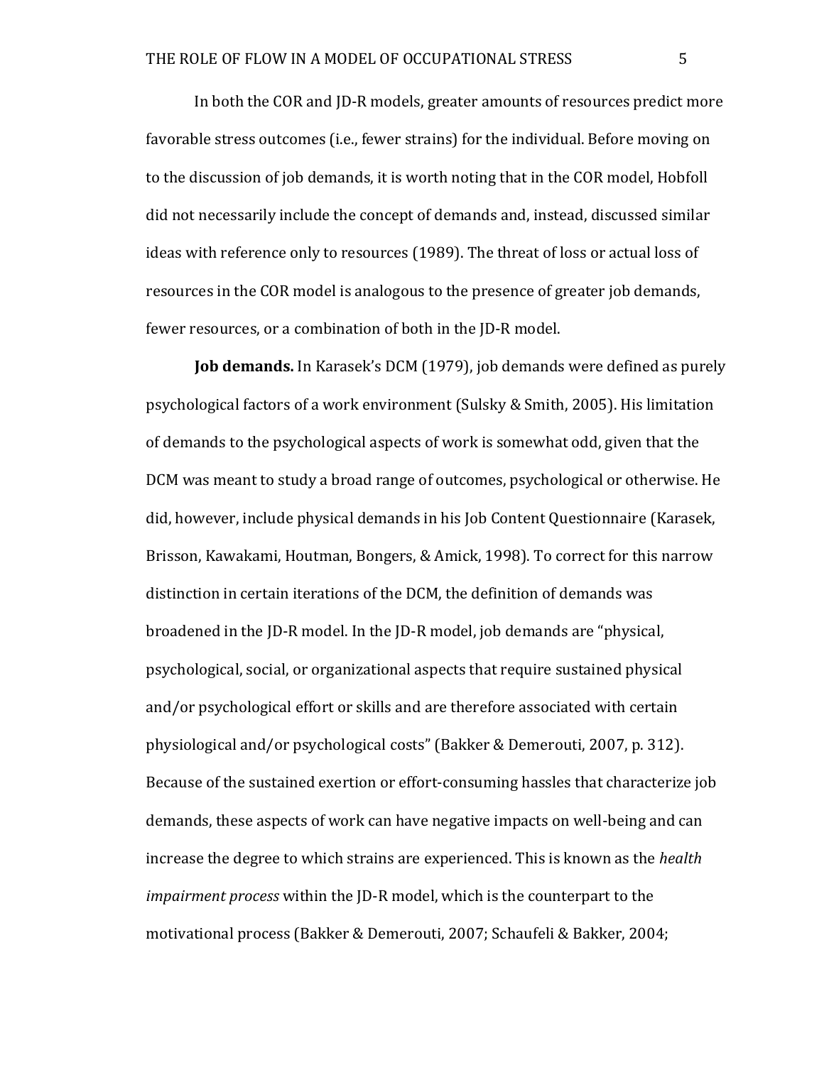In both the COR and JD-R models, greater amounts of resources predict more favorable stress outcomes (i.e., fewer strains) for the individual. Before moving on to the discussion of job demands, it is worth noting that in the COR model, Hobfoll did not necessarily include the concept of demands and, instead, discussed similar ideas with reference only to resources (1989). The threat of loss or actual loss of resources in the COR model is analogous to the presence of greater job demands, fewer resources, or a combination of both in the JD-R model.

**Job demands.** In Karasek's DCM (1979), job demands were defined as purely psychological factors of a work environment (Sulsky & Smith, 2005). His limitation of demands to the psychological aspects of work is somewhat odd, given that the DCM was meant to study a broad range of outcomes, psychological or otherwise. He did, however, include physical demands in his Job Content Questionnaire (Karasek, Brisson, Kawakami, Houtman, Bongers, & Amick, 1998). To correct for this narrow distinction in certain iterations of the DCM, the definition of demands was broadened in the JD-R model. In the JD-R model, job demands are "physical, psychological, social, or organizational aspects that require sustained physical and/or psychological effort or skills and are therefore associated with certain physiological and/or psychological costs" (Bakker & Demerouti, 2007, p. 312). Because of the sustained exertion or effort-consuming hassles that characterize job demands, these aspects of work can have negative impacts on well-being and can increase the degree to which strains are experienced. This is known as the *health impairment process* within the JD-R model, which is the counterpart to the motivational process (Bakker & Demerouti, 2007; Schaufeli & Bakker, 2004;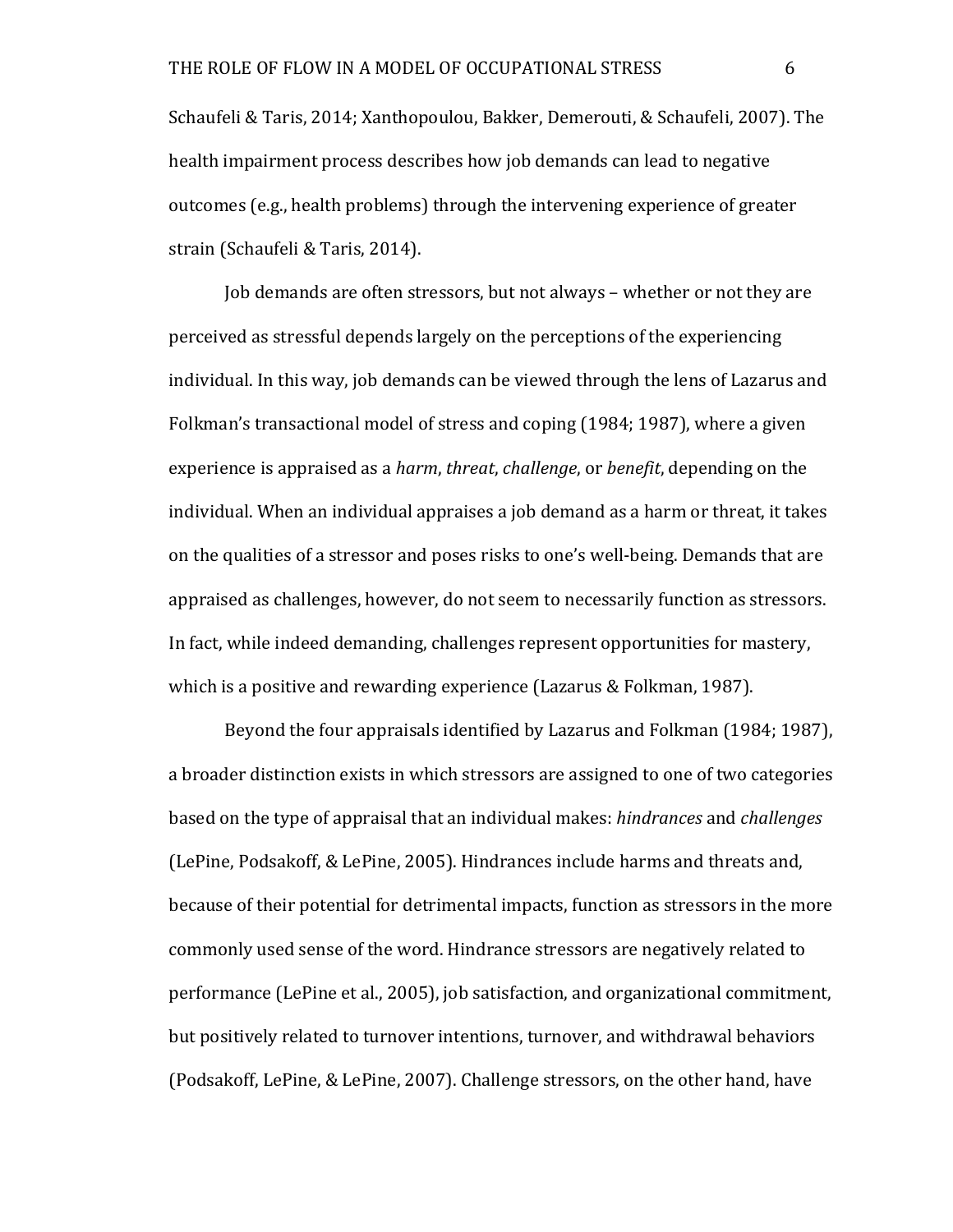Schaufeli & Taris, 2014; Xanthopoulou, Bakker, Demerouti, & Schaufeli, 2007). The health impairment process describes how job demands can lead to negative outcomes (e.g., health problems) through the intervening experience of greater strain (Schaufeli & Taris, 2014).

Job demands are often stressors, but not always – whether or not they are perceived as stressful depends largely on the perceptions of the experiencing individual. In this way, job demands can be viewed through the lens of Lazarus and Folkman's transactional model of stress and coping (1984; 1987), where a given experience is appraised as a *harm*, *threat*, *challenge*, or *benefit*, depending on the individual. When an individual appraises a job demand as a harm or threat, it takes on the qualities of a stressor and poses risks to one's well-being. Demands that are appraised as challenges, however, do not seem to necessarily function as stressors. In fact, while indeed demanding, challenges represent opportunities for mastery, which is a positive and rewarding experience (Lazarus & Folkman, 1987).

Beyond the four appraisals identified by Lazarus and Folkman (1984; 1987), a broader distinction exists in which stressors are assigned to one of two categories based on the type of appraisal that an individual makes: *hindrances* and *challenges* (LePine, Podsakoff, & LePine, 2005). Hindrances include harms and threats and, because of their potential for detrimental impacts, function as stressors in the more commonly used sense of the word. Hindrance stressors are negatively related to performance (LePine et al., 2005), job satisfaction, and organizational commitment, but positively related to turnover intentions, turnover, and withdrawal behaviors (Podsakoff, LePine, & LePine, 2007). Challenge stressors, on the other hand, have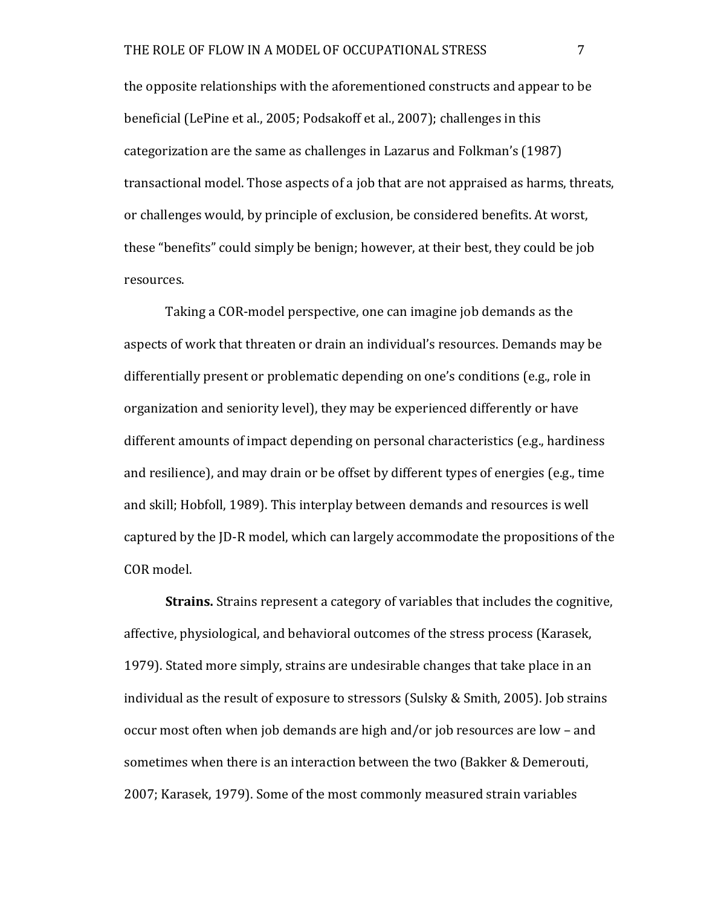the opposite relationships with the aforementioned constructs and appear to be beneficial (LePine et al., 2005; Podsakoff et al., 2007); challenges in this categorization are the same as challenges in Lazarus and Folkman's (1987) transactional model. Those aspects of a job that are not appraised as harms, threats, or challenges would, by principle of exclusion, be considered benefits. At worst, these "benefits" could simply be benign; however, at their best, they could be job resources.

Taking a COR-model perspective, one can imagine job demands as the aspects of work that threaten or drain an individual's resources. Demands may be differentially present or problematic depending on one's conditions (e.g., role in organization and seniority level), they may be experienced differently or have different amounts of impact depending on personal characteristics (e.g., hardiness and resilience), and may drain or be offset by different types of energies (e.g., time and skill; Hobfoll, 1989). This interplay between demands and resources is well captured by the JD-R model, which can largely accommodate the propositions of the COR model.

**Strains.** Strains represent a category of variables that includes the cognitive, affective, physiological, and behavioral outcomes of the stress process (Karasek, 1979). Stated more simply, strains are undesirable changes that take place in an individual as the result of exposure to stressors (Sulsky & Smith, 2005). Job strains occur most often when job demands are high and/or job resources are low – and sometimes when there is an interaction between the two (Bakker & Demerouti, 2007; Karasek, 1979). Some of the most commonly measured strain variables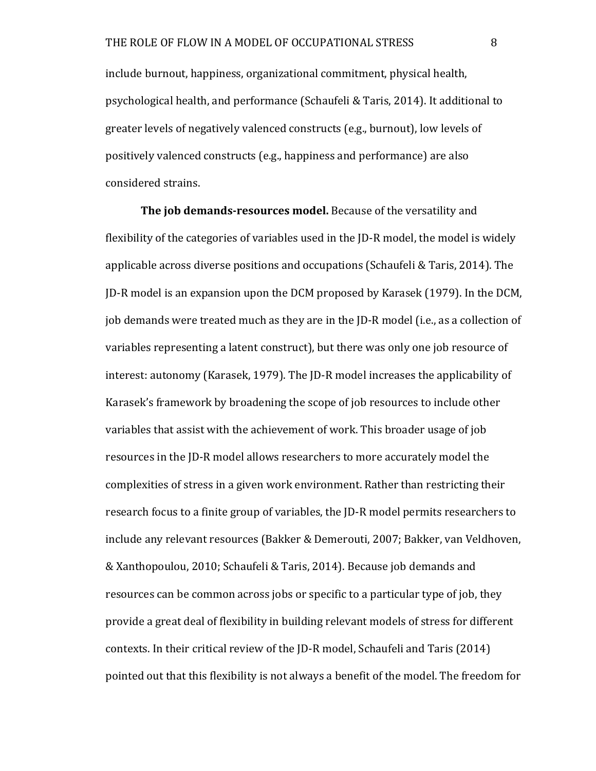include burnout, happiness, organizational commitment, physical health, psychological health, and performance (Schaufeli & Taris, 2014). It additional to greater levels of negatively valenced constructs (e.g., burnout), low levels of positively valenced constructs (e.g., happiness and performance) are also considered strains.

**The job demands-resources model.** Because of the versatility and flexibility of the categories of variables used in the JD-R model, the model is widely applicable across diverse positions and occupations (Schaufeli & Taris, 2014). The JD-R model is an expansion upon the DCM proposed by Karasek (1979). In the DCM, job demands were treated much as they are in the JD-R model (i.e., as a collection of variables representing a latent construct), but there was only one job resource of interest: autonomy (Karasek, 1979). The JD-R model increases the applicability of Karasek's framework by broadening the scope of job resources to include other variables that assist with the achievement of work. This broader usage of job resources in the JD-R model allows researchers to more accurately model the complexities of stress in a given work environment. Rather than restricting their research focus to a finite group of variables, the JD-R model permits researchers to include any relevant resources (Bakker & Demerouti, 2007; Bakker, van Veldhoven, & Xanthopoulou, 2010; Schaufeli & Taris, 2014). Because job demands and resources can be common across jobs or specific to a particular type of job, they provide a great deal of flexibility in building relevant models of stress for different contexts. In their critical review of the JD-R model, Schaufeli and Taris (2014) pointed out that this flexibility is not always a benefit of the model. The freedom for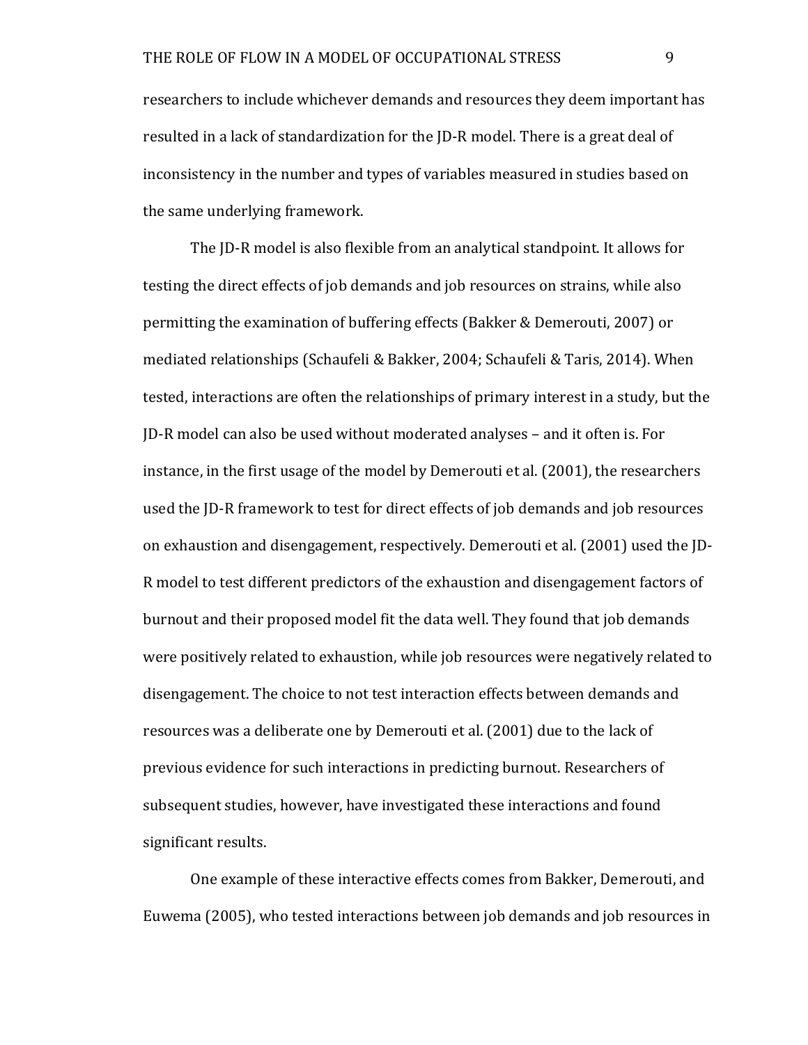researchers to include whichever demands and resources they deem important has resulted in a lack of standardization for the JD-R model. There is a great deal of inconsistency in the number and types of variables measured in studies based on the same underlying framework.

The JD-R model is also flexible from an analytical standpoint. It allows for testing the direct effects of job demands and job resources on strains, while also permitting the examination of buffering effects (Bakker & Demerouti, 2007) or mediated relationships (Schaufeli & Bakker, 2004; Schaufeli & Taris, 2014). When tested, interactions are often the relationships of primary interest in a study, but the JD-R model can also be used without moderated analyses – and it often is. For instance, in the first usage of the model by Demerouti et al. (2001), the researchers used the JD-R framework to test for direct effects of job demands and job resources on exhaustion and disengagement, respectively. Demerouti et al. (2001) used the JD-R model to test different predictors of the exhaustion and disengagement factors of burnout and their proposed model fit the data well. They found that job demands were positively related to exhaustion, while job resources were negatively related to disengagement. The choice to not test interaction effects between demands and resources was a deliberate one by Demerouti et al. (2001) due to the lack of previous evidence for such interactions in predicting burnout. Researchers of subsequent studies, however, have investigated these interactions and found significant results.

One example of these interactive effects comes from Bakker, Demerouti, and Euwema (2005), who tested interactions between job demands and job resources in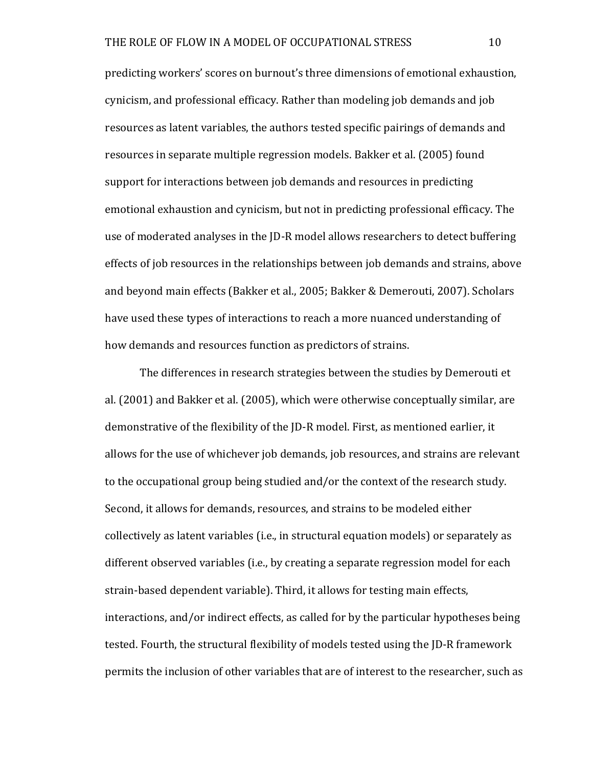predicting workers' scores on burnout's three dimensions of emotional exhaustion, cynicism, and professional efficacy. Rather than modeling job demands and job resources as latent variables, the authors tested specific pairings of demands and resources in separate multiple regression models. Bakker et al. (2005) found support for interactions between job demands and resources in predicting emotional exhaustion and cynicism, but not in predicting professional efficacy. The use of moderated analyses in the JD-R model allows researchers to detect buffering effects of job resources in the relationships between job demands and strains, above and beyond main effects (Bakker et al., 2005; Bakker & Demerouti, 2007). Scholars have used these types of interactions to reach a more nuanced understanding of how demands and resources function as predictors of strains.

The differences in research strategies between the studies by Demerouti et al. (2001) and Bakker et al. (2005), which were otherwise conceptually similar, are demonstrative of the flexibility of the JD-R model. First, as mentioned earlier, it allows for the use of whichever job demands, job resources, and strains are relevant to the occupational group being studied and/or the context of the research study. Second, it allows for demands, resources, and strains to be modeled either collectively as latent variables (i.e., in structural equation models) or separately as different observed variables (i.e., by creating a separate regression model for each strain-based dependent variable). Third, it allows for testing main effects, interactions, and/or indirect effects, as called for by the particular hypotheses being tested. Fourth, the structural flexibility of models tested using the JD-R framework permits the inclusion of other variables that are of interest to the researcher, such as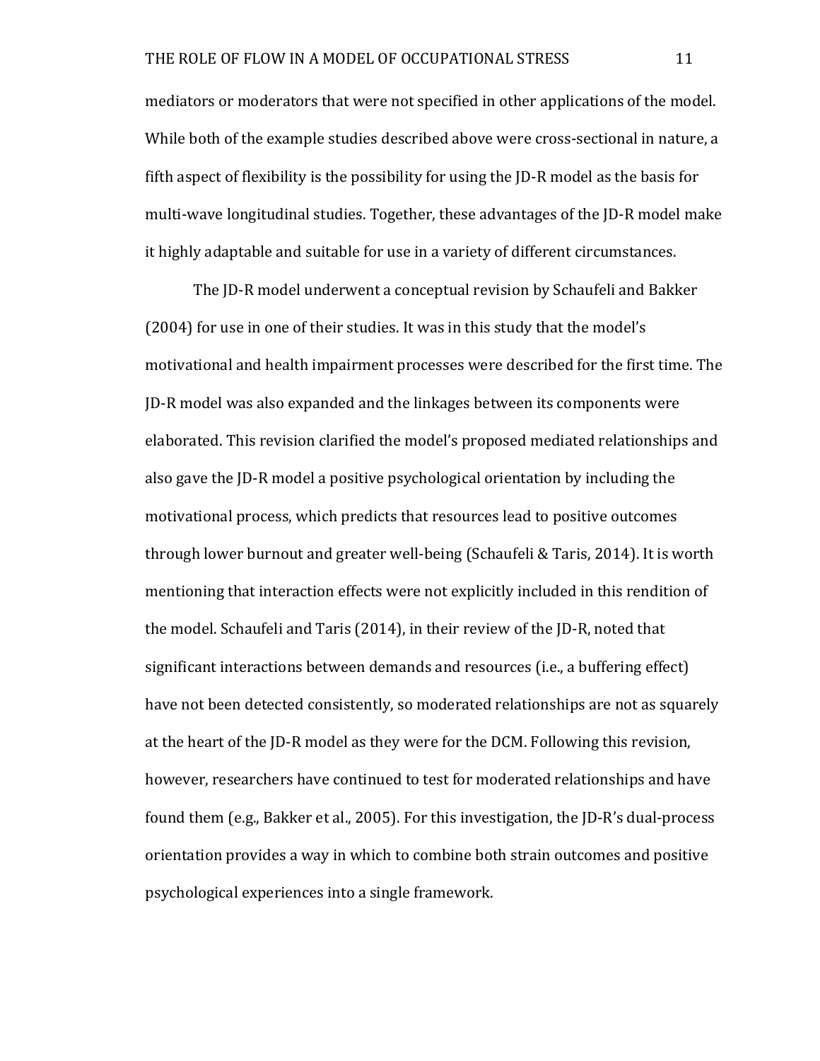mediators or moderators that were not specified in other applications of the model. While both of the example studies described above were cross-sectional in nature, a fifth aspect of flexibility is the possibility for using the JD-R model as the basis for multi-wave longitudinal studies. Together, these advantages of the JD-R model make it highly adaptable and suitable for use in a variety of different circumstances.

The JD-R model underwent a conceptual revision by Schaufeli and Bakker (2004) for use in one of their studies. It was in this study that the model's motivational and health impairment processes were described for the first time. The JD-R model was also expanded and the linkages between its components were elaborated. This revision clarified the model's proposed mediated relationships and also gave the JD-R model a positive psychological orientation by including the motivational process, which predicts that resources lead to positive outcomes through lower burnout and greater well-being (Schaufeli & Taris, 2014). It is worth mentioning that interaction effects were not explicitly included in this rendition of the model. Schaufeli and Taris (2014), in their review of the JD-R, noted that significant interactions between demands and resources (i.e., a buffering effect) have not been detected consistently, so moderated relationships are not as squarely at the heart of the JD-R model as they were for the DCM. Following this revision, however, researchers have continued to test for moderated relationships and have found them (e.g., Bakker et al., 2005). For this investigation, the JD-R's dual-process orientation provides a way in which to combine both strain outcomes and positive psychological experiences into a single framework.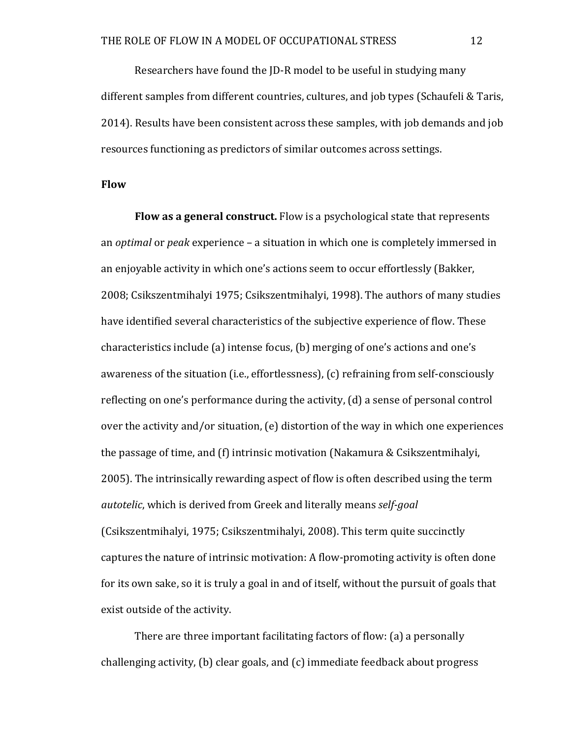Researchers have found the JD-R model to be useful in studying many different samples from different countries, cultures, and job types (Schaufeli & Taris, 2014). Results have been consistent across these samples, with job demands and job resources functioning as predictors of similar outcomes across settings.

## Flow

**Flow as a general construct.** Flow is a psychological state that represents an *optimal* or *peak* experience – a situation in which one is completely immersed in an enjoyable activity in which one's actions seem to occur effortlessly (Bakker, 2008; Csikszentmihalyi 1975; Csikszentmihalyi, 1998). The authors of many studies have identified several characteristics of the subjective experience of flow. These characteristics include (a) intense focus, (b) merging of one's actions and one's awareness of the situation (i.e., effortlessness), (c) refraining from self-consciously reflecting on one's performance during the activity, (d) a sense of personal control over the activity and/or situation, (e) distortion of the way in which one experiences the passage of time, and (f) intrinsic motivation (Nakamura & Csikszentmihalyi, 2005). The intrinsically rewarding aspect of flow is often described using the term *autotelic*, which is derived from Greek and literally means *self-goal* (Csikszentmihalyi, 1975; Csikszentmihalyi, 2008). This term quite succinctly captures the nature of intrinsic motivation: A flow-promoting activity is often done for its own sake, so it is truly a goal in and of itself, without the pursuit of goals that exist outside of the activity.

There are three important facilitating factors of flow: (a) a personally challenging activity, (b) clear goals, and (c) immediate feedback about progress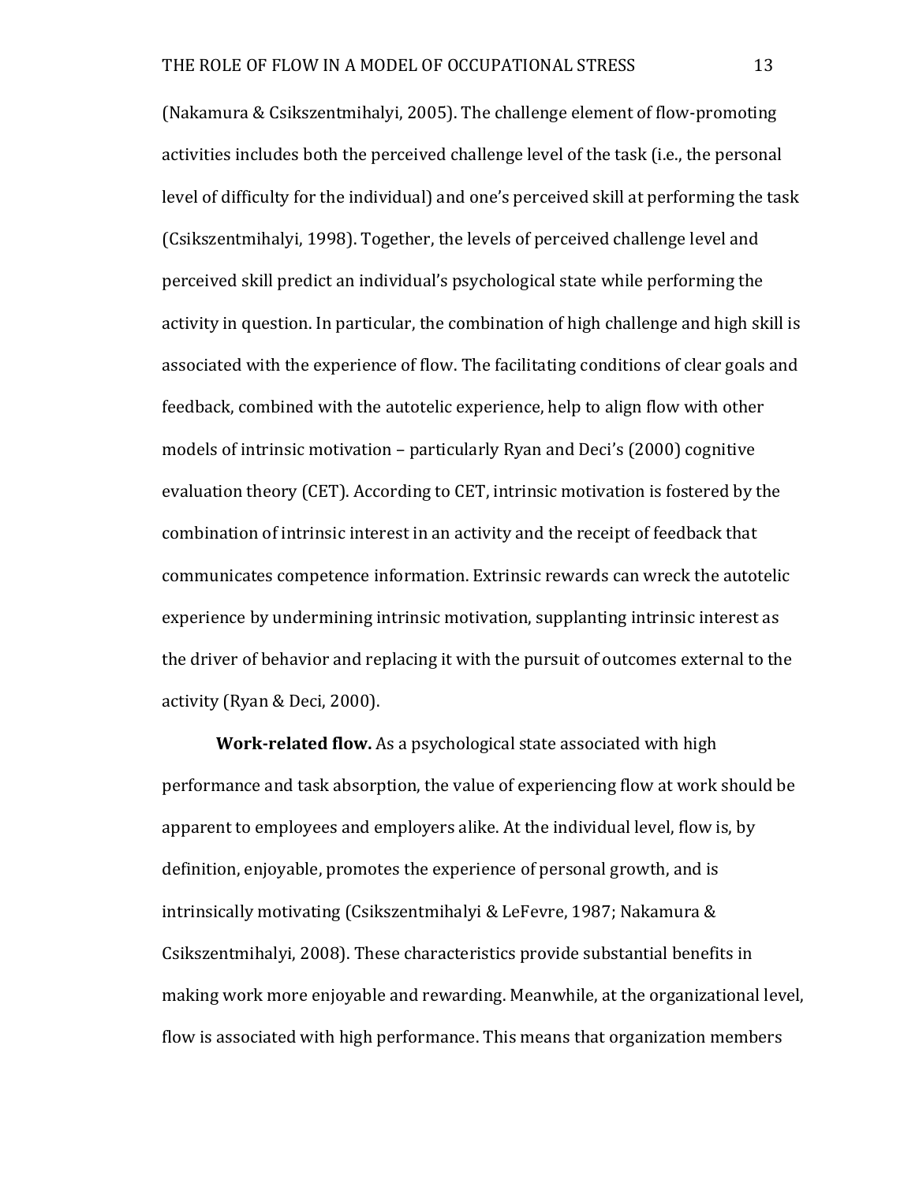(Nakamura & Csikszentmihalyi, 2005). The challenge element of flow-promoting activities includes both the perceived challenge level of the task (i.e., the personal level of difficulty for the individual) and one's perceived skill at performing the task (Csikszentmihalyi, 1998). Together, the levels of perceived challenge level and perceived skill predict an individual's psychological state while performing the activity in question. In particular, the combination of high challenge and high skill is associated with the experience of flow. The facilitating conditions of clear goals and feedback, combined with the autotelic experience, help to align flow with other models of intrinsic motivation – particularly Ryan and Deci's (2000) cognitive evaluation theory (CET). According to CET, intrinsic motivation is fostered by the combination of intrinsic interest in an activity and the receipt of feedback that communicates competence information. Extrinsic rewards can wreck the autotelic experience by undermining intrinsic motivation, supplanting intrinsic interest as the driver of behavior and replacing it with the pursuit of outcomes external to the activity (Ryan & Deci, 2000).

**Work-related flow.** As a psychological state associated with high performance and task absorption, the value of experiencing flow at work should be apparent to employees and employers alike. At the individual level, flow is, by definition, enjoyable, promotes the experience of personal growth, and is intrinsically motivating (Csikszentmihalyi & LeFevre, 1987; Nakamura & Csikszentmihalyi, 2008). These characteristics provide substantial benefits in making work more enjoyable and rewarding. Meanwhile, at the organizational level, flow is associated with high performance. This means that organization members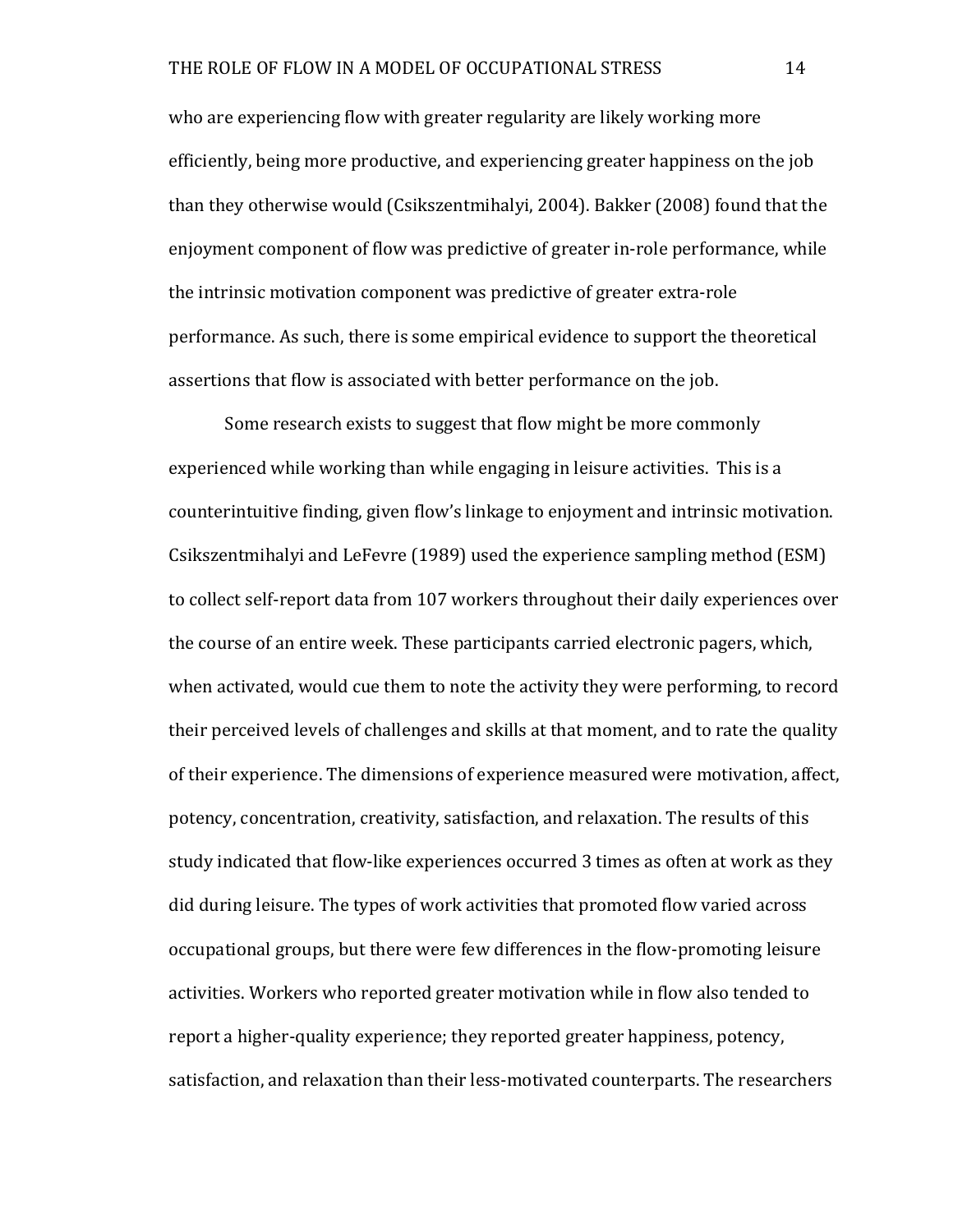who are experiencing flow with greater regularity are likely working more efficiently, being more productive, and experiencing greater happiness on the job than they otherwise would (Csikszentmihalyi, 2004). Bakker (2008) found that the enjoyment component of flow was predictive of greater in-role performance, while the intrinsic motivation component was predictive of greater extra-role performance. As such, there is some empirical evidence to support the theoretical assertions that flow is associated with better performance on the job.

Some research exists to suggest that flow might be more commonly experienced while working than while engaging in leisure activities. This is a counterintuitive finding, given flow's linkage to enjoyment and intrinsic motivation. Csikszentmihalyi and LeFevre (1989) used the experience sampling method (ESM) to collect self-report data from 107 workers throughout their daily experiences over the course of an entire week. These participants carried electronic pagers, which, when activated, would cue them to note the activity they were performing, to record their perceived levels of challenges and skills at that moment, and to rate the quality of their experience. The dimensions of experience measured were motivation, affect, potency, concentration, creativity, satisfaction, and relaxation. The results of this study indicated that flow-like experiences occurred 3 times as often at work as they did during leisure. The types of work activities that promoted flow varied across occupational groups, but there were few differences in the flow-promoting leisure activities. Workers who reported greater motivation while in flow also tended to report a higher-quality experience; they reported greater happiness, potency, satisfaction, and relaxation than their less-motivated counterparts. The researchers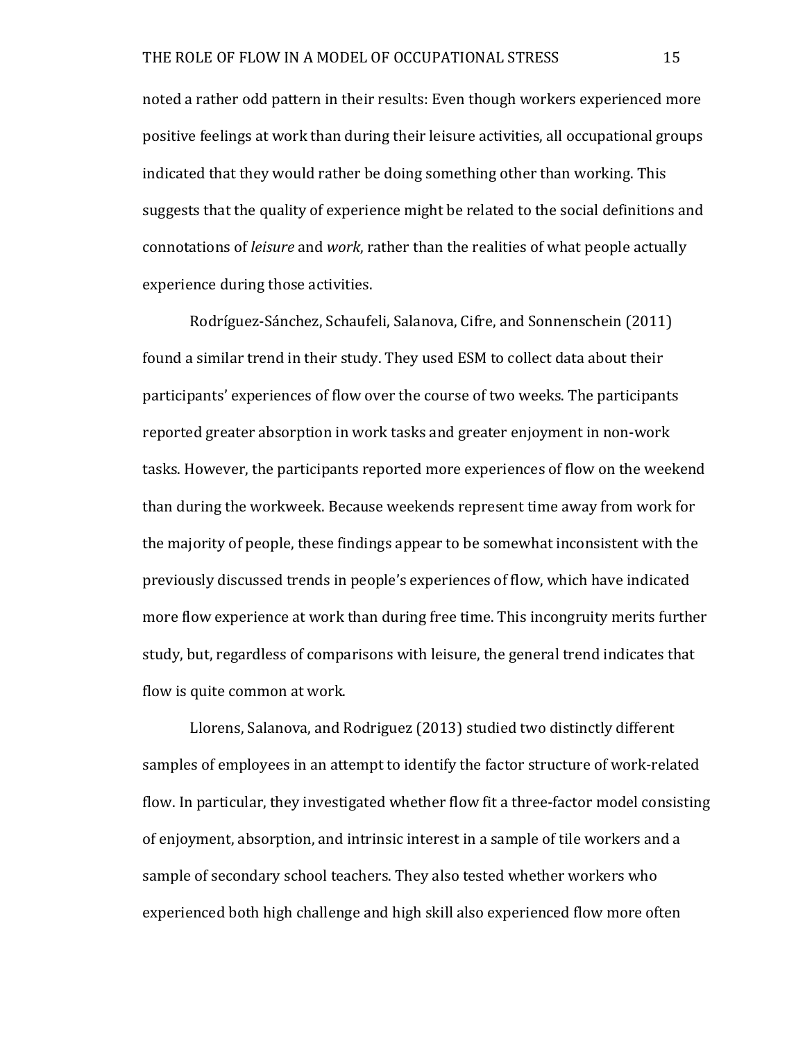noted a rather odd pattern in their results: Even though workers experienced more positive feelings at work than during their leisure activities, all occupational groups indicated that they would rather be doing something other than working. This suggests that the quality of experience might be related to the social definitions and connotations of *leisure* and *work*, rather than the realities of what people actually experience during those activities.

Rodríguez-Sánchez, Schaufeli, Salanova, Cifre, and Sonnenschein (2011) found a similar trend in their study. They used ESM to collect data about their participants' experiences of flow over the course of two weeks. The participants reported greater absorption in work tasks and greater enjoyment in non-work tasks. However, the participants reported more experiences of flow on the weekend than during the workweek. Because weekends represent time away from work for the majority of people, these findings appear to be somewhat inconsistent with the previously discussed trends in people's experiences of flow, which have indicated more flow experience at work than during free time. This incongruity merits further study, but, regardless of comparisons with leisure, the general trend indicates that flow is quite common at work.

Llorens, Salanova, and Rodriguez (2013) studied two distinctly different samples of employees in an attempt to identify the factor structure of work-related flow. In particular, they investigated whether flow fit a three-factor model consisting of enjoyment, absorption, and intrinsic interest in a sample of tile workers and a sample of secondary school teachers. They also tested whether workers who experienced both high challenge and high skill also experienced flow more often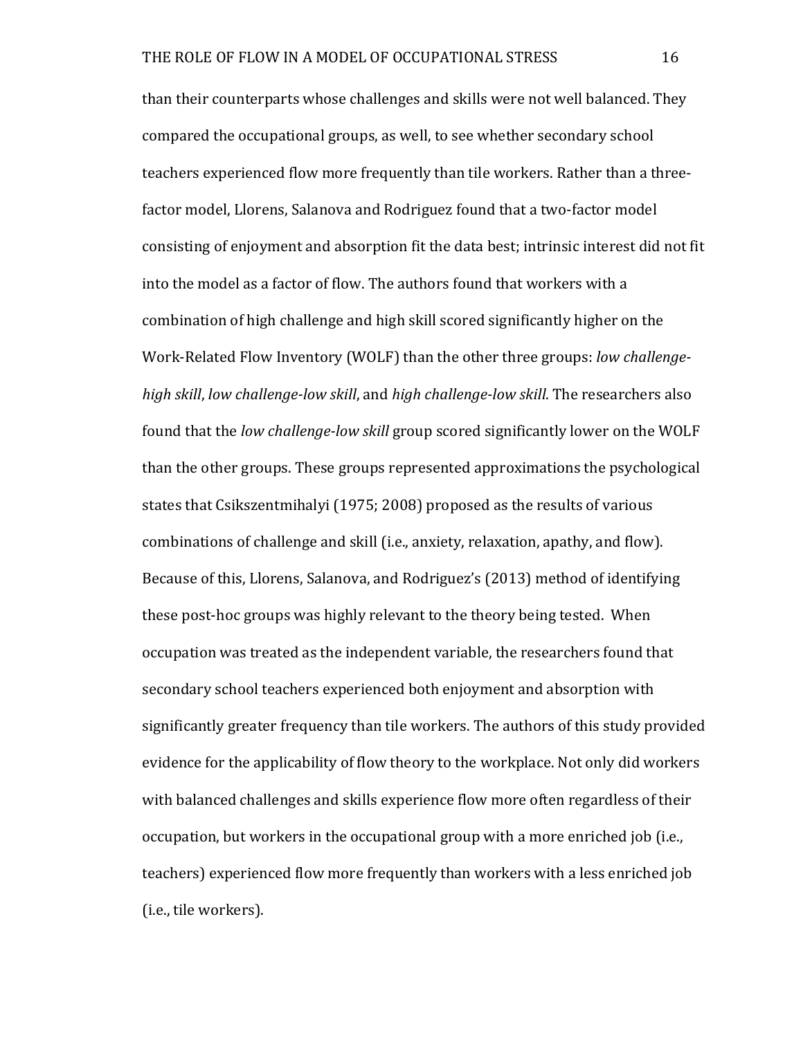than their counterparts whose challenges and skills were not well balanced. They compared the occupational groups, as well, to see whether secondary school teachers experienced flow more frequently than tile workers. Rather than a three-factor model, Llorens, Salanova and Rodriguez found that a two-factor model consisting of enjoyment and absorption fit the data best; intrinsic interest did not fit into the model as a factor of flow. The authors found that workers with a combination of high challenge and high skill scored significantly higher on the Work-Related Flow Inventory (WOLF) than the other three groups: *low challenge-high skill*, *low challenge-low skill*, and *high challenge-low skill*. The researchers also found that the *low challenge-low skill* group scored significantly lower on the WOLF than the other groups. These groups represented approximations the psychological states that Csikszentmihalyi (1975; 2008) proposed as the results of various combinations of challenge and skill (i.e., anxiety, relaxation, apathy, and flow). Because of this, Llorens, Salanova, and Rodriguez's (2013) method of identifying these post-hoc groups was highly relevant to the theory being tested. When occupation was treated as the independent variable, the researchers found that secondary school teachers experienced both enjoyment and absorption with significantly greater frequency than tile workers. The authors of this study provided evidence for the applicability of flow theory to the workplace. Not only did workers with balanced challenges and skills experience flow more often regardless of their occupation, but workers in the occupational group with a more enriched job (i.e., teachers) experienced flow more frequently than workers with a less enriched job (i.e., tile workers).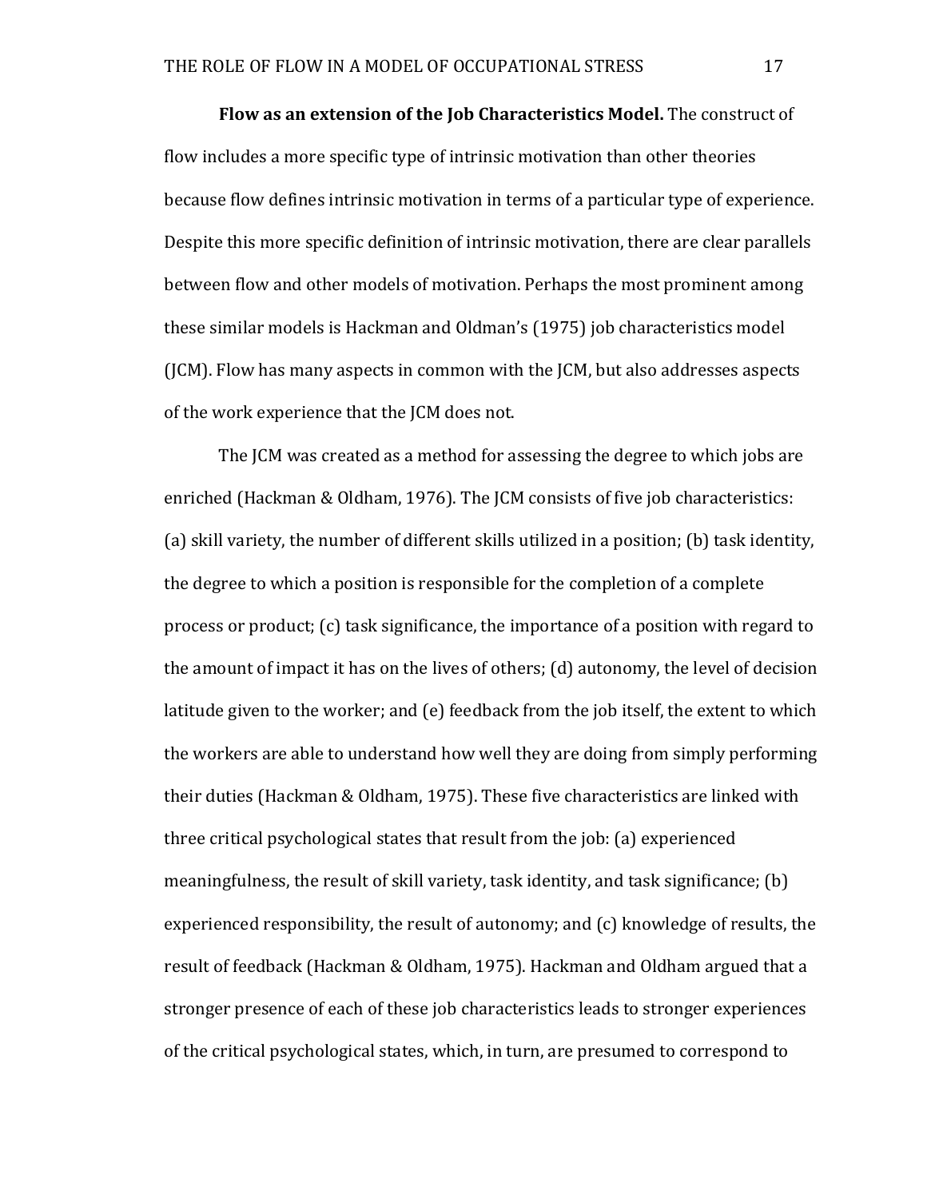**Flow as an extension of the Job Characteristics Model.** The construct of flow includes a more specific type of intrinsic motivation than other theories because flow defines intrinsic motivation in terms of a particular type of experience. Despite this more specific definition of intrinsic motivation, there are clear parallels between flow and other models of motivation. Perhaps the most prominent among these similar models is Hackman and Oldman's (1975) job characteristics model (JCM). Flow has many aspects in common with the JCM, but also addresses aspects of the work experience that the JCM does not.

The JCM was created as a method for assessing the degree to which jobs are enriched (Hackman & Oldham, 1976). The JCM consists of five job characteristics: (a) skill variety, the number of different skills utilized in a position; (b) task identity, the degree to which a position is responsible for the completion of a complete process or product; (c) task significance, the importance of a position with regard to the amount of impact it has on the lives of others; (d) autonomy, the level of decision latitude given to the worker; and (e) feedback from the job itself, the extent to which the workers are able to understand how well they are doing from simply performing their duties (Hackman & Oldham, 1975). These five characteristics are linked with three critical psychological states that result from the job: (a) experienced meaningfulness, the result of skill variety, task identity, and task significance; (b) experienced responsibility, the result of autonomy; and (c) knowledge of results, the result of feedback (Hackman & Oldham, 1975). Hackman and Oldham argued that a stronger presence of each of these job characteristics leads to stronger experiences of the critical psychological states, which, in turn, are presumed to correspond to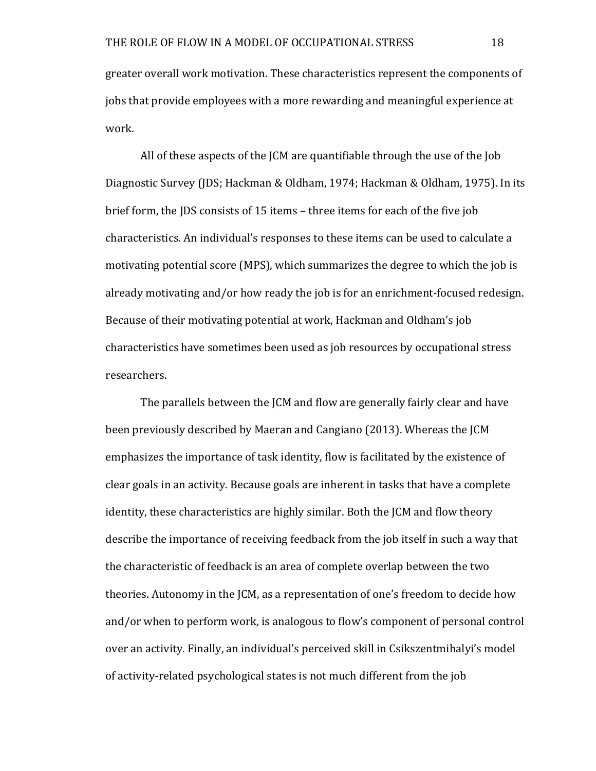greater overall work motivation. These characteristics represent the components of jobs that provide employees with a more rewarding and meaningful experience at work.

All of these aspects of the JCM are quantifiable through the use of the Job Diagnostic Survey (JDS; Hackman & Oldham, 1974; Hackman & Oldham, 1975). In its brief form, the JDS consists of 15 items – three items for each of the five job characteristics. An individual's responses to these items can be used to calculate a motivating potential score (MPS), which summarizes the degree to which the job is already motivating and/or how ready the job is for an enrichment-focused redesign. Because of their motivating potential at work, Hackman and Oldham's job characteristics have sometimes been used as job resources by occupational stress researchers.

The parallels between the JCM and flow are generally fairly clear and have been previously described by Maeran and Cangiano (2013). Whereas the JCM emphasizes the importance of task identity, flow is facilitated by the existence of clear goals in an activity. Because goals are inherent in tasks that have a complete identity, these characteristics are highly similar. Both the JCM and flow theory describe the importance of receiving feedback from the job itself in such a way that the characteristic of feedback is an area of complete overlap between the two theories. Autonomy in the JCM, as a representation of one's freedom to decide how and/or when to perform work, is analogous to flow's component of personal control over an activity. Finally, an individual's perceived skill in Csikszentmihalyi's model of activity-related psychological states is not much different from the job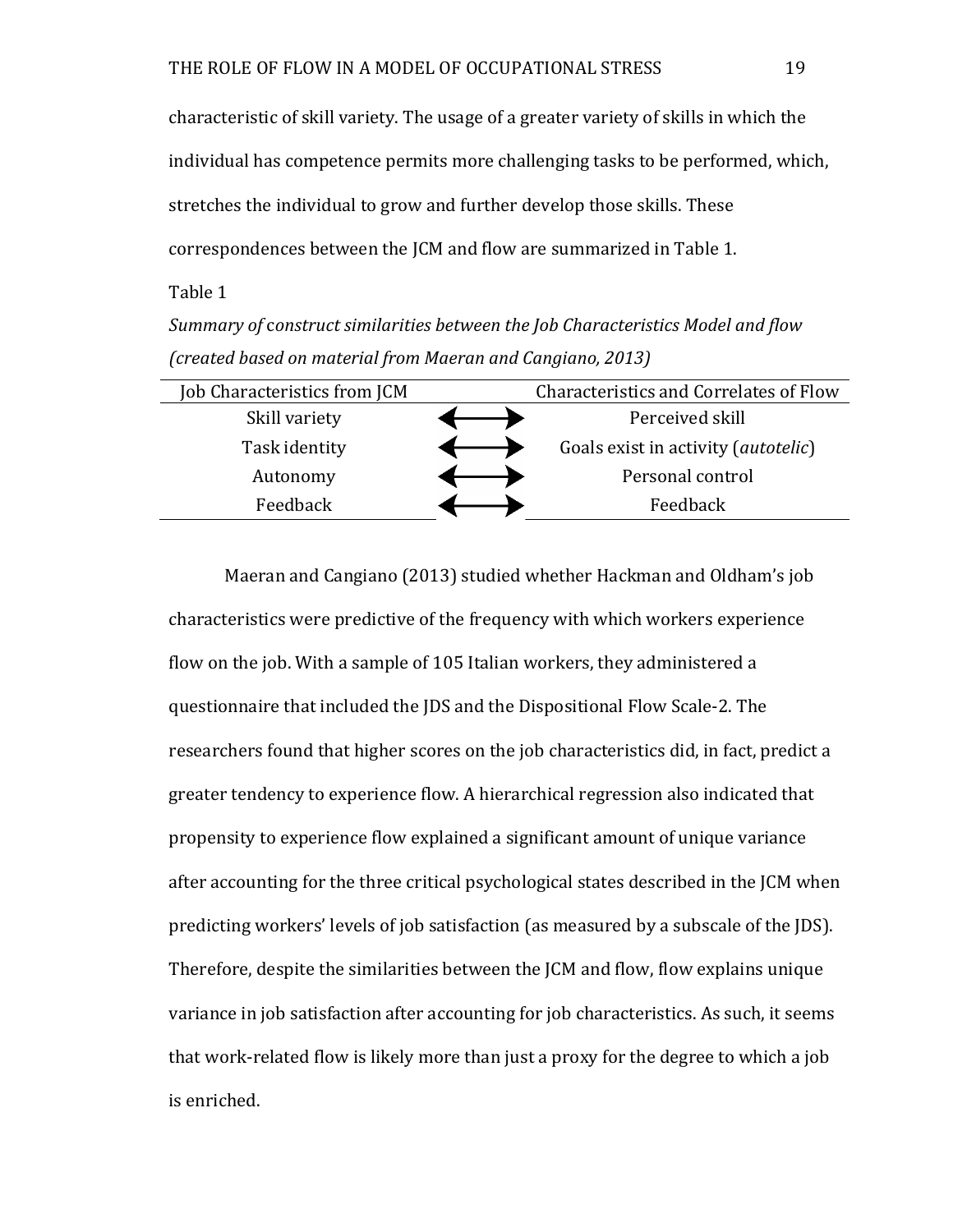characteristic of skill variety. The usage of a greater variety of skills in which the individual has competence permits more challenging tasks to be performed, which, stretches the individual to grow and further develop those skills. These correspondences between the JCM and flow are summarized in Table 1.

Table 1

*Summary of construct similarities between the Job Characteristics Model and flow (created based on material from Maeran and Cangiano, 2013)*

| Job Characteristics from JCM | | Characteristics and Correlates of Flow |
|---|---|---|
| Skill variety | ⟷ | Perceived skill |
| Task identity | ⟷ | Goals exist in activity (*autotelic*) |
| Autonomy | ⟷ | Personal control |
| Feedback | ⟷ | Feedback |

Maeran and Cangiano (2013) studied whether Hackman and Oldham's job characteristics were predictive of the frequency with which workers experience flow on the job. With a sample of 105 Italian workers, they administered a questionnaire that included the JDS and the Dispositional Flow Scale-2. The researchers found that higher scores on the job characteristics did, in fact, predict a greater tendency to experience flow. A hierarchical regression also indicated that propensity to experience flow explained a significant amount of unique variance after accounting for the three critical psychological states described in the JCM when predicting workers' levels of job satisfaction (as measured by a subscale of the JDS). Therefore, despite the similarities between the JCM and flow, flow explains unique variance in job satisfaction after accounting for job characteristics. As such, it seems that work-related flow is likely more than just a proxy for the degree to which a job is enriched.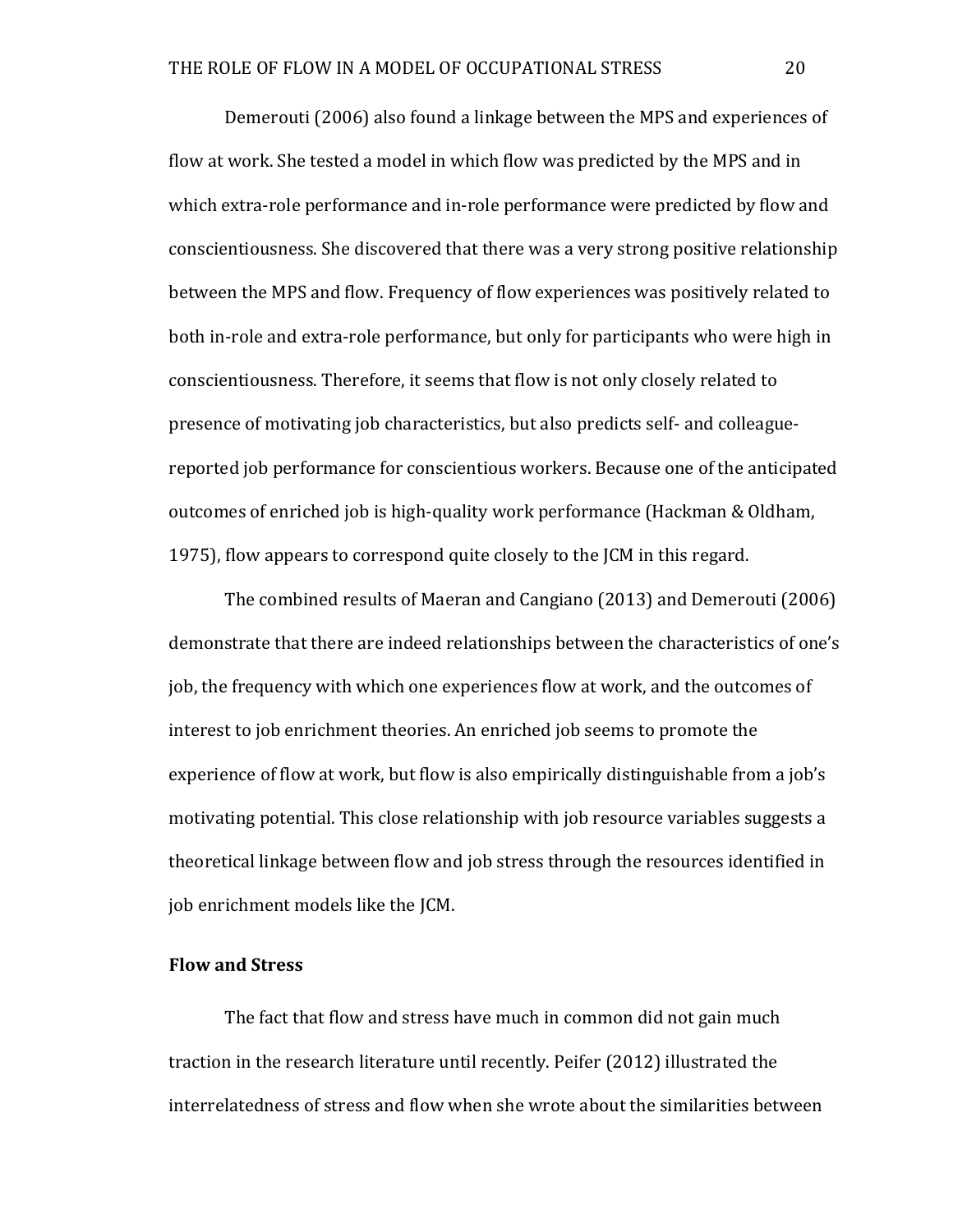Demerouti (2006) also found a linkage between the MPS and experiences of flow at work. She tested a model in which flow was predicted by the MPS and in which extra-role performance and in-role performance were predicted by flow and conscientiousness. She discovered that there was a very strong positive relationship between the MPS and flow. Frequency of flow experiences was positively related to both in-role and extra-role performance, but only for participants who were high in conscientiousness. Therefore, it seems that flow is not only closely related to presence of motivating job characteristics, but also predicts self- and colleague-reported job performance for conscientious workers. Because one of the anticipated outcomes of enriched job is high-quality work performance (Hackman & Oldham, 1975), flow appears to correspond quite closely to the JCM in this regard.

The combined results of Maeran and Cangiano (2013) and Demerouti (2006) demonstrate that there are indeed relationships between the characteristics of one's job, the frequency with which one experiences flow at work, and the outcomes of interest to job enrichment theories. An enriched job seems to promote the experience of flow at work, but flow is also empirically distinguishable from a job's motivating potential. This close relationship with job resource variables suggests a theoretical linkage between flow and job stress through the resources identified in job enrichment models like the JCM.

**Flow and Stress**

The fact that flow and stress have much in common did not gain much traction in the research literature until recently. Peifer (2012) illustrated the interrelatedness of stress and flow when she wrote about the similarities between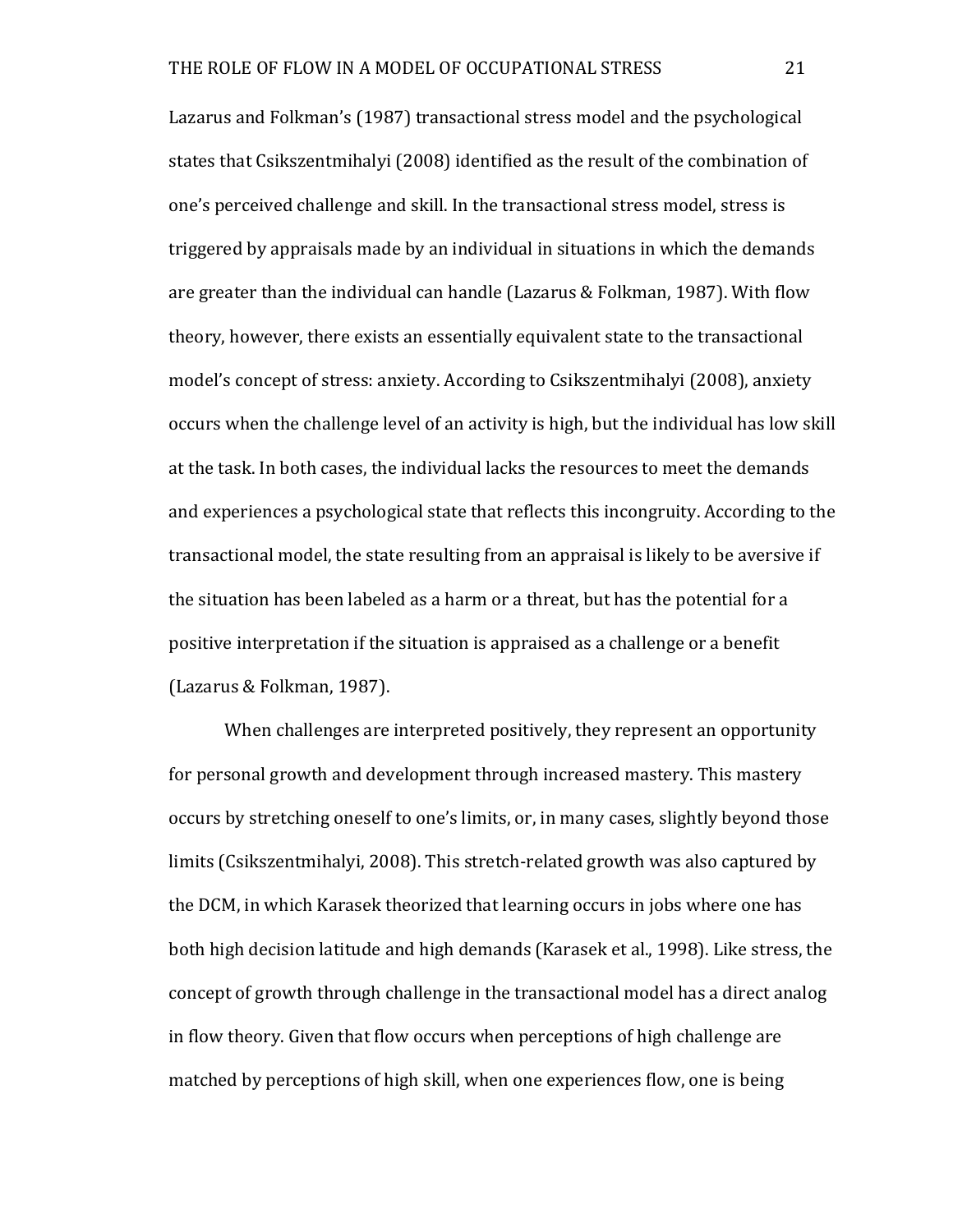Lazarus and Folkman's (1987) transactional stress model and the psychological states that Csikszentmihalyi (2008) identified as the result of the combination of one's perceived challenge and skill. In the transactional stress model, stress is triggered by appraisals made by an individual in situations in which the demands are greater than the individual can handle (Lazarus & Folkman, 1987). With flow theory, however, there exists an essentially equivalent state to the transactional model's concept of stress: anxiety. According to Csikszentmihalyi (2008), anxiety occurs when the challenge level of an activity is high, but the individual has low skill at the task. In both cases, the individual lacks the resources to meet the demands and experiences a psychological state that reflects this incongruity. According to the transactional model, the state resulting from an appraisal is likely to be aversive if the situation has been labeled as a harm or a threat, but has the potential for a positive interpretation if the situation is appraised as a challenge or a benefit (Lazarus & Folkman, 1987).

When challenges are interpreted positively, they represent an opportunity for personal growth and development through increased mastery. This mastery occurs by stretching oneself to one's limits, or, in many cases, slightly beyond those limits (Csikszentmihalyi, 2008). This stretch-related growth was also captured by the DCM, in which Karasek theorized that learning occurs in jobs where one has both high decision latitude and high demands (Karasek et al., 1998). Like stress, the concept of growth through challenge in the transactional model has a direct analog in flow theory. Given that flow occurs when perceptions of high challenge are matched by perceptions of high skill, when one experiences flow, one is being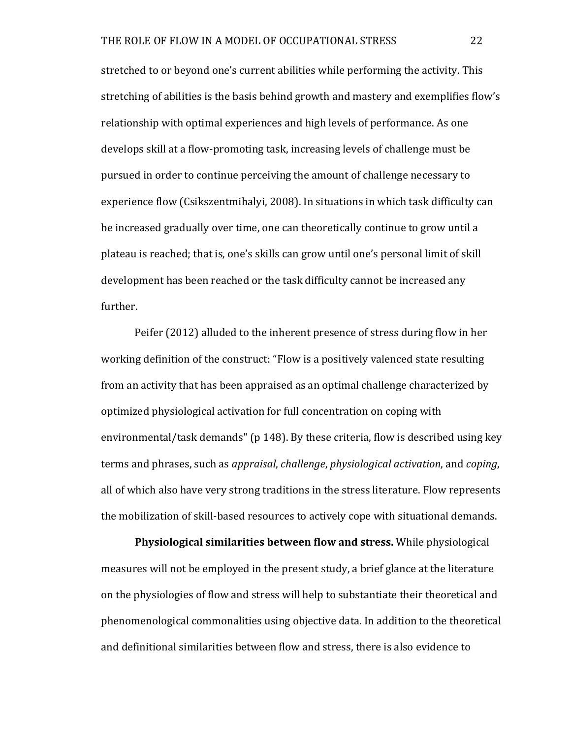stretched to or beyond one's current abilities while performing the activity. This stretching of abilities is the basis behind growth and mastery and exemplifies flow's relationship with optimal experiences and high levels of performance. As one develops skill at a flow-promoting task, increasing levels of challenge must be pursued in order to continue perceiving the amount of challenge necessary to experience flow (Csikszentmihalyi, 2008). In situations in which task difficulty can be increased gradually over time, one can theoretically continue to grow until a plateau is reached; that is, one's skills can grow until one's personal limit of skill development has been reached or the task difficulty cannot be increased any further.

Peifer (2012) alluded to the inherent presence of stress during flow in her working definition of the construct: "Flow is a positively valenced state resulting from an activity that has been appraised as an optimal challenge characterized by optimized physiological activation for full concentration on coping with environmental/task demands" (p 148). By these criteria, flow is described using key terms and phrases, such as *appraisal*, *challenge*, *physiological activation*, and *coping*, all of which also have very strong traditions in the stress literature. Flow represents the mobilization of skill-based resources to actively cope with situational demands.

**Physiological similarities between flow and stress.** While physiological measures will not be employed in the present study, a brief glance at the literature on the physiologies of flow and stress will help to substantiate their theoretical and phenomenological commonalities using objective data. In addition to the theoretical and definitional similarities between flow and stress, there is also evidence to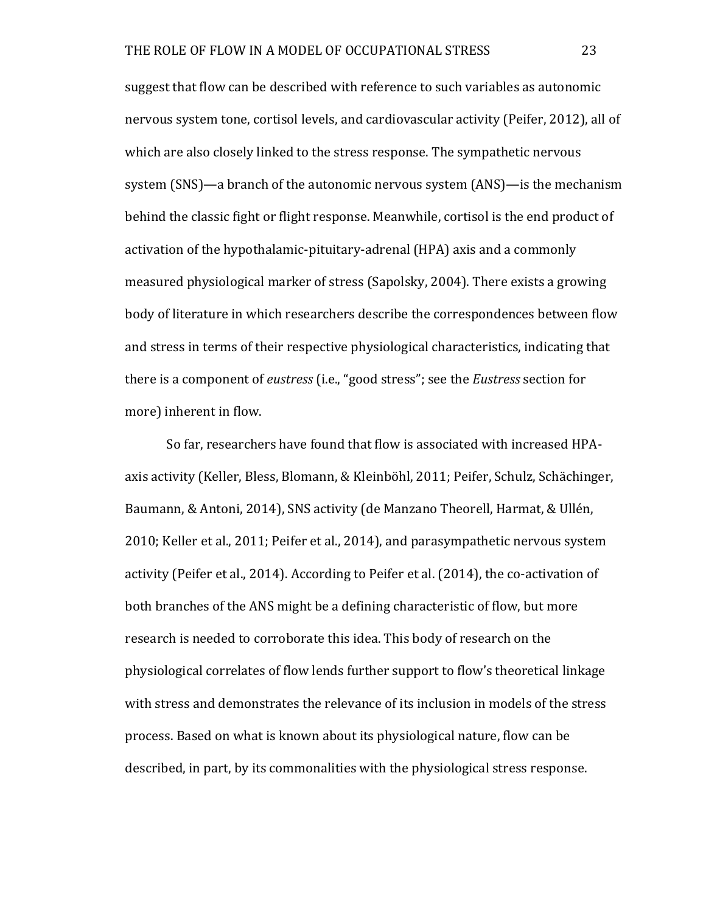suggest that flow can be described with reference to such variables as autonomic nervous system tone, cortisol levels, and cardiovascular activity (Peifer, 2012), all of which are also closely linked to the stress response. The sympathetic nervous system (SNS)—a branch of the autonomic nervous system (ANS)—is the mechanism behind the classic fight or flight response. Meanwhile, cortisol is the end product of activation of the hypothalamic-pituitary-adrenal (HPA) axis and a commonly measured physiological marker of stress (Sapolsky, 2004). There exists a growing body of literature in which researchers describe the correspondences between flow and stress in terms of their respective physiological characteristics, indicating that there is a component of *eustress* (i.e., "good stress"; see the *Eustress* section for more) inherent in flow.

So far, researchers have found that flow is associated with increased HPA-axis activity (Keller, Bless, Blomann, & Kleinböhl, 2011; Peifer, Schulz, Schächinger, Baumann, & Antoni, 2014), SNS activity (de Manzano Theorell, Harmat, & Ullén, 2010; Keller et al., 2011; Peifer et al., 2014), and parasympathetic nervous system activity (Peifer et al., 2014). According to Peifer et al. (2014), the co-activation of both branches of the ANS might be a defining characteristic of flow, but more research is needed to corroborate this idea. This body of research on the physiological correlates of flow lends further support to flow's theoretical linkage with stress and demonstrates the relevance of its inclusion in models of the stress process. Based on what is known about its physiological nature, flow can be described, in part, by its commonalities with the physiological stress response.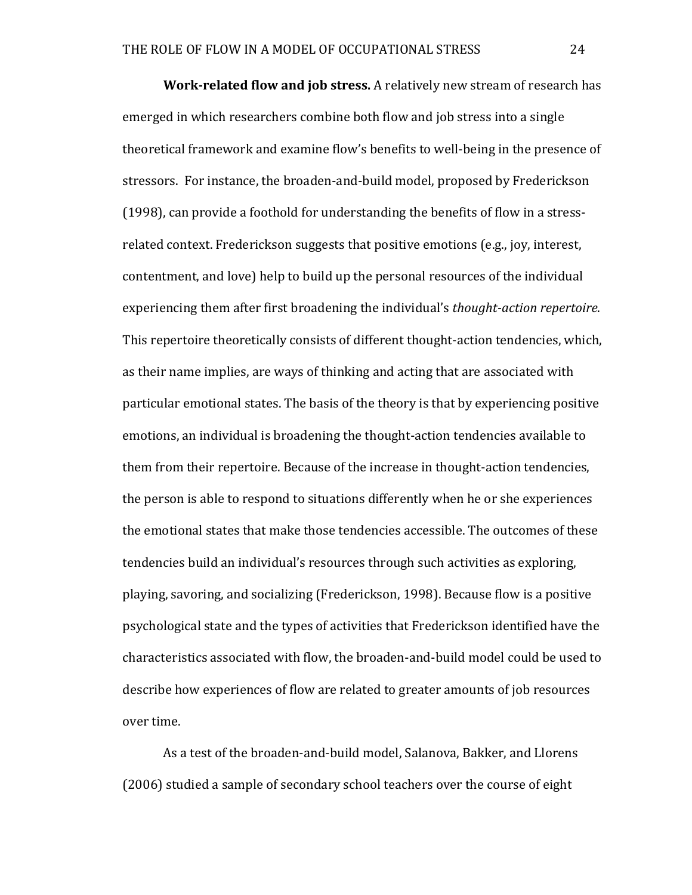**Work-related flow and job stress.** A relatively new stream of research has emerged in which researchers combine both flow and job stress into a single theoretical framework and examine flow's benefits to well-being in the presence of stressors. For instance, the broaden-and-build model, proposed by Frederickson (1998), can provide a foothold for understanding the benefits of flow in a stress-related context. Frederickson suggests that positive emotions (e.g., joy, interest, contentment, and love) help to build up the personal resources of the individual experiencing them after first broadening the individual's *thought-action repertoire*. This repertoire theoretically consists of different thought-action tendencies, which, as their name implies, are ways of thinking and acting that are associated with particular emotional states. The basis of the theory is that by experiencing positive emotions, an individual is broadening the thought-action tendencies available to them from their repertoire. Because of the increase in thought-action tendencies, the person is able to respond to situations differently when he or she experiences the emotional states that make those tendencies accessible. The outcomes of these tendencies build an individual's resources through such activities as exploring, playing, savoring, and socializing (Frederickson, 1998). Because flow is a positive psychological state and the types of activities that Frederickson identified have the characteristics associated with flow, the broaden-and-build model could be used to describe how experiences of flow are related to greater amounts of job resources over time.

As a test of the broaden-and-build model, Salanova, Bakker, and Llorens (2006) studied a sample of secondary school teachers over the course of eight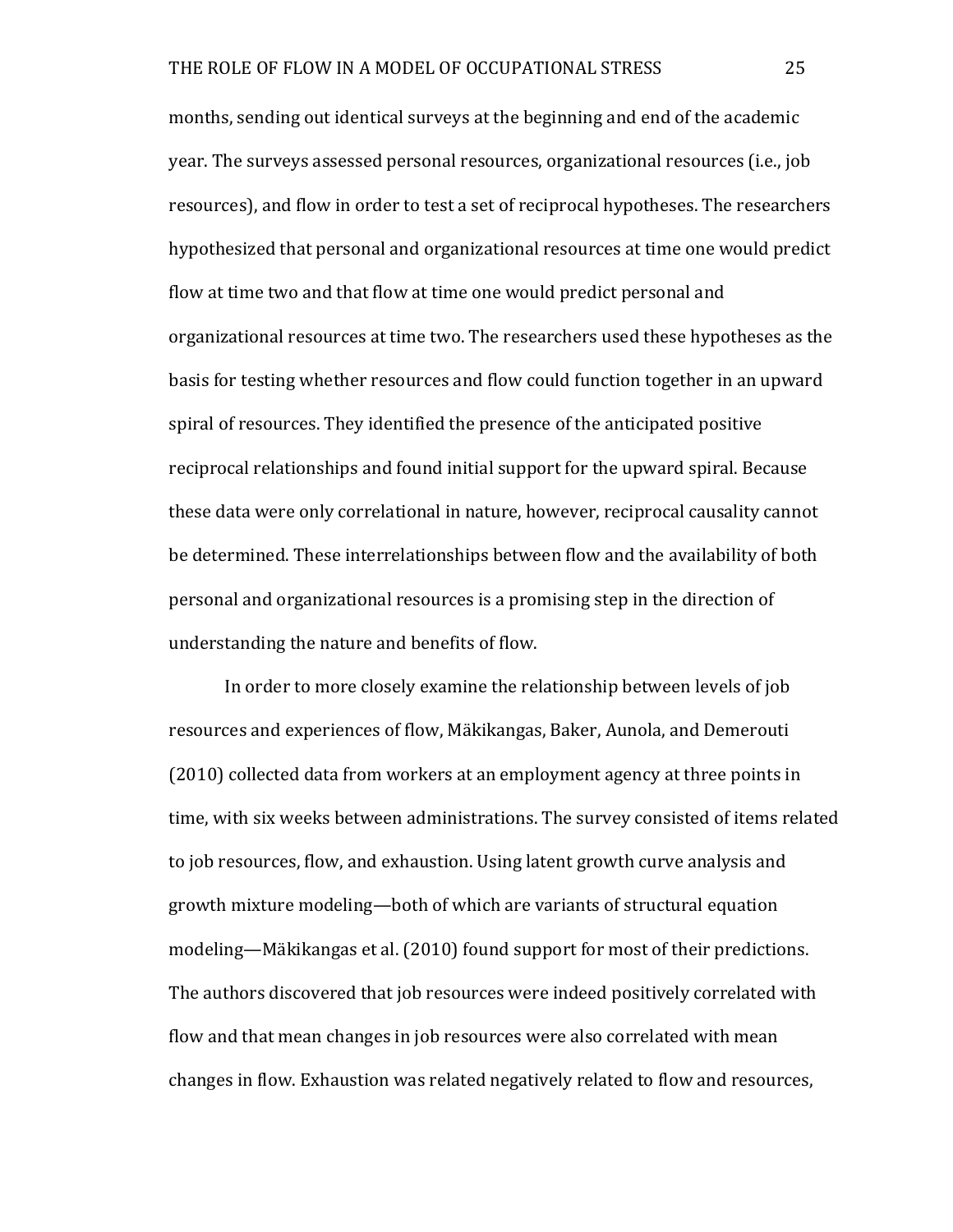months, sending out identical surveys at the beginning and end of the academic year. The surveys assessed personal resources, organizational resources (i.e., job resources), and flow in order to test a set of reciprocal hypotheses. The researchers hypothesized that personal and organizational resources at time one would predict flow at time two and that flow at time one would predict personal and organizational resources at time two. The researchers used these hypotheses as the basis for testing whether resources and flow could function together in an upward spiral of resources. They identified the presence of the anticipated positive reciprocal relationships and found initial support for the upward spiral. Because these data were only correlational in nature, however, reciprocal causality cannot be determined. These interrelationships between flow and the availability of both personal and organizational resources is a promising step in the direction of understanding the nature and benefits of flow.

In order to more closely examine the relationship between levels of job resources and experiences of flow, Mäkikangas, Baker, Aunola, and Demerouti (2010) collected data from workers at an employment agency at three points in time, with six weeks between administrations. The survey consisted of items related to job resources, flow, and exhaustion. Using latent growth curve analysis and growth mixture modeling—both of which are variants of structural equation modeling—Mäkikangas et al. (2010) found support for most of their predictions. The authors discovered that job resources were indeed positively correlated with flow and that mean changes in job resources were also correlated with mean changes in flow. Exhaustion was related negatively related to flow and resources,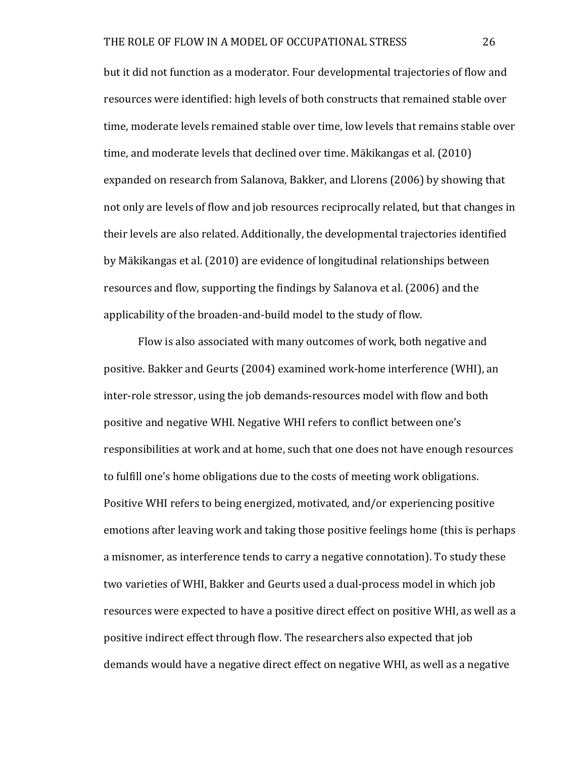but it did not function as a moderator. Four developmental trajectories of flow and resources were identified: high levels of both constructs that remained stable over time, moderate levels remained stable over time, low levels that remains stable over time, and moderate levels that declined over time. Mäkikangas et al. (2010) expanded on research from Salanova, Bakker, and Llorens (2006) by showing that not only are levels of flow and job resources reciprocally related, but that changes in their levels are also related. Additionally, the developmental trajectories identified by Mäkikangas et al. (2010) are evidence of longitudinal relationships between resources and flow, supporting the findings by Salanova et al. (2006) and the applicability of the broaden-and-build model to the study of flow.

Flow is also associated with many outcomes of work, both negative and positive. Bakker and Geurts (2004) examined work-home interference (WHI), an inter-role stressor, using the job demands-resources model with flow and both positive and negative WHI. Negative WHI refers to conflict between one's responsibilities at work and at home, such that one does not have enough resources to fulfill one's home obligations due to the costs of meeting work obligations. Positive WHI refers to being energized, motivated, and/or experiencing positive emotions after leaving work and taking those positive feelings home (this is perhaps a misnomer, as interference tends to carry a negative connotation). To study these two varieties of WHI, Bakker and Geurts used a dual-process model in which job resources were expected to have a positive direct effect on positive WHI, as well as a positive indirect effect through flow. The researchers also expected that job demands would have a negative direct effect on negative WHI, as well as a negative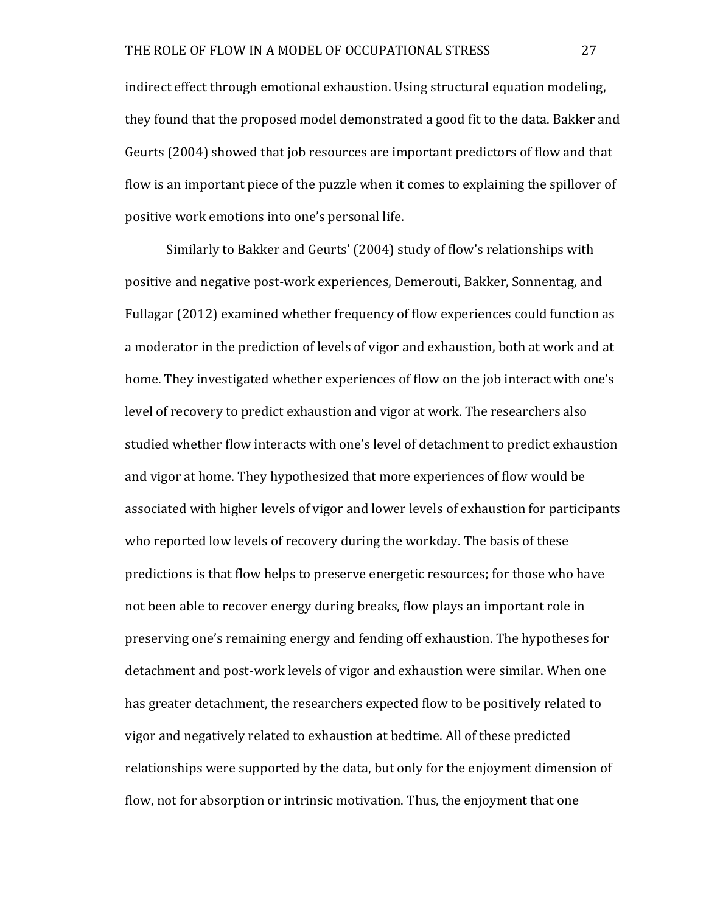indirect effect through emotional exhaustion. Using structural equation modeling, they found that the proposed model demonstrated a good fit to the data. Bakker and Geurts (2004) showed that job resources are important predictors of flow and that flow is an important piece of the puzzle when it comes to explaining the spillover of positive work emotions into one's personal life.

Similarly to Bakker and Geurts' (2004) study of flow's relationships with positive and negative post-work experiences, Demerouti, Bakker, Sonnentag, and Fullagar (2012) examined whether frequency of flow experiences could function as a moderator in the prediction of levels of vigor and exhaustion, both at work and at home. They investigated whether experiences of flow on the job interact with one's level of recovery to predict exhaustion and vigor at work. The researchers also studied whether flow interacts with one's level of detachment to predict exhaustion and vigor at home. They hypothesized that more experiences of flow would be associated with higher levels of vigor and lower levels of exhaustion for participants who reported low levels of recovery during the workday. The basis of these predictions is that flow helps to preserve energetic resources; for those who have not been able to recover energy during breaks, flow plays an important role in preserving one's remaining energy and fending off exhaustion. The hypotheses for detachment and post-work levels of vigor and exhaustion were similar. When one has greater detachment, the researchers expected flow to be positively related to vigor and negatively related to exhaustion at bedtime. All of these predicted relationships were supported by the data, but only for the enjoyment dimension of flow, not for absorption or intrinsic motivation. Thus, the enjoyment that one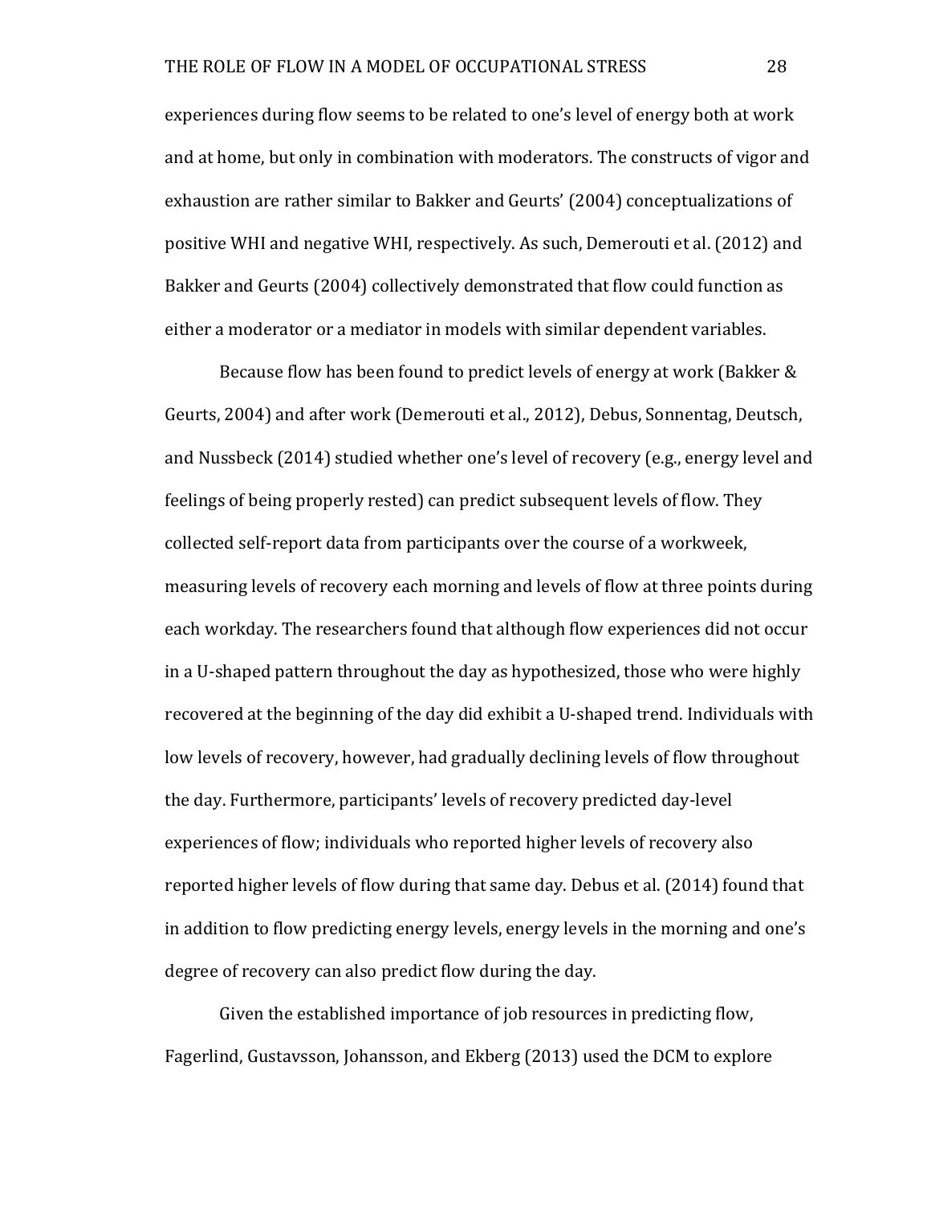experiences during flow seems to be related to one's level of energy both at work and at home, but only in combination with moderators. The constructs of vigor and exhaustion are rather similar to Bakker and Geurts' (2004) conceptualizations of positive WHI and negative WHI, respectively. As such, Demerouti et al. (2012) and Bakker and Geurts (2004) collectively demonstrated that flow could function as either a moderator or a mediator in models with similar dependent variables.

Because flow has been found to predict levels of energy at work (Bakker & Geurts, 2004) and after work (Demerouti et al., 2012), Debus, Sonnentag, Deutsch, and Nussbeck (2014) studied whether one's level of recovery (e.g., energy level and feelings of being properly rested) can predict subsequent levels of flow. They collected self-report data from participants over the course of a workweek, measuring levels of recovery each morning and levels of flow at three points during each workday. The researchers found that although flow experiences did not occur in a U-shaped pattern throughout the day as hypothesized, those who were highly recovered at the beginning of the day did exhibit a U-shaped trend. Individuals with low levels of recovery, however, had gradually declining levels of flow throughout the day. Furthermore, participants' levels of recovery predicted day-level experiences of flow; individuals who reported higher levels of recovery also reported higher levels of flow during that same day. Debus et al. (2014) found that in addition to flow predicting energy levels, energy levels in the morning and one's degree of recovery can also predict flow during the day.

Given the established importance of job resources in predicting flow, Fagerlind, Gustavsson, Johansson, and Ekberg (2013) used the DCM to explore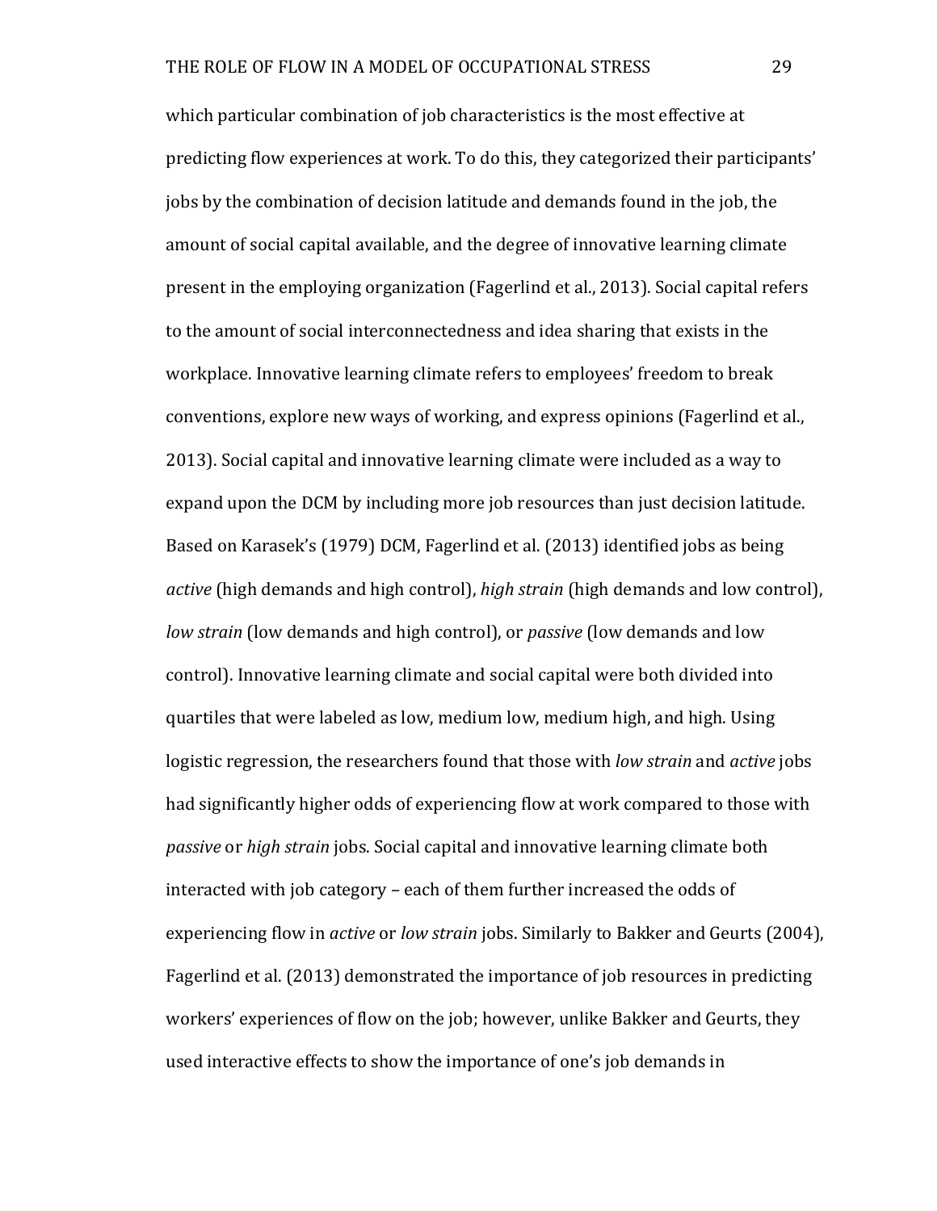which particular combination of job characteristics is the most effective at predicting flow experiences at work. To do this, they categorized their participants' jobs by the combination of decision latitude and demands found in the job, the amount of social capital available, and the degree of innovative learning climate present in the employing organization (Fagerlind et al., 2013). Social capital refers to the amount of social interconnectedness and idea sharing that exists in the workplace. Innovative learning climate refers to employees' freedom to break conventions, explore new ways of working, and express opinions (Fagerlind et al., 2013). Social capital and innovative learning climate were included as a way to expand upon the DCM by including more job resources than just decision latitude. Based on Karasek's (1979) DCM, Fagerlind et al. (2013) identified jobs as being *active* (high demands and high control), *high strain* (high demands and low control), *low strain* (low demands and high control), or *passive* (low demands and low control). Innovative learning climate and social capital were both divided into quartiles that were labeled as low, medium low, medium high, and high. Using logistic regression, the researchers found that those with *low strain* and *active* jobs had significantly higher odds of experiencing flow at work compared to those with *passive* or *high strain* jobs. Social capital and innovative learning climate both interacted with job category – each of them further increased the odds of experiencing flow in *active* or *low strain* jobs. Similarly to Bakker and Geurts (2004), Fagerlind et al. (2013) demonstrated the importance of job resources in predicting workers' experiences of flow on the job; however, unlike Bakker and Geurts, they used interactive effects to show the importance of one's job demands in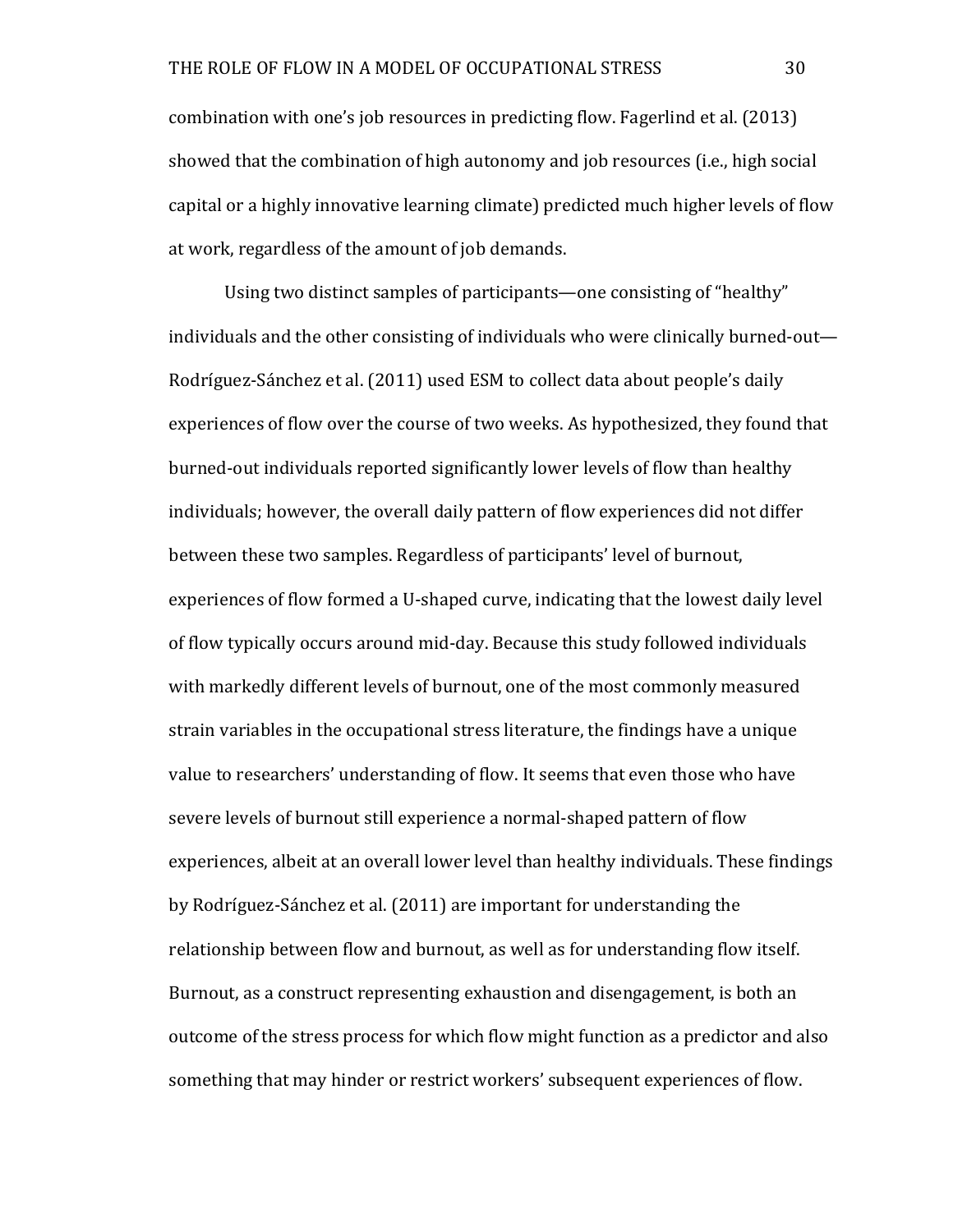combination with one's job resources in predicting flow. Fagerlind et al. (2013) showed that the combination of high autonomy and job resources (i.e., high social capital or a highly innovative learning climate) predicted much higher levels of flow at work, regardless of the amount of job demands.

Using two distinct samples of participants—one consisting of "healthy" individuals and the other consisting of individuals who were clinically burned-out—Rodríguez-Sánchez et al. (2011) used ESM to collect data about people's daily experiences of flow over the course of two weeks. As hypothesized, they found that burned-out individuals reported significantly lower levels of flow than healthy individuals; however, the overall daily pattern of flow experiences did not differ between these two samples. Regardless of participants' level of burnout, experiences of flow formed a U-shaped curve, indicating that the lowest daily level of flow typically occurs around mid-day. Because this study followed individuals with markedly different levels of burnout, one of the most commonly measured strain variables in the occupational stress literature, the findings have a unique value to researchers' understanding of flow. It seems that even those who have severe levels of burnout still experience a normal-shaped pattern of flow experiences, albeit at an overall lower level than healthy individuals. These findings by Rodríguez-Sánchez et al. (2011) are important for understanding the relationship between flow and burnout, as well as for understanding flow itself. Burnout, as a construct representing exhaustion and disengagement, is both an outcome of the stress process for which flow might function as a predictor and also something that may hinder or restrict workers' subsequent experiences of flow.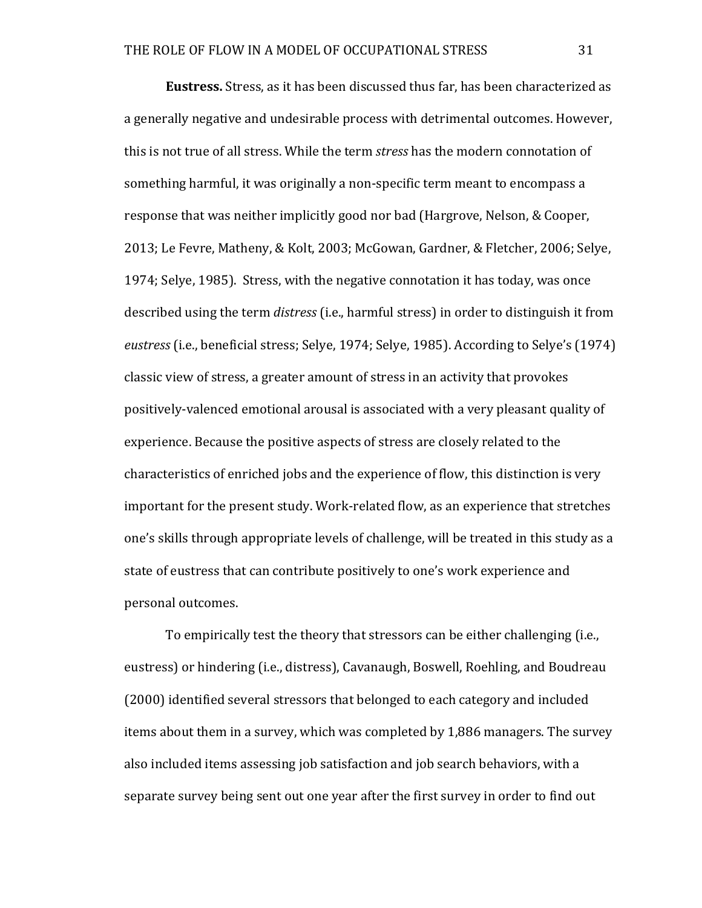**Eustress.** Stress, as it has been discussed thus far, has been characterized as a generally negative and undesirable process with detrimental outcomes. However, this is not true of all stress. While the term *stress* has the modern connotation of something harmful, it was originally a non-specific term meant to encompass a response that was neither implicitly good nor bad (Hargrove, Nelson, & Cooper, 2013; Le Fevre, Matheny, & Kolt, 2003; McGowan, Gardner, & Fletcher, 2006; Selye, 1974; Selye, 1985). Stress, with the negative connotation it has today, was once described using the term *distress* (i.e., harmful stress) in order to distinguish it from *eustress* (i.e., beneficial stress; Selye, 1974; Selye, 1985). According to Selye's (1974) classic view of stress, a greater amount of stress in an activity that provokes positively-valenced emotional arousal is associated with a very pleasant quality of experience. Because the positive aspects of stress are closely related to the characteristics of enriched jobs and the experience of flow, this distinction is very important for the present study. Work-related flow, as an experience that stretches one's skills through appropriate levels of challenge, will be treated in this study as a state of eustress that can contribute positively to one's work experience and personal outcomes.

To empirically test the theory that stressors can be either challenging (i.e., eustress) or hindering (i.e., distress), Cavanaugh, Boswell, Roehling, and Boudreau (2000) identified several stressors that belonged to each category and included items about them in a survey, which was completed by 1,886 managers. The survey also included items assessing job satisfaction and job search behaviors, with a separate survey being sent out one year after the first survey in order to find out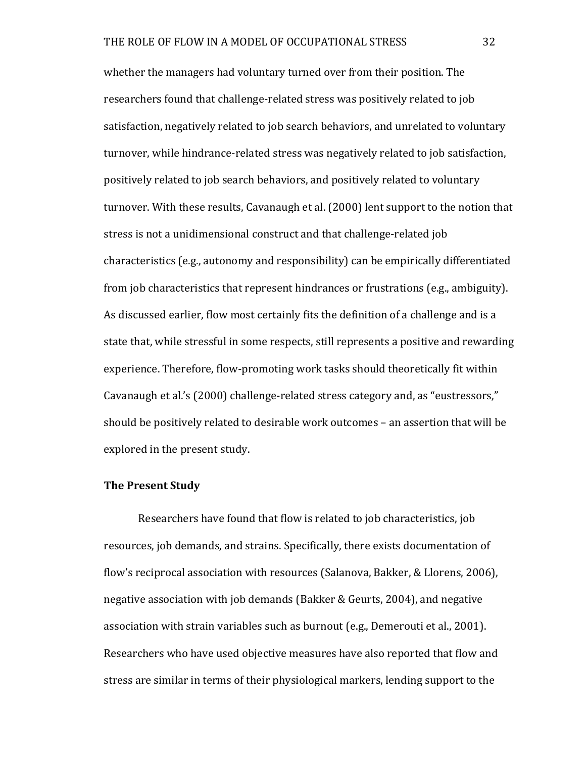whether the managers had voluntary turned over from their position. The researchers found that challenge-related stress was positively related to job satisfaction, negatively related to job search behaviors, and unrelated to voluntary turnover, while hindrance-related stress was negatively related to job satisfaction, positively related to job search behaviors, and positively related to voluntary turnover. With these results, Cavanaugh et al. (2000) lent support to the notion that stress is not a unidimensional construct and that challenge-related job characteristics (e.g., autonomy and responsibility) can be empirically differentiated from job characteristics that represent hindrances or frustrations (e.g., ambiguity). As discussed earlier, flow most certainly fits the definition of a challenge and is a state that, while stressful in some respects, still represents a positive and rewarding experience. Therefore, flow-promoting work tasks should theoretically fit within Cavanaugh et al.'s (2000) challenge-related stress category and, as "eustressors," should be positively related to desirable work outcomes – an assertion that will be explored in the present study.

## The Present Study

Researchers have found that flow is related to job characteristics, job resources, job demands, and strains. Specifically, there exists documentation of flow's reciprocal association with resources (Salanova, Bakker, & Llorens, 2006), negative association with job demands (Bakker & Geurts, 2004), and negative association with strain variables such as burnout (e.g., Demerouti et al., 2001). Researchers who have used objective measures have also reported that flow and stress are similar in terms of their physiological markers, lending support to the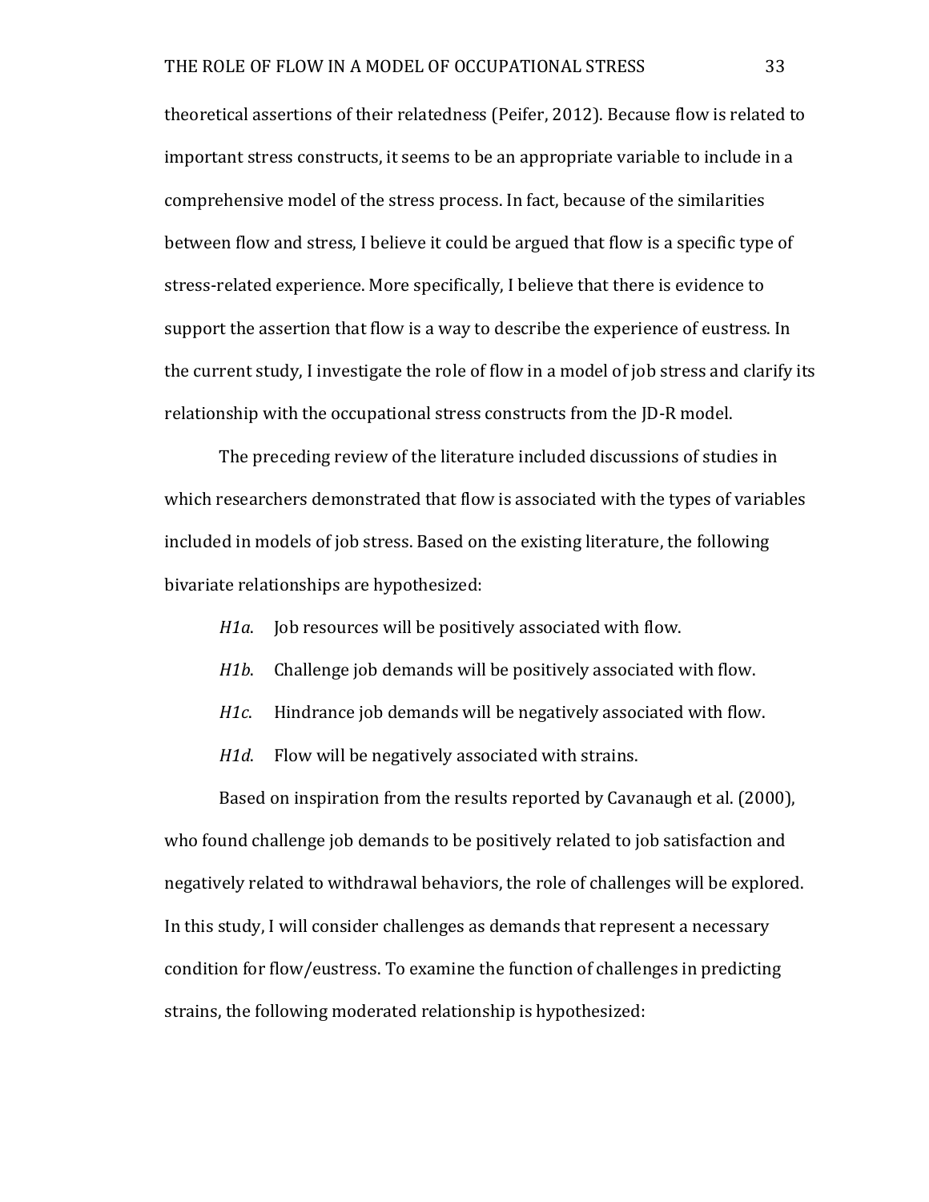theoretical assertions of their relatedness (Peifer, 2012). Because flow is related to important stress constructs, it seems to be an appropriate variable to include in a comprehensive model of the stress process. In fact, because of the similarities between flow and stress, I believe it could be argued that flow is a specific type of stress-related experience. More specifically, I believe that there is evidence to support the assertion that flow is a way to describe the experience of eustress. In the current study, I investigate the role of flow in a model of job stress and clarify its relationship with the occupational stress constructs from the JD-R model.

The preceding review of the literature included discussions of studies in which researchers demonstrated that flow is associated with the types of variables included in models of job stress. Based on the existing literature, the following bivariate relationships are hypothesized:

*H1a*. Job resources will be positively associated with flow.

*H1b*. Challenge job demands will be positively associated with flow.

*H1c*. Hindrance job demands will be negatively associated with flow.

*H1d*. Flow will be negatively associated with strains.

Based on inspiration from the results reported by Cavanaugh et al. (2000), who found challenge job demands to be positively related to job satisfaction and negatively related to withdrawal behaviors, the role of challenges will be explored. In this study, I will consider challenges as demands that represent a necessary condition for flow/eustress. To examine the function of challenges in predicting strains, the following moderated relationship is hypothesized: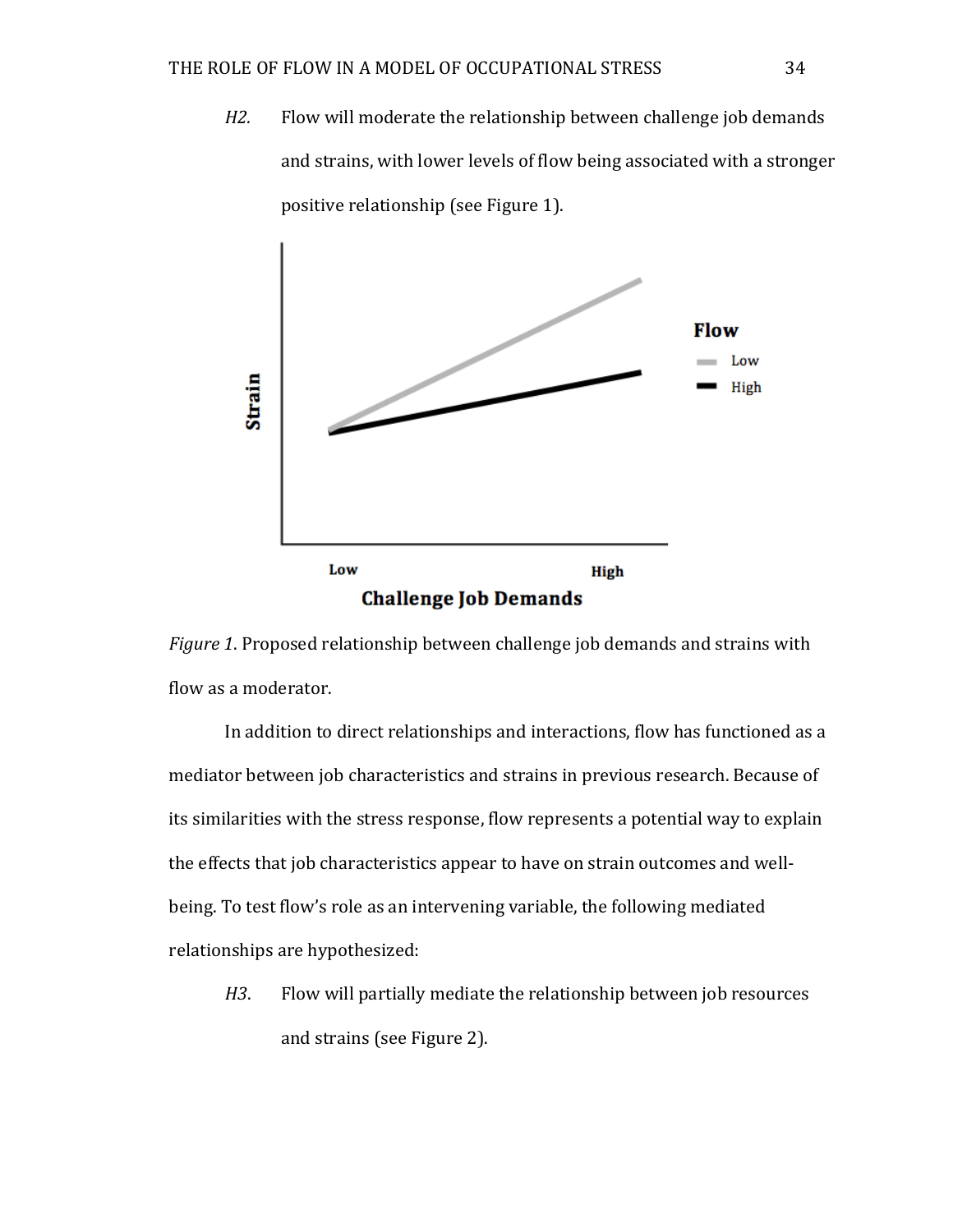*H2.* Flow will moderate the relationship between challenge job demands and strains, with lower levels of flow being associated with a stronger positive relationship (see Figure 1).

*Figure 1*. Proposed relationship between challenge job demands and strains with flow as a moderator.

In addition to direct relationships and interactions, flow has functioned as a mediator between job characteristics and strains in previous research. Because of its similarities with the stress response, flow represents a potential way to explain the effects that job characteristics appear to have on strain outcomes and well-being. To test flow's role as an intervening variable, the following mediated relationships are hypothesized:

*H3*. Flow will partially mediate the relationship between job resources and strains (see Figure 2).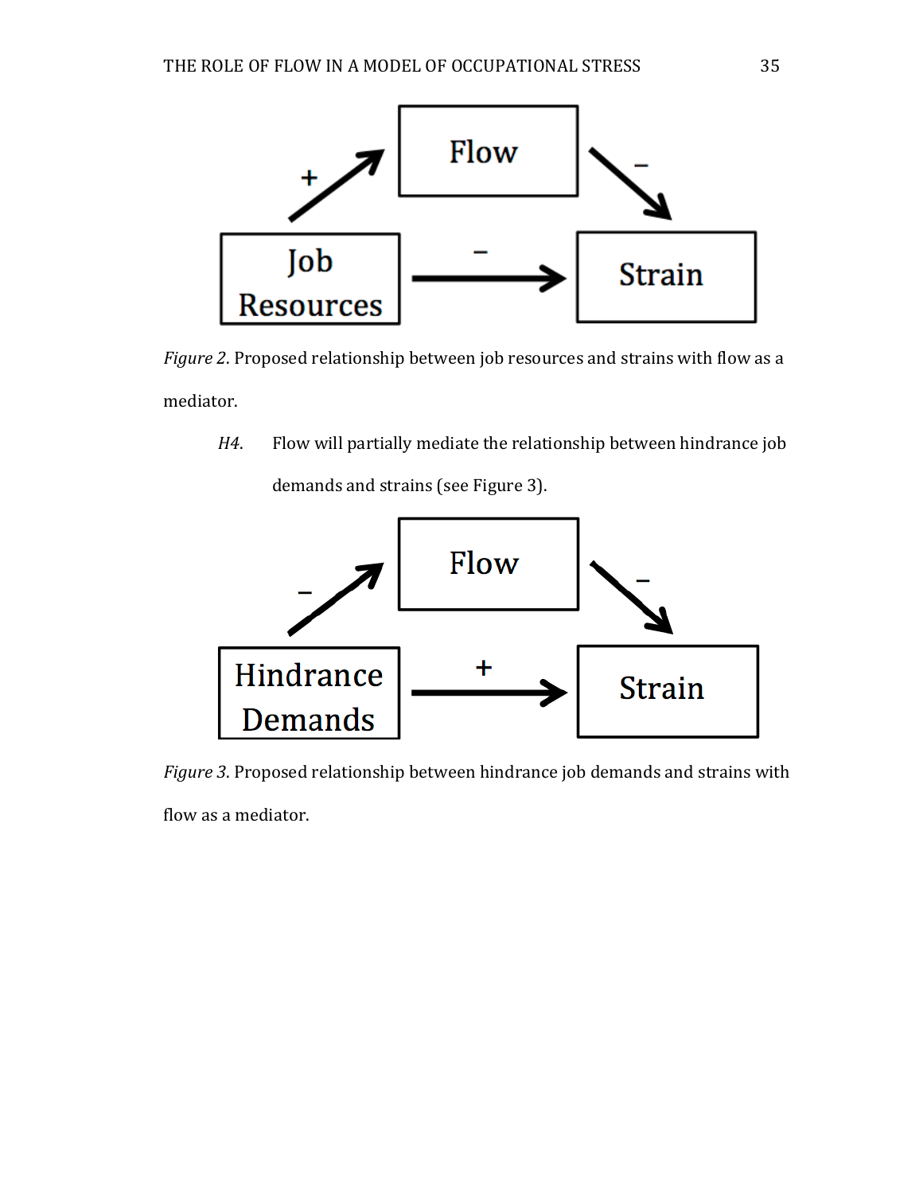*Figure 2*. Proposed relationship between job resources and strains with flow as a mediator.

*H4*. Flow will partially mediate the relationship between hindrance job demands and strains (see Figure 3).

*Figure 3*. Proposed relationship between hindrance job demands and strains with flow as a mediator.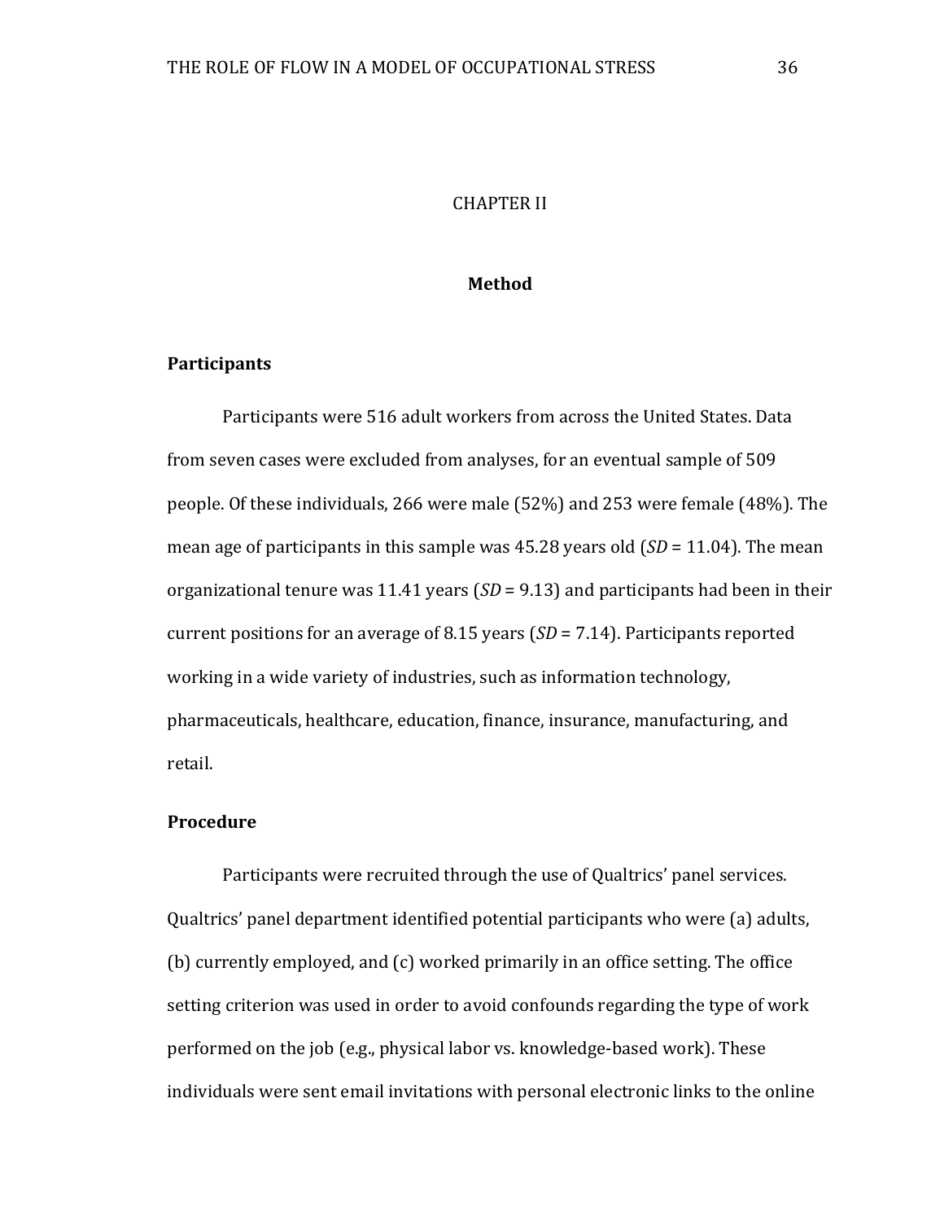CHAPTER II

# Method

## Participants

Participants were 516 adult workers from across the United States. Data from seven cases were excluded from analyses, for an eventual sample of 509 people. Of these individuals, 266 were male (52%) and 253 were female (48%). The mean age of participants in this sample was 45.28 years old (*SD* = 11.04). The mean organizational tenure was 11.41 years (*SD* = 9.13) and participants had been in their current positions for an average of 8.15 years (*SD* = 7.14). Participants reported working in a wide variety of industries, such as information technology, pharmaceuticals, healthcare, education, finance, insurance, manufacturing, and retail.

## Procedure

Participants were recruited through the use of Qualtrics' panel services. Qualtrics' panel department identified potential participants who were (a) adults, (b) currently employed, and (c) worked primarily in an office setting. The office setting criterion was used in order to avoid confounds regarding the type of work performed on the job (e.g., physical labor vs. knowledge-based work). These individuals were sent email invitations with personal electronic links to the online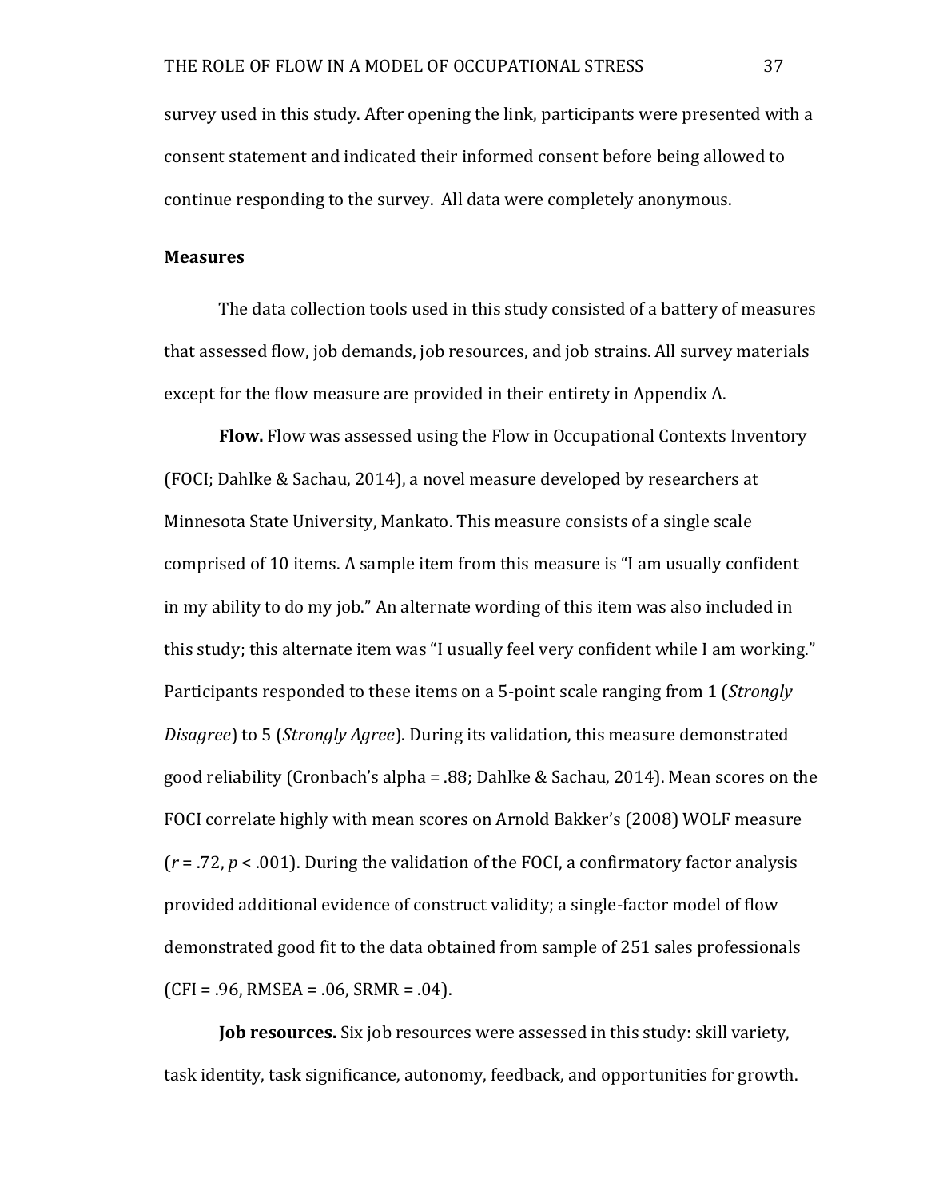survey used in this study. After opening the link, participants were presented with a consent statement and indicated their informed consent before being allowed to continue responding to the survey. All data were completely anonymous.

## Measures

The data collection tools used in this study consisted of a battery of measures that assessed flow, job demands, job resources, and job strains. All survey materials except for the flow measure are provided in their entirety in Appendix A.

**Flow.** Flow was assessed using the Flow in Occupational Contexts Inventory (FOCI; Dahlke & Sachau, 2014), a novel measure developed by researchers at Minnesota State University, Mankato. This measure consists of a single scale comprised of 10 items. A sample item from this measure is "I am usually confident in my ability to do my job." An alternate wording of this item was also included in this study; this alternate item was "I usually feel very confident while I am working." Participants responded to these items on a 5-point scale ranging from 1 (*Strongly Disagree*) to 5 (*Strongly Agree*). During its validation, this measure demonstrated good reliability (Cronbach's alpha = .88; Dahlke & Sachau, 2014). Mean scores on the FOCI correlate highly with mean scores on Arnold Bakker's (2008) WOLF measure ($r = .72$, $p < .001$). During the validation of the FOCI, a confirmatory factor analysis provided additional evidence of construct validity; a single-factor model of flow demonstrated good fit to the data obtained from sample of 251 sales professionals (CFI = .96, RMSEA = .06, SRMR = .04).

**Job resources.** Six job resources were assessed in this study: skill variety, task identity, task significance, autonomy, feedback, and opportunities for growth.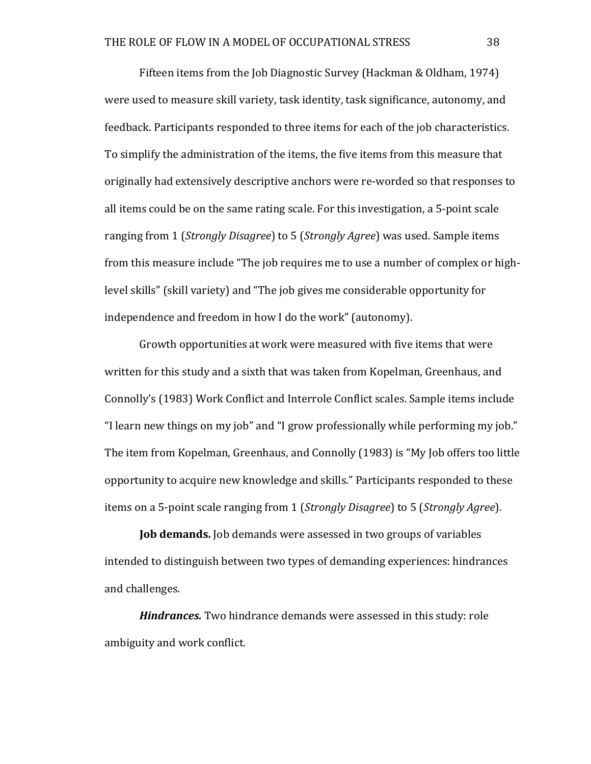Fifteen items from the Job Diagnostic Survey (Hackman & Oldham, 1974) were used to measure skill variety, task identity, task significance, autonomy, and feedback. Participants responded to three items for each of the job characteristics. To simplify the administration of the items, the five items from this measure that originally had extensively descriptive anchors were re-worded so that responses to all items could be on the same rating scale. For this investigation, a 5-point scale ranging from 1 (*Strongly Disagree*) to 5 (*Strongly Agree*) was used. Sample items from this measure include "The job requires me to use a number of complex or high-level skills" (skill variety) and "The job gives me considerable opportunity for independence and freedom in how I do the work" (autonomy).

Growth opportunities at work were measured with five items that were written for this study and a sixth that was taken from Kopelman, Greenhaus, and Connolly's (1983) Work Conflict and Interrole Conflict scales. Sample items include "I learn new things on my job" and "I grow professionally while performing my job." The item from Kopelman, Greenhaus, and Connolly (1983) is "My Job offers too little opportunity to acquire new knowledge and skills." Participants responded to these items on a 5-point scale ranging from 1 (*Strongly Disagree*) to 5 (*Strongly Agree*).

**Job demands.** Job demands were assessed in two groups of variables intended to distinguish between two types of demanding experiences: hindrances and challenges.

***Hindrances.*** Two hindrance demands were assessed in this study: role ambiguity and work conflict.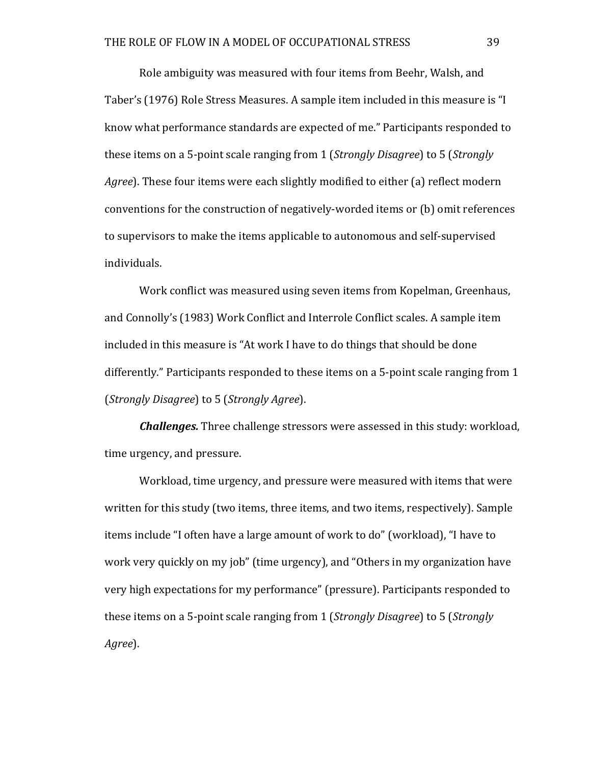Role ambiguity was measured with four items from Beehr, Walsh, and Taber's (1976) Role Stress Measures. A sample item included in this measure is "I know what performance standards are expected of me." Participants responded to these items on a 5-point scale ranging from 1 (*Strongly Disagree*) to 5 (*Strongly Agree*). These four items were each slightly modified to either (a) reflect modern conventions for the construction of negatively-worded items or (b) omit references to supervisors to make the items applicable to autonomous and self-supervised individuals.

Work conflict was measured using seven items from Kopelman, Greenhaus, and Connolly's (1983) Work Conflict and Interrole Conflict scales. A sample item included in this measure is "At work I have to do things that should be done differently." Participants responded to these items on a 5-point scale ranging from 1 (*Strongly Disagree*) to 5 (*Strongly Agree*).

***Challenges.*** Three challenge stressors were assessed in this study: workload, time urgency, and pressure.

Workload, time urgency, and pressure were measured with items that were written for this study (two items, three items, and two items, respectively). Sample items include "I often have a large amount of work to do" (workload), "I have to work very quickly on my job" (time urgency), and "Others in my organization have very high expectations for my performance" (pressure). Participants responded to these items on a 5-point scale ranging from 1 (*Strongly Disagree*) to 5 (*Strongly Agree*).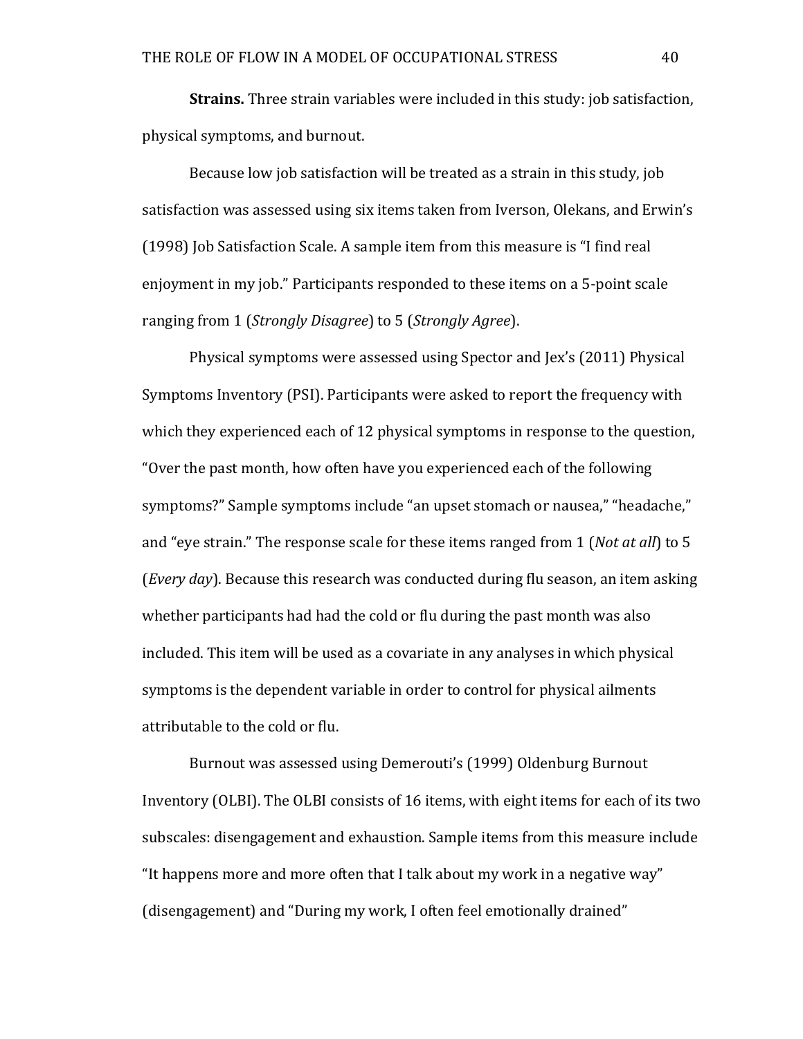**Strains.** Three strain variables were included in this study: job satisfaction, physical symptoms, and burnout.

Because low job satisfaction will be treated as a strain in this study, job satisfaction was assessed using six items taken from Iverson, Olekans, and Erwin's (1998) Job Satisfaction Scale. A sample item from this measure is "I find real enjoyment in my job." Participants responded to these items on a 5-point scale ranging from 1 (*Strongly Disagree*) to 5 (*Strongly Agree*).

Physical symptoms were assessed using Spector and Jex's (2011) Physical Symptoms Inventory (PSI). Participants were asked to report the frequency with which they experienced each of 12 physical symptoms in response to the question, "Over the past month, how often have you experienced each of the following symptoms?" Sample symptoms include "an upset stomach or nausea," "headache," and "eye strain." The response scale for these items ranged from 1 (*Not at all*) to 5 (*Every day*). Because this research was conducted during flu season, an item asking whether participants had had the cold or flu during the past month was also included. This item will be used as a covariate in any analyses in which physical symptoms is the dependent variable in order to control for physical ailments attributable to the cold or flu.

Burnout was assessed using Demerouti's (1999) Oldenburg Burnout Inventory (OLBI). The OLBI consists of 16 items, with eight items for each of its two subscales: disengagement and exhaustion. Sample items from this measure include "It happens more and more often that I talk about my work in a negative way" (disengagement) and "During my work, I often feel emotionally drained"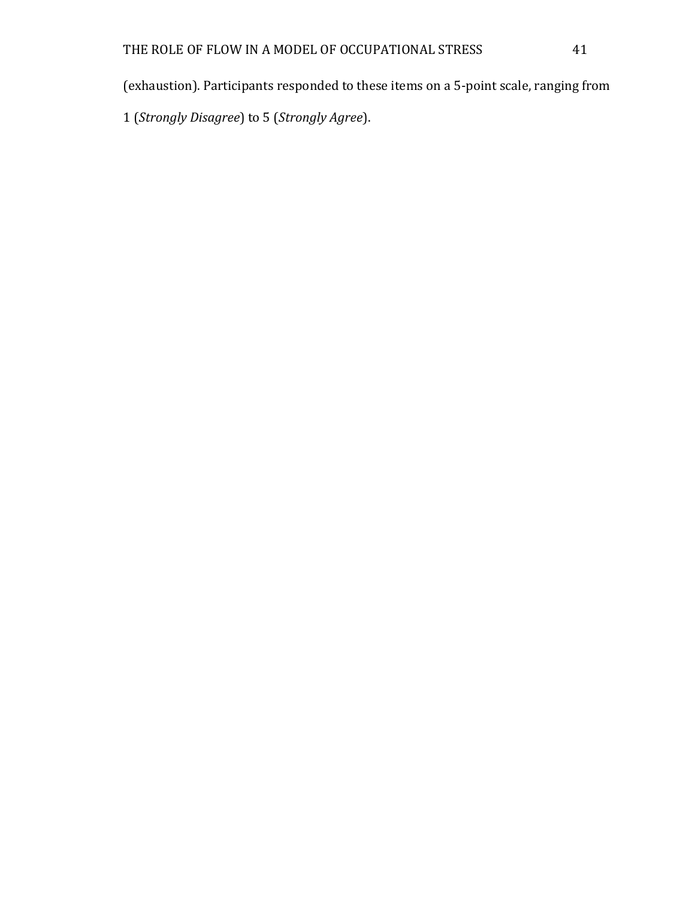(exhaustion). Participants responded to these items on a 5-point scale, ranging from 1 (*Strongly Disagree*) to 5 (*Strongly Agree*).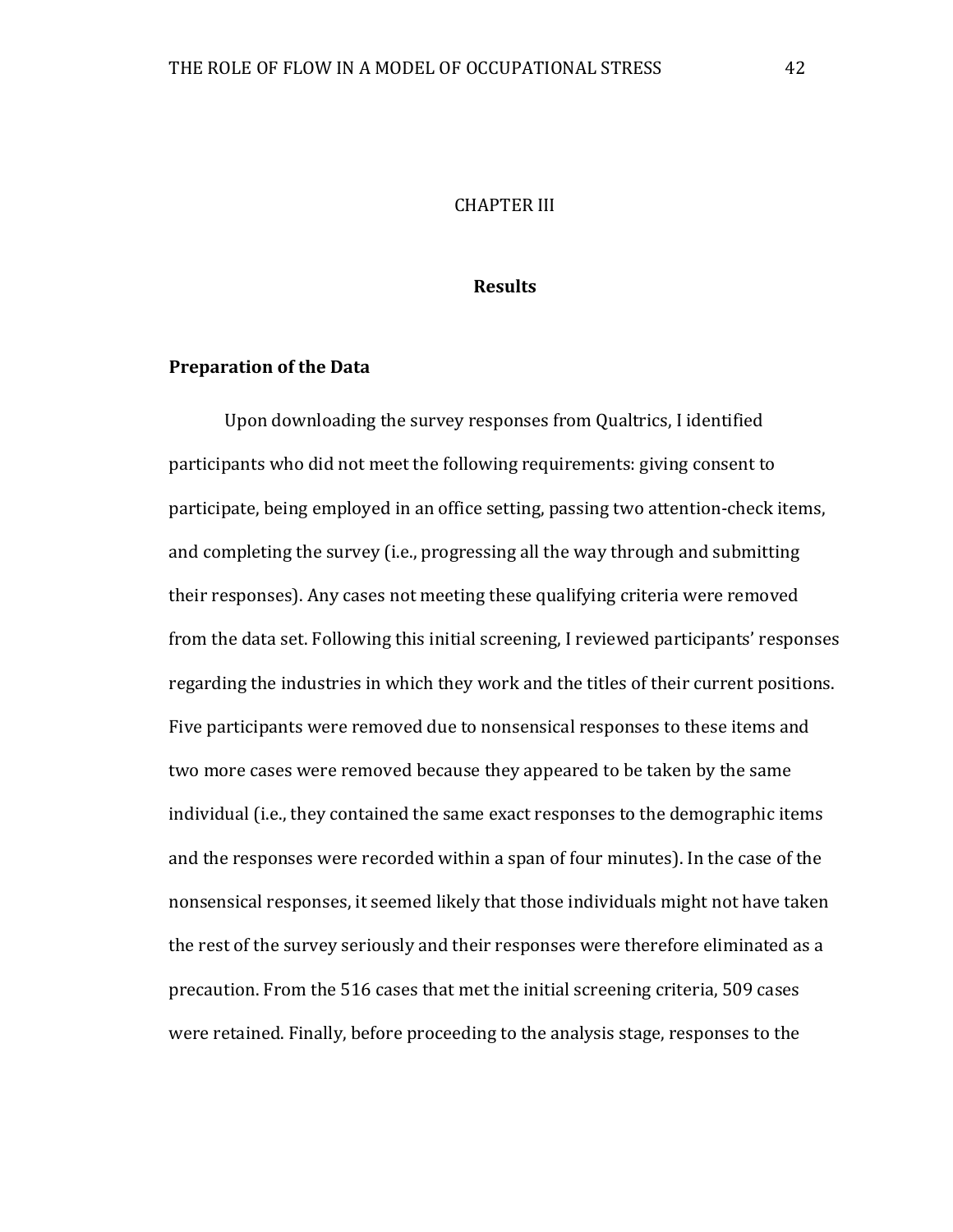# CHAPTER III

## Results

### Preparation of the Data

Upon downloading the survey responses from Qualtrics, I identified participants who did not meet the following requirements: giving consent to participate, being employed in an office setting, passing two attention-check items, and completing the survey (i.e., progressing all the way through and submitting their responses). Any cases not meeting these qualifying criteria were removed from the data set. Following this initial screening, I reviewed participants' responses regarding the industries in which they work and the titles of their current positions. Five participants were removed due to nonsensical responses to these items and two more cases were removed because they appeared to be taken by the same individual (i.e., they contained the same exact responses to the demographic items and the responses were recorded within a span of four minutes). In the case of the nonsensical responses, it seemed likely that those individuals might not have taken the rest of the survey seriously and their responses were therefore eliminated as a precaution. From the 516 cases that met the initial screening criteria, 509 cases were retained. Finally, before proceeding to the analysis stage, responses to the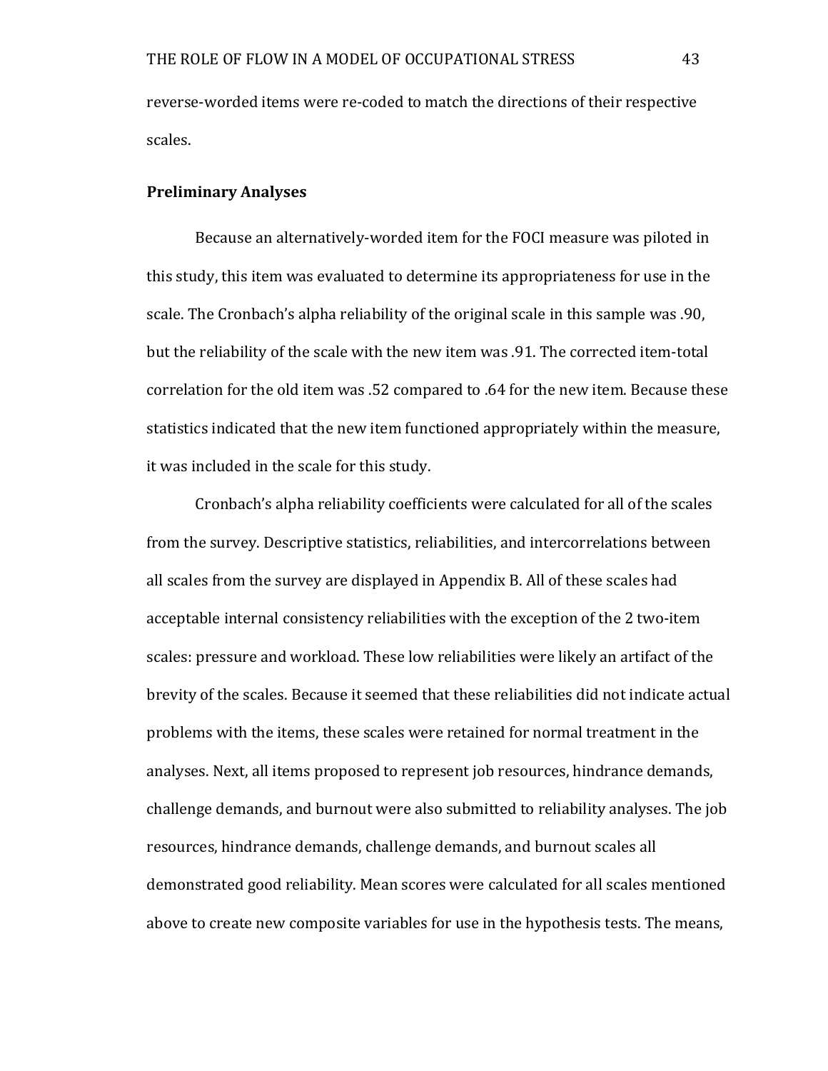reverse-worded items were re-coded to match the directions of their respective scales.

## Preliminary Analyses

Because an alternatively-worded item for the FOCI measure was piloted in this study, this item was evaluated to determine its appropriateness for use in the scale. The Cronbach's alpha reliability of the original scale in this sample was .90, but the reliability of the scale with the new item was .91. The corrected item-total correlation for the old item was .52 compared to .64 for the new item. Because these statistics indicated that the new item functioned appropriately within the measure, it was included in the scale for this study.

Cronbach's alpha reliability coefficients were calculated for all of the scales from the survey. Descriptive statistics, reliabilities, and intercorrelations between all scales from the survey are displayed in Appendix B. All of these scales had acceptable internal consistency reliabilities with the exception of the 2 two-item scales: pressure and workload. These low reliabilities were likely an artifact of the brevity of the scales. Because it seemed that these reliabilities did not indicate actual problems with the items, these scales were retained for normal treatment in the analyses. Next, all items proposed to represent job resources, hindrance demands, challenge demands, and burnout were also submitted to reliability analyses. The job resources, hindrance demands, challenge demands, and burnout scales all demonstrated good reliability. Mean scores were calculated for all scales mentioned above to create new composite variables for use in the hypothesis tests. The means,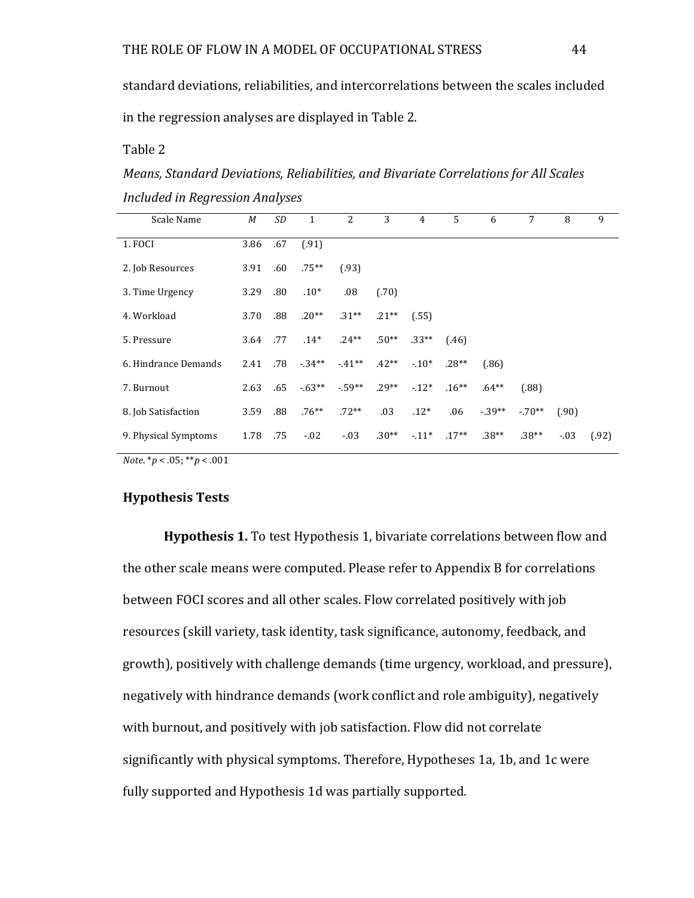standard deviations, reliabilities, and intercorrelations between the scales included in the regression analyses are displayed in Table 2.

Table 2

*Means, Standard Deviations, Reliabilities, and Bivariate Correlations for All Scales Included in Regression Analyses*

| Scale Name | *M* | *SD* | 1 | 2 | 3 | 4 | 5 | 6 | 7 | 8 | 9 |
|---|---|---|---|---|---|---|---|---|---|---|---|
| 1. FOCI | 3.86 | .67 | (.91) | | | | | | | | |
| 2. Job Resources | 3.91 | .60 | .75** | (.93) | | | | | | | |
| 3. Time Urgency | 3.29 | .80 | .10* | .08 | (.70) | | | | | | |
| 4. Workload | 3.70 | .88 | .20** | .31** | .21** | (.55) | | | | | |
| 5. Pressure | 3.64 | .77 | .14* | .24** | .50** | .33** | (.46) | | | | |
| 6. Hindrance Demands | 2.41 | .78 | -.34** | -.41** | .42** | -.10* | .28** | (.86) | | | |
| 7. Burnout | 2.63 | .65 | -.63** | -.59** | .29** | -.12* | .16** | .64** | (.88) | | |
| 8. Job Satisfaction | 3.59 | .88 | .76** | .72** | .03 | .12* | .06 | -.39** | -.70** | (.90) | |
| 9. Physical Symptoms | 1.78 | .75 | -.02 | -.03 | .30** | -.11* | .17** | .38** | .38** | -.03 | (.92) |

*Note*. *$p < .05$; **$p < .001$

## Hypothesis Tests

**Hypothesis 1.** To test Hypothesis 1, bivariate correlations between flow and the other scale means were computed. Please refer to Appendix B for correlations between FOCI scores and all other scales. Flow correlated positively with job resources (skill variety, task identity, task significance, autonomy, feedback, and growth), positively with challenge demands (time urgency, workload, and pressure), negatively with hindrance demands (work conflict and role ambiguity), negatively with burnout, and positively with job satisfaction. Flow did not correlate significantly with physical symptoms. Therefore, Hypotheses 1a, 1b, and 1c were fully supported and Hypothesis 1d was partially supported.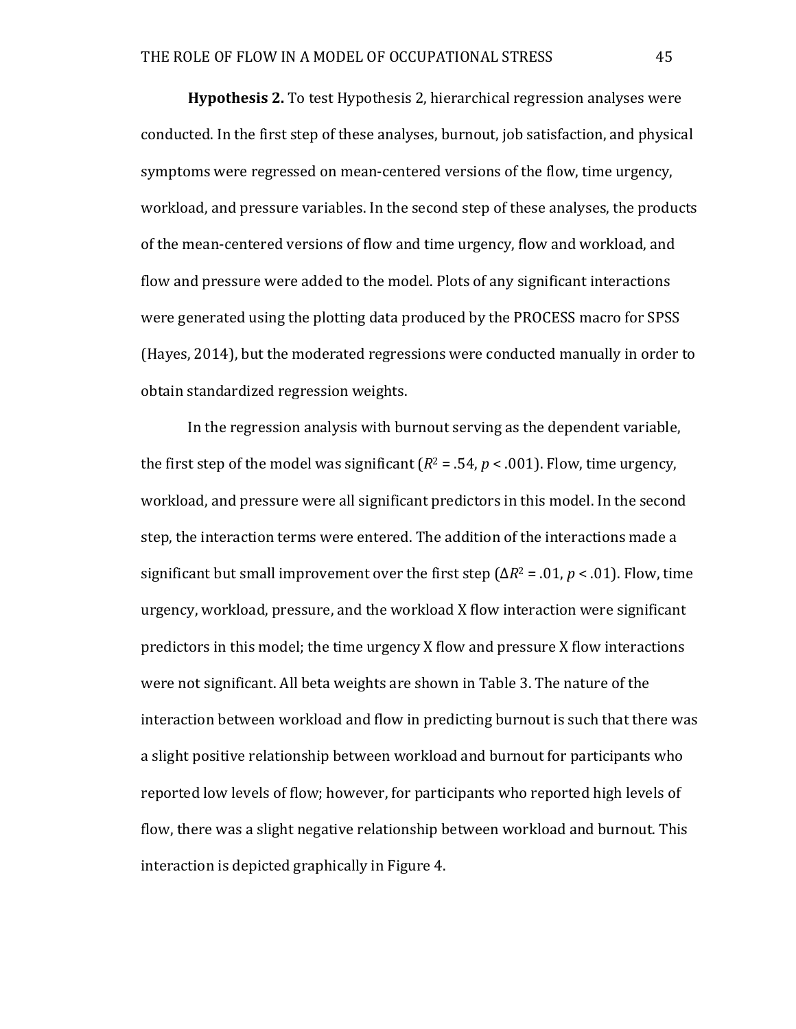**Hypothesis 2.** To test Hypothesis 2, hierarchical regression analyses were conducted. In the first step of these analyses, burnout, job satisfaction, and physical symptoms were regressed on mean-centered versions of the flow, time urgency, workload, and pressure variables. In the second step of these analyses, the products of the mean-centered versions of flow and time urgency, flow and workload, and flow and pressure were added to the model. Plots of any significant interactions were generated using the plotting data produced by the PROCESS macro for SPSS (Hayes, 2014), but the moderated regressions were conducted manually in order to obtain standardized regression weights.

In the regression analysis with burnout serving as the dependent variable, the first step of the model was significant ($R^2 = .54$, $p < .001$). Flow, time urgency, workload, and pressure were all significant predictors in this model. In the second step, the interaction terms were entered. The addition of the interactions made a significant but small improvement over the first step ($\Delta R^2 = .01$, $p < .01$). Flow, time urgency, workload, pressure, and the workload X flow interaction were significant predictors in this model; the time urgency X flow and pressure X flow interactions were not significant. All beta weights are shown in Table 3. The nature of the interaction between workload and flow in predicting burnout is such that there was a slight positive relationship between workload and burnout for participants who reported low levels of flow; however, for participants who reported high levels of flow, there was a slight negative relationship between workload and burnout. This interaction is depicted graphically in Figure 4.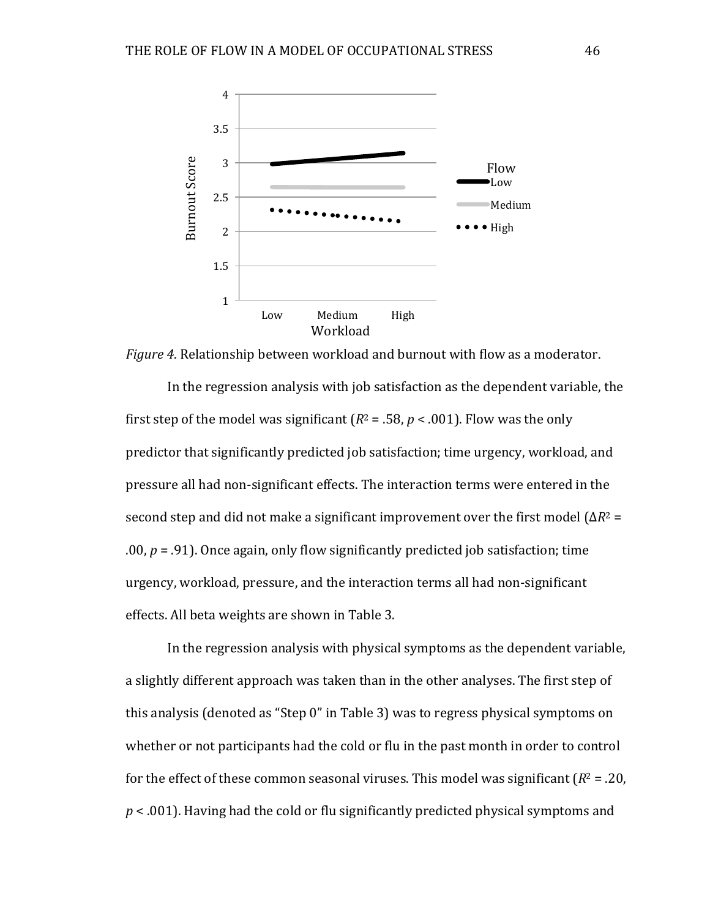*Figure 4*. Relationship between workload and burnout with flow as a moderator.

In the regression analysis with job satisfaction as the dependent variable, the first step of the model was significant ($R^2 = .58$, $p < .001$). Flow was the only predictor that significantly predicted job satisfaction; time urgency, workload, and pressure all had non-significant effects. The interaction terms were entered in the second step and did not make a significant improvement over the first model ($\Delta R^2 = .00$, $p = .91$). Once again, only flow significantly predicted job satisfaction; time urgency, workload, pressure, and the interaction terms all had non-significant effects. All beta weights are shown in Table 3.

In the regression analysis with physical symptoms as the dependent variable, a slightly different approach was taken than in the other analyses. The first step of this analysis (denoted as "Step 0" in Table 3) was to regress physical symptoms on whether or not participants had the cold or flu in the past month in order to control for the effect of these common seasonal viruses. This model was significant ($R^2 = .20$, $p < .001$). Having had the cold or flu significantly predicted physical symptoms and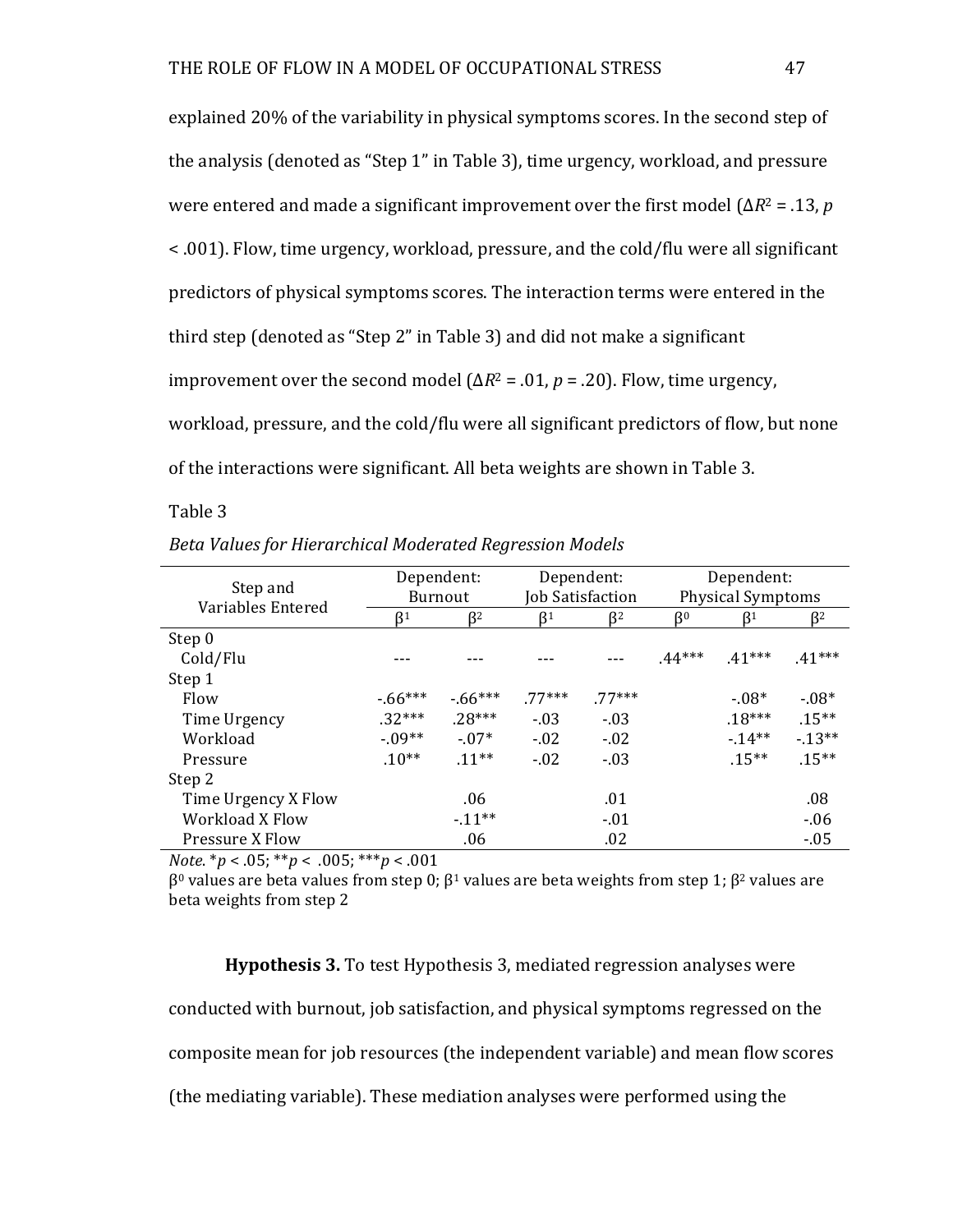explained 20% of the variability in physical symptoms scores. In the second step of the analysis (denoted as "Step 1" in Table 3), time urgency, workload, and pressure were entered and made a significant improvement over the first model ($\Delta R^2 = .13$, $p < .001$). Flow, time urgency, workload, pressure, and the cold/flu were all significant predictors of physical symptoms scores. The interaction terms were entered in the third step (denoted as "Step 2" in Table 3) and did not make a significant improvement over the second model ($\Delta R^2 = .01$, $p = .20$). Flow, time urgency, workload, pressure, and the cold/flu were all significant predictors of flow, but none of the interactions were significant. All beta weights are shown in Table 3.

Table 3

*Beta Values for Hierarchical Moderated Regression Models*

| Step and Variables Entered | Dependent: Burnout | | Dependent: Job Satisfaction | | Dependent: Physical Symptoms | | |
|---|---|---|---|---|---|---|---|
| | $\beta^1$ | $\beta^2$ | $\beta^1$ | $\beta^2$ | $\beta^0$ | $\beta^1$ | $\beta^2$ |
| Step 0 | | | | | | | |
| Cold/Flu | --- | --- | --- | --- | .44*** | .41*** | .41*** |
| Step 1 | | | | | | | |
| Flow | -.66*** | -.66*** | .77*** | .77*** | | -.08* | -.08* |
| Time Urgency | .32*** | .28*** | -.03 | -.03 | | .18*** | .15** |
| Workload | -.09** | -.07* | -.02 | -.02 | | -.14** | -.13** |
| Pressure | .10** | .11** | -.02 | -.03 | | .15** | .15** |
| Step 2 | | | | | | | |
| Time Urgency X Flow | | .06 | | .01 | | | .08 |
| Workload X Flow | | -.11** | | -.01 | | | -.06 |
| Pressure X Flow | | .06 | | .02 | | | -.05 |

*Note*. *$p < .05$; **$p < .005$; ***$p < .001$

$\beta^0$ values are beta values from step 0; $\beta^1$ values are beta weights from step 1; $\beta^2$ values are beta weights from step 2

**Hypothesis 3.** To test Hypothesis 3, mediated regression analyses were conducted with burnout, job satisfaction, and physical symptoms regressed on the composite mean for job resources (the independent variable) and mean flow scores (the mediating variable). These mediation analyses were performed using the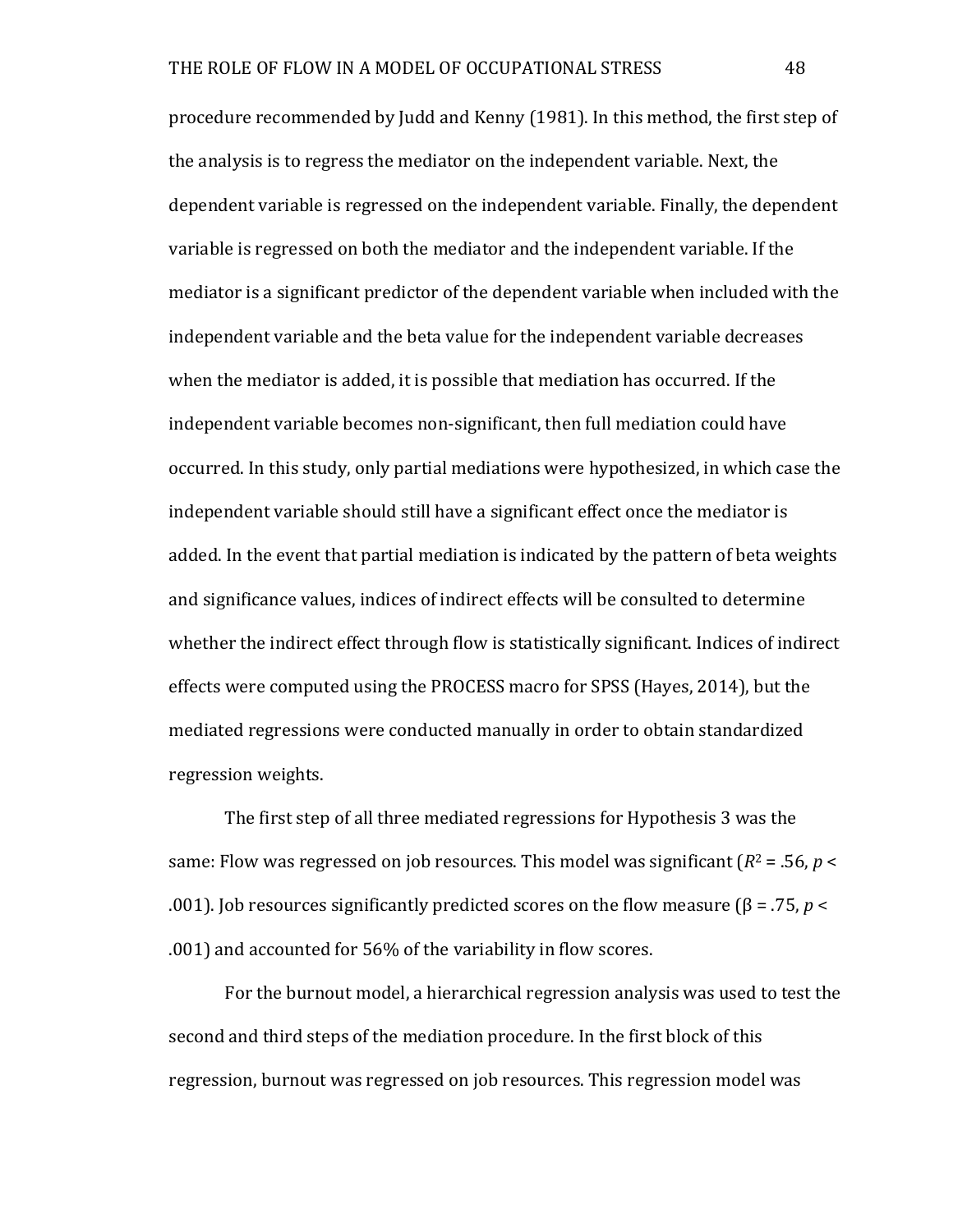procedure recommended by Judd and Kenny (1981). In this method, the first step of the analysis is to regress the mediator on the independent variable. Next, the dependent variable is regressed on the independent variable. Finally, the dependent variable is regressed on both the mediator and the independent variable. If the mediator is a significant predictor of the dependent variable when included with the independent variable and the beta value for the independent variable decreases when the mediator is added, it is possible that mediation has occurred. If the independent variable becomes non-significant, then full mediation could have occurred. In this study, only partial mediations were hypothesized, in which case the independent variable should still have a significant effect once the mediator is added. In the event that partial mediation is indicated by the pattern of beta weights and significance values, indices of indirect effects will be consulted to determine whether the indirect effect through flow is statistically significant. Indices of indirect effects were computed using the PROCESS macro for SPSS (Hayes, 2014), but the mediated regressions were conducted manually in order to obtain standardized regression weights.

The first step of all three mediated regressions for Hypothesis 3 was the same: Flow was regressed on job resources. This model was significant ($R^2$ = .56, $p$ < .001). Job resources significantly predicted scores on the flow measure ($\beta$ = .75, $p$ < .001) and accounted for 56% of the variability in flow scores.

For the burnout model, a hierarchical regression analysis was used to test the second and third steps of the mediation procedure. In the first block of this regression, burnout was regressed on job resources. This regression model was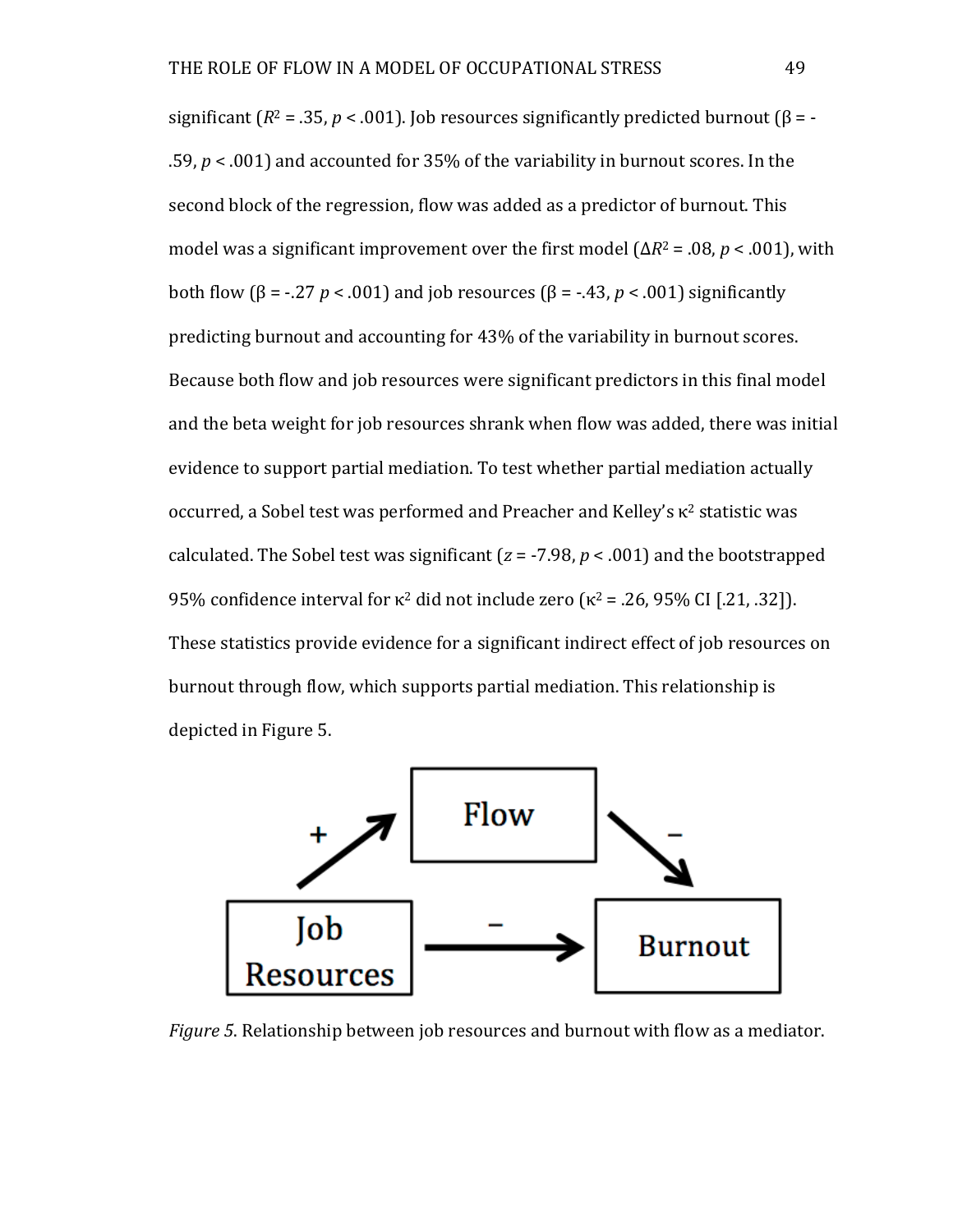significant ($R^2$ = .35, $p$ < .001). Job resources significantly predicted burnout (β = -.59, $p$ < .001) and accounted for 35% of the variability in burnout scores. In the second block of the regression, flow was added as a predictor of burnout. This model was a significant improvement over the first model ($\Delta R^2$ = .08, $p$ < .001), with both flow (β = -.27 $p$ < .001) and job resources (β = -.43, $p$ < .001) significantly predicting burnout and accounting for 43% of the variability in burnout scores. Because both flow and job resources were significant predictors in this final model and the beta weight for job resources shrank when flow was added, there was initial evidence to support partial mediation. To test whether partial mediation actually occurred, a Sobel test was performed and Preacher and Kelley's $\kappa^2$ statistic was calculated. The Sobel test was significant ($z$ = -7.98, $p$ < .001) and the bootstrapped 95% confidence interval for $\kappa^2$ did not include zero ($\kappa^2$ = .26, 95% CI [.21, .32]). These statistics provide evidence for a significant indirect effect of job resources on burnout through flow, which supports partial mediation. This relationship is depicted in Figure 5.

*Figure 5*. Relationship between job resources and burnout with flow as a mediator.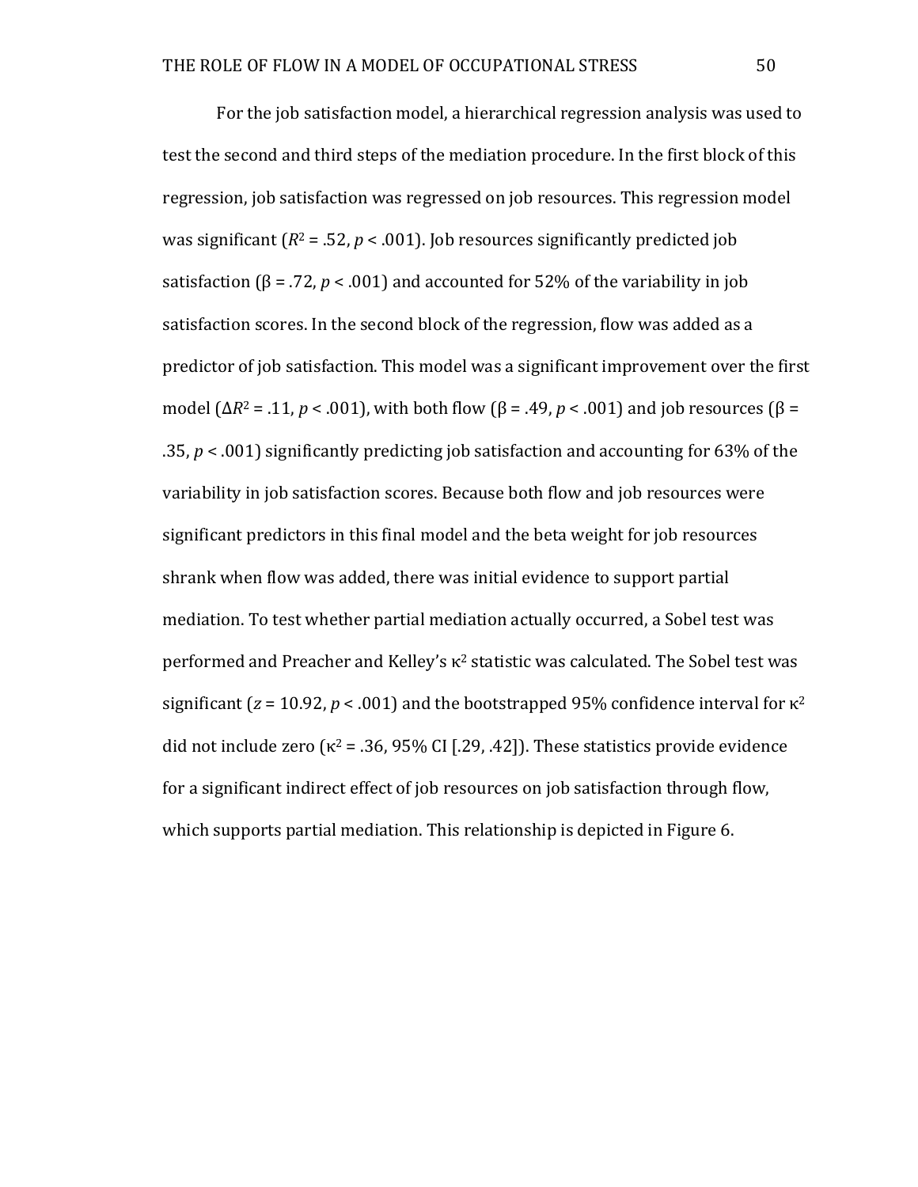For the job satisfaction model, a hierarchical regression analysis was used to test the second and third steps of the mediation procedure. In the first block of this regression, job satisfaction was regressed on job resources. This regression model was significant ($R^2 = .52$, $p < .001$). Job resources significantly predicted job satisfaction ($\beta = .72$, $p < .001$) and accounted for 52% of the variability in job satisfaction scores. In the second block of the regression, flow was added as a predictor of job satisfaction. This model was a significant improvement over the first model ($\Delta R^2 = .11$, $p < .001$), with both flow ($\beta = .49$, $p < .001$) and job resources ($\beta = .35$, $p < .001$) significantly predicting job satisfaction and accounting for 63% of the variability in job satisfaction scores. Because both flow and job resources were significant predictors in this final model and the beta weight for job resources shrank when flow was added, there was initial evidence to support partial mediation. To test whether partial mediation actually occurred, a Sobel test was performed and Preacher and Kelley's $\kappa^2$ statistic was calculated. The Sobel test was significant ($z = 10.92$, $p < .001$) and the bootstrapped 95% confidence interval for $\kappa^2$ did not include zero ($\kappa^2 = .36$, 95% CI [.29, .42]). These statistics provide evidence for a significant indirect effect of job resources on job satisfaction through flow, which supports partial mediation. This relationship is depicted in Figure 6.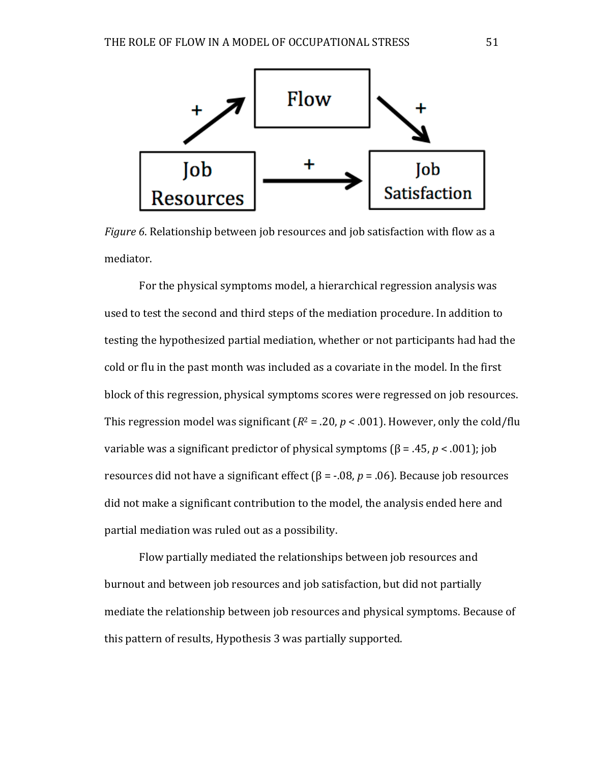*Figure 6*. Relationship between job resources and job satisfaction with flow as a mediator.

For the physical symptoms model, a hierarchical regression analysis was used to test the second and third steps of the mediation procedure. In addition to testing the hypothesized partial mediation, whether or not participants had had the cold or flu in the past month was included as a covariate in the model. In the first block of this regression, physical symptoms scores were regressed on job resources. This regression model was significant ($R^2 = .20$, $p < .001$). However, only the cold/flu variable was a significant predictor of physical symptoms ($\beta = .45$, $p < .001$); job resources did not have a significant effect ($\beta = -.08$, $p = .06$). Because job resources did not make a significant contribution to the model, the analysis ended here and partial mediation was ruled out as a possibility.

Flow partially mediated the relationships between job resources and burnout and between job resources and job satisfaction, but did not partially mediate the relationship between job resources and physical symptoms. Because of this pattern of results, Hypothesis 3 was partially supported.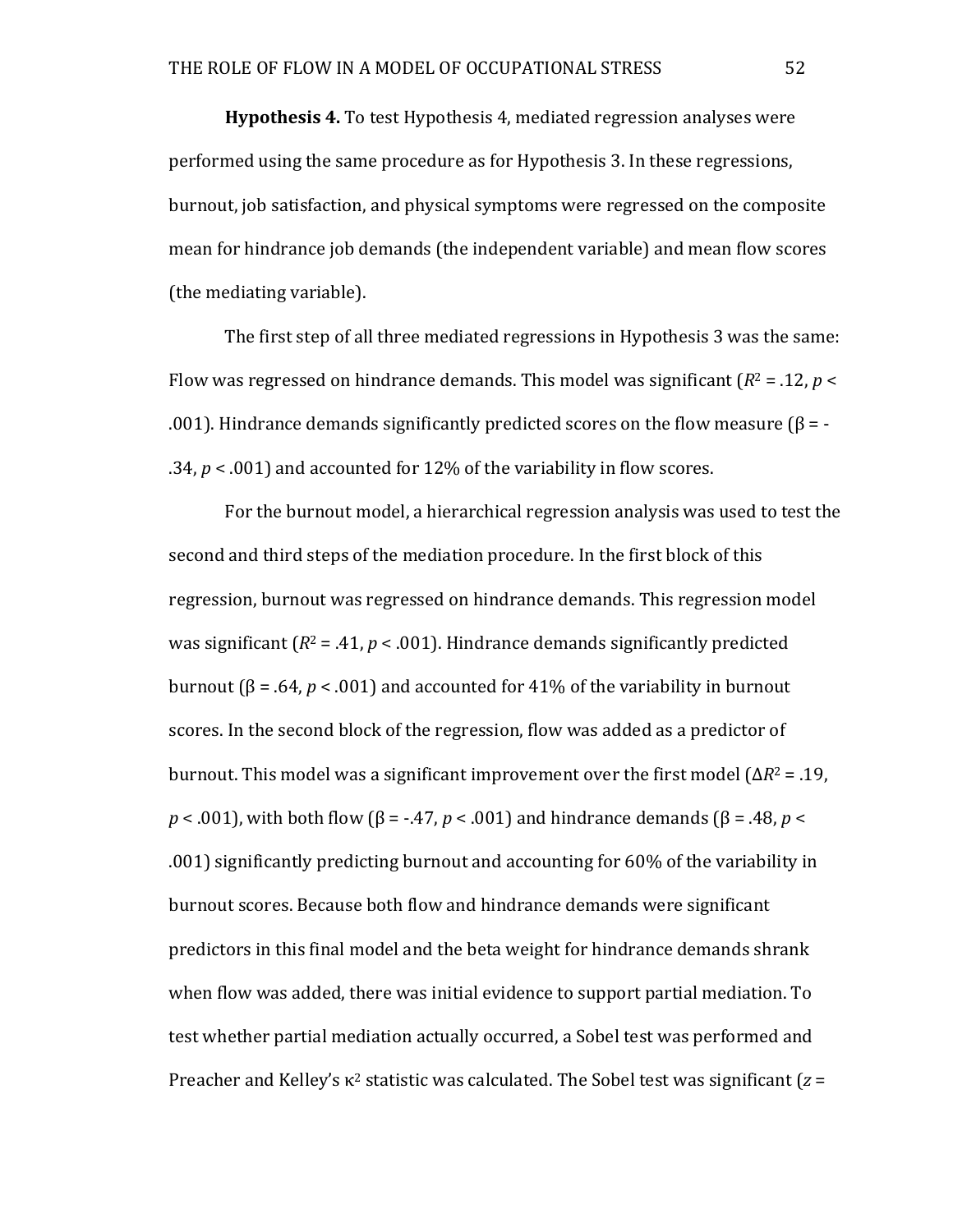**Hypothesis 4.** To test Hypothesis 4, mediated regression analyses were performed using the same procedure as for Hypothesis 3. In these regressions, burnout, job satisfaction, and physical symptoms were regressed on the composite mean for hindrance job demands (the independent variable) and mean flow scores (the mediating variable).

The first step of all three mediated regressions in Hypothesis 3 was the same: Flow was regressed on hindrance demands. This model was significant ($R^2$ = .12, $p$ < .001). Hindrance demands significantly predicted scores on the flow measure (β = -.34, $p$ < .001) and accounted for 12% of the variability in flow scores.

For the burnout model, a hierarchical regression analysis was used to test the second and third steps of the mediation procedure. In the first block of this regression, burnout was regressed on hindrance demands. This regression model was significant ($R^2$ = .41, $p$ < .001). Hindrance demands significantly predicted burnout (β = .64, $p$ < .001) and accounted for 41% of the variability in burnout scores. In the second block of the regression, flow was added as a predictor of burnout. This model was a significant improvement over the first model ($\Delta R^2$ = .19, $p$ < .001), with both flow (β = -.47, $p$ < .001) and hindrance demands (β = .48, $p$ < .001) significantly predicting burnout and accounting for 60% of the variability in burnout scores. Because both flow and hindrance demands were significant predictors in this final model and the beta weight for hindrance demands shrank when flow was added, there was initial evidence to support partial mediation. To test whether partial mediation actually occurred, a Sobel test was performed and Preacher and Kelley's $\kappa^2$ statistic was calculated. The Sobel test was significant ($z$ =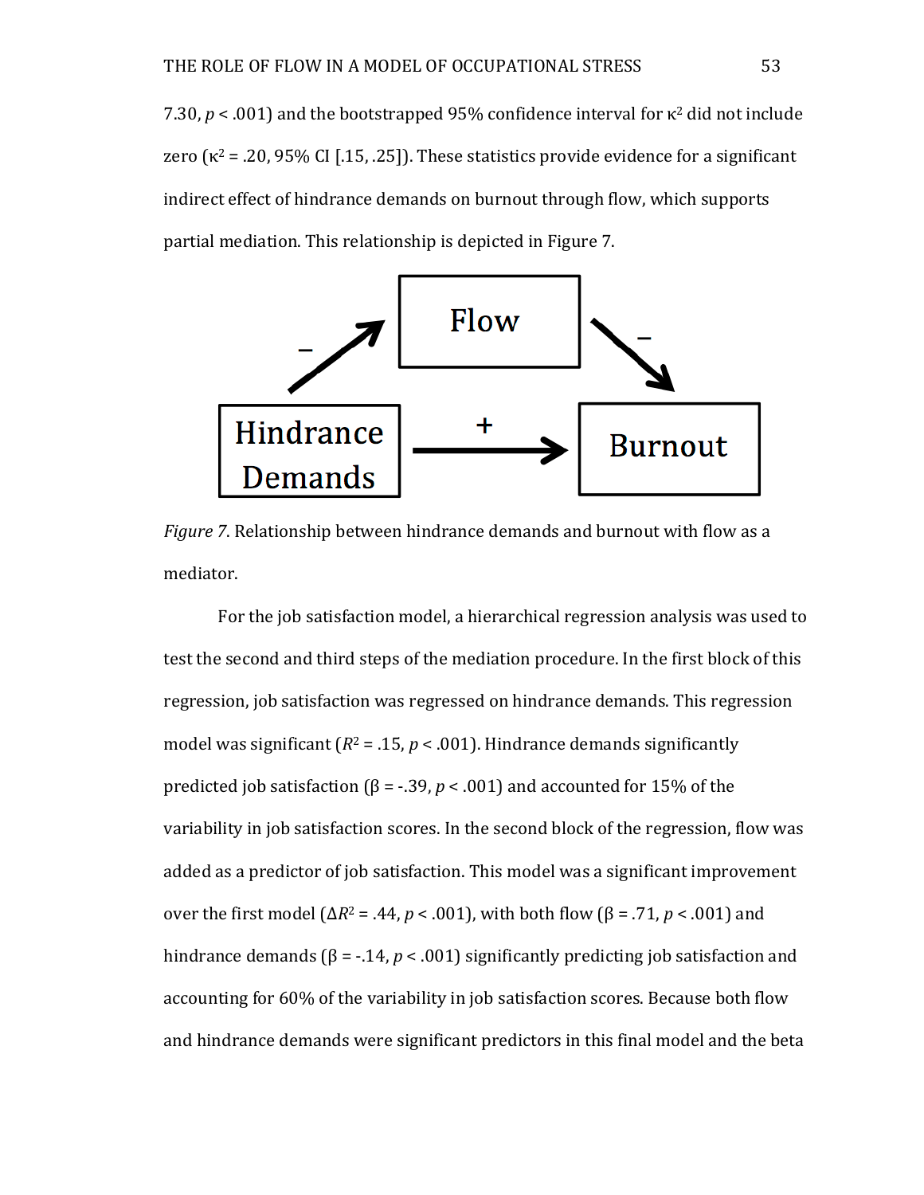7.30, $p < .001$) and the bootstrapped 95% confidence interval for $\kappa^2$ did not include zero ($\kappa^2 = .20$, 95% CI [.15, .25]). These statistics provide evidence for a significant indirect effect of hindrance demands on burnout through flow, which supports partial mediation. This relationship is depicted in Figure 7.

*Figure 7*. Relationship between hindrance demands and burnout with flow as a mediator.

For the job satisfaction model, a hierarchical regression analysis was used to test the second and third steps of the mediation procedure. In the first block of this regression, job satisfaction was regressed on hindrance demands. This regression model was significant ($R^2 = .15$, $p < .001$). Hindrance demands significantly predicted job satisfaction ($\beta = -.39$, $p < .001$) and accounted for 15% of the variability in job satisfaction scores. In the second block of the regression, flow was added as a predictor of job satisfaction. This model was a significant improvement over the first model ($\Delta R^2 = .44$, $p < .001$), with both flow ($\beta = .71$, $p < .001$) and hindrance demands ($\beta = -.14$, $p < .001$) significantly predicting job satisfaction and accounting for 60% of the variability in job satisfaction scores. Because both flow and hindrance demands were significant predictors in this final model and the beta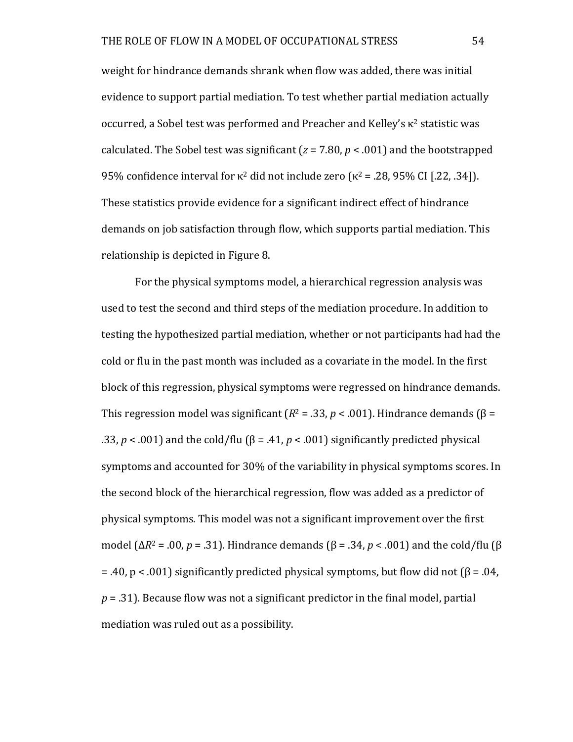weight for hindrance demands shrank when flow was added, there was initial evidence to support partial mediation. To test whether partial mediation actually occurred, a Sobel test was performed and Preacher and Kelley's $\kappa^2$ statistic was calculated. The Sobel test was significant ($z = 7.80$, $p < .001$) and the bootstrapped 95% confidence interval for $\kappa^2$ did not include zero ($\kappa^2 = .28$, 95% CI [.22, .34]). These statistics provide evidence for a significant indirect effect of hindrance demands on job satisfaction through flow, which supports partial mediation. This relationship is depicted in Figure 8.

For the physical symptoms model, a hierarchical regression analysis was used to test the second and third steps of the mediation procedure. In addition to testing the hypothesized partial mediation, whether or not participants had had the cold or flu in the past month was included as a covariate in the model. In the first block of this regression, physical symptoms were regressed on hindrance demands. This regression model was significant ($R^2 = .33$, $p < .001$). Hindrance demands ($\beta = .33$, $p < .001$) and the cold/flu ($\beta = .41$, $p < .001$) significantly predicted physical symptoms and accounted for 30% of the variability in physical symptoms scores. In the second block of the hierarchical regression, flow was added as a predictor of physical symptoms. This model was not a significant improvement over the first model ($\Delta R^2 = .00$, $p = .31$). Hindrance demands ($\beta = .34$, $p < .001$) and the cold/flu ($\beta = .40$, $p < .001$) significantly predicted physical symptoms, but flow did not ($\beta = .04$, $p = .31$). Because flow was not a significant predictor in the final model, partial mediation was ruled out as a possibility.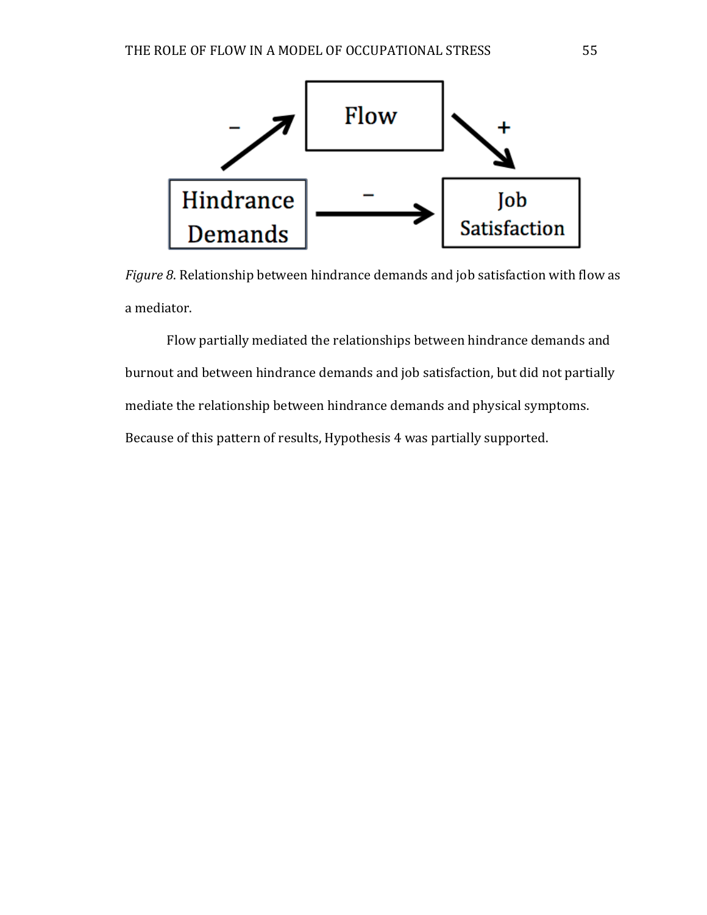*Figure 8*. Relationship between hindrance demands and job satisfaction with flow as a mediator.

Flow partially mediated the relationships between hindrance demands and burnout and between hindrance demands and job satisfaction, but did not partially mediate the relationship between hindrance demands and physical symptoms. Because of this pattern of results, Hypothesis 4 was partially supported.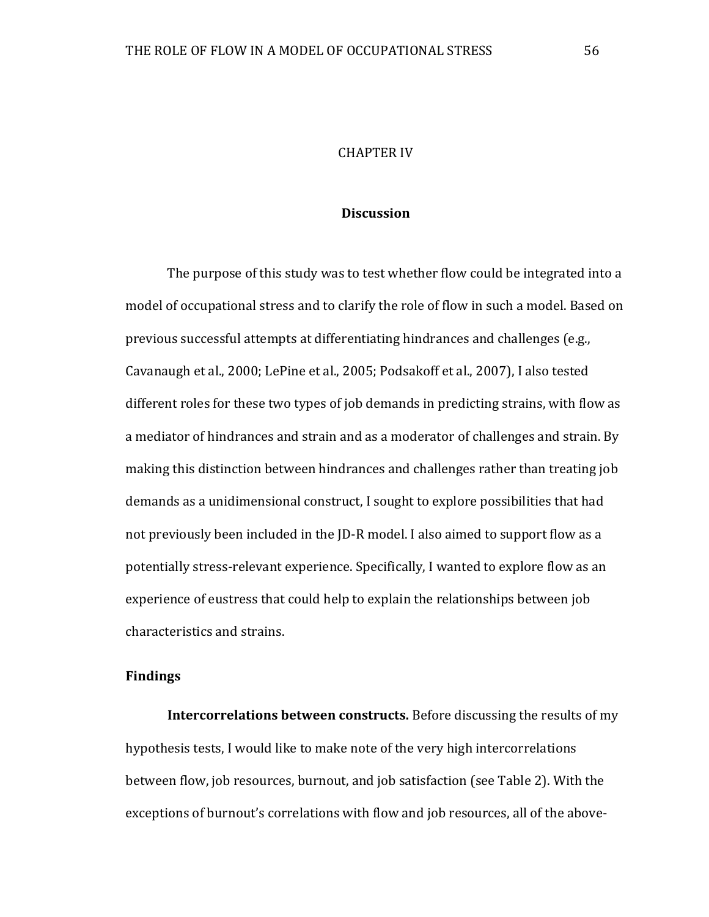# CHAPTER IV

## Discussion

The purpose of this study was to test whether flow could be integrated into a model of occupational stress and to clarify the role of flow in such a model. Based on previous successful attempts at differentiating hindrances and challenges (e.g., Cavanaugh et al., 2000; LePine et al., 2005; Podsakoff et al., 2007), I also tested different roles for these two types of job demands in predicting strains, with flow as a mediator of hindrances and strain and as a moderator of challenges and strain. By making this distinction between hindrances and challenges rather than treating job demands as a unidimensional construct, I sought to explore possibilities that had not previously been included in the JD-R model. I also aimed to support flow as a potentially stress-relevant experience. Specifically, I wanted to explore flow as an experience of eustress that could help to explain the relationships between job characteristics and strains.

### Findings

**Intercorrelations between constructs.** Before discussing the results of my hypothesis tests, I would like to make note of the very high intercorrelations between flow, job resources, burnout, and job satisfaction (see Table 2). With the exceptions of burnout's correlations with flow and job resources, all of the above-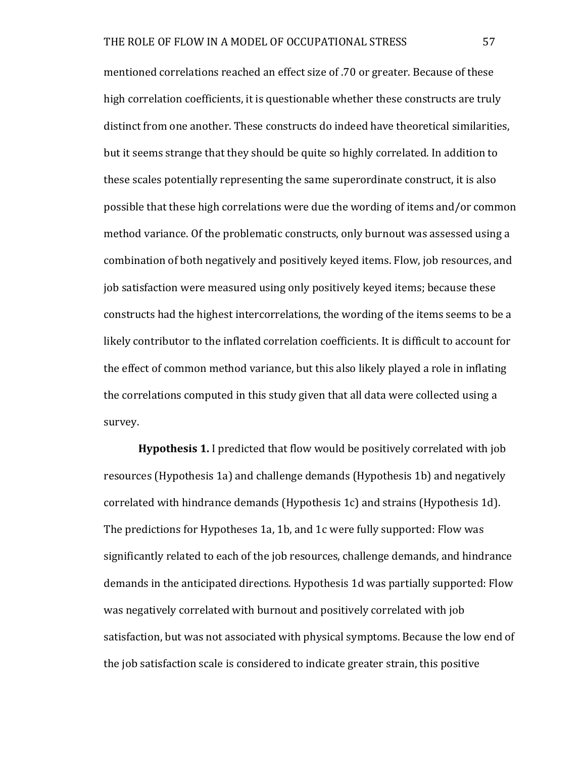mentioned correlations reached an effect size of .70 or greater. Because of these high correlation coefficients, it is questionable whether these constructs are truly distinct from one another. These constructs do indeed have theoretical similarities, but it seems strange that they should be quite so highly correlated. In addition to these scales potentially representing the same superordinate construct, it is also possible that these high correlations were due the wording of items and/or common method variance. Of the problematic constructs, only burnout was assessed using a combination of both negatively and positively keyed items. Flow, job resources, and job satisfaction were measured using only positively keyed items; because these constructs had the highest intercorrelations, the wording of the items seems to be a likely contributor to the inflated correlation coefficients. It is difficult to account for the effect of common method variance, but this also likely played a role in inflating the correlations computed in this study given that all data were collected using a survey.

**Hypothesis 1.** I predicted that flow would be positively correlated with job resources (Hypothesis 1a) and challenge demands (Hypothesis 1b) and negatively correlated with hindrance demands (Hypothesis 1c) and strains (Hypothesis 1d). The predictions for Hypotheses 1a, 1b, and 1c were fully supported: Flow was significantly related to each of the job resources, challenge demands, and hindrance demands in the anticipated directions. Hypothesis 1d was partially supported: Flow was negatively correlated with burnout and positively correlated with job satisfaction, but was not associated with physical symptoms. Because the low end of the job satisfaction scale is considered to indicate greater strain, this positive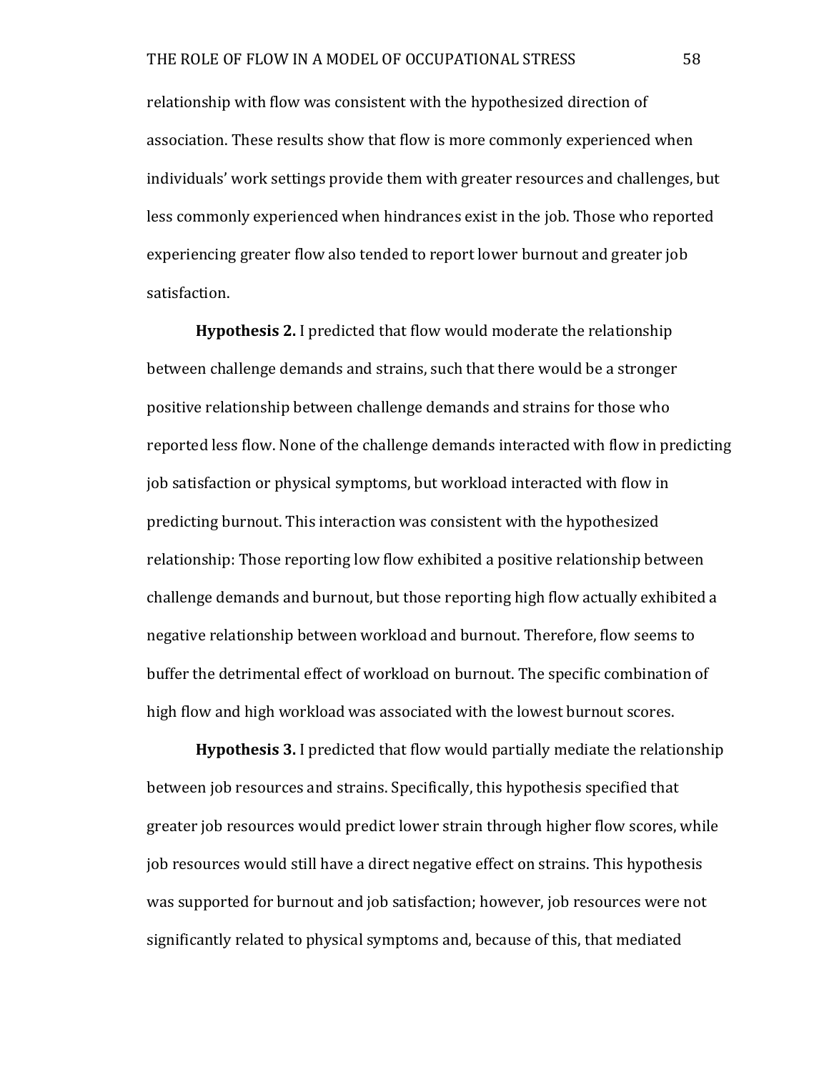relationship with flow was consistent with the hypothesized direction of association. These results show that flow is more commonly experienced when individuals' work settings provide them with greater resources and challenges, but less commonly experienced when hindrances exist in the job. Those who reported experiencing greater flow also tended to report lower burnout and greater job satisfaction.

**Hypothesis 2.** I predicted that flow would moderate the relationship between challenge demands and strains, such that there would be a stronger positive relationship between challenge demands and strains for those who reported less flow. None of the challenge demands interacted with flow in predicting job satisfaction or physical symptoms, but workload interacted with flow in predicting burnout. This interaction was consistent with the hypothesized relationship: Those reporting low flow exhibited a positive relationship between challenge demands and burnout, but those reporting high flow actually exhibited a negative relationship between workload and burnout. Therefore, flow seems to buffer the detrimental effect of workload on burnout. The specific combination of high flow and high workload was associated with the lowest burnout scores.

**Hypothesis 3.** I predicted that flow would partially mediate the relationship between job resources and strains. Specifically, this hypothesis specified that greater job resources would predict lower strain through higher flow scores, while job resources would still have a direct negative effect on strains. This hypothesis was supported for burnout and job satisfaction; however, job resources were not significantly related to physical symptoms and, because of this, that mediated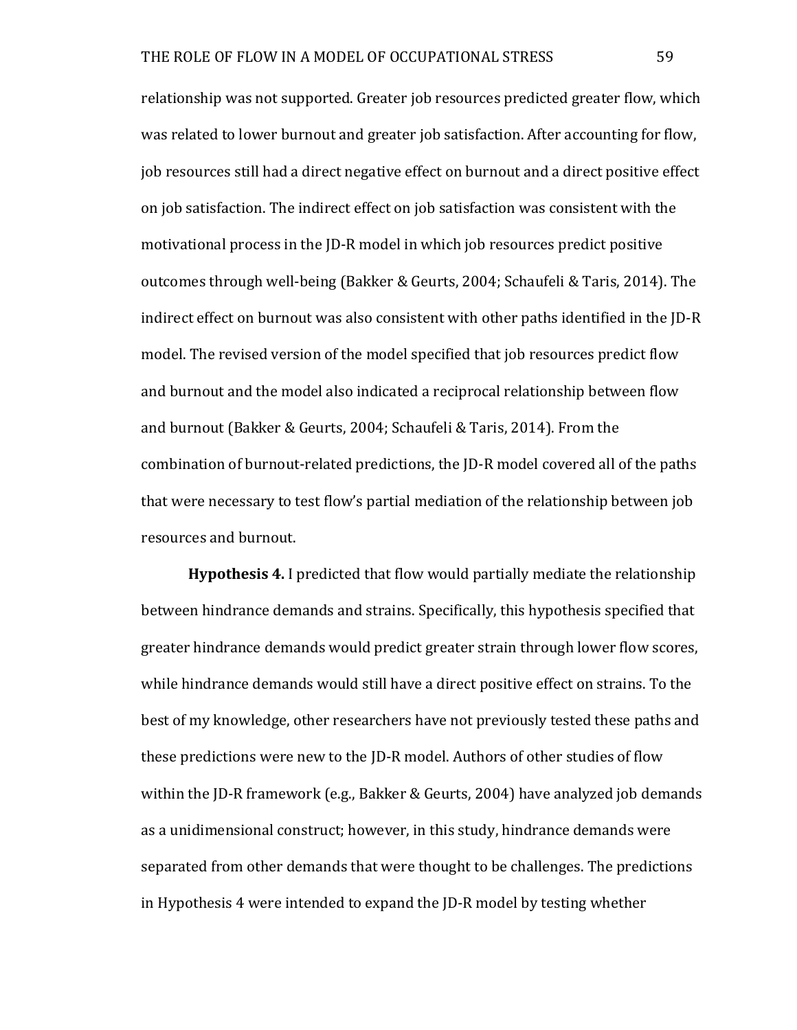relationship was not supported. Greater job resources predicted greater flow, which was related to lower burnout and greater job satisfaction. After accounting for flow, job resources still had a direct negative effect on burnout and a direct positive effect on job satisfaction. The indirect effect on job satisfaction was consistent with the motivational process in the JD-R model in which job resources predict positive outcomes through well-being (Bakker & Geurts, 2004; Schaufeli & Taris, 2014). The indirect effect on burnout was also consistent with other paths identified in the JD-R model. The revised version of the model specified that job resources predict flow and burnout and the model also indicated a reciprocal relationship between flow and burnout (Bakker & Geurts, 2004; Schaufeli & Taris, 2014). From the combination of burnout-related predictions, the JD-R model covered all of the paths that were necessary to test flow's partial mediation of the relationship between job resources and burnout.

**Hypothesis 4.** I predicted that flow would partially mediate the relationship between hindrance demands and strains. Specifically, this hypothesis specified that greater hindrance demands would predict greater strain through lower flow scores, while hindrance demands would still have a direct positive effect on strains. To the best of my knowledge, other researchers have not previously tested these paths and these predictions were new to the JD-R model. Authors of other studies of flow within the JD-R framework (e.g., Bakker & Geurts, 2004) have analyzed job demands as a unidimensional construct; however, in this study, hindrance demands were separated from other demands that were thought to be challenges. The predictions in Hypothesis 4 were intended to expand the JD-R model by testing whether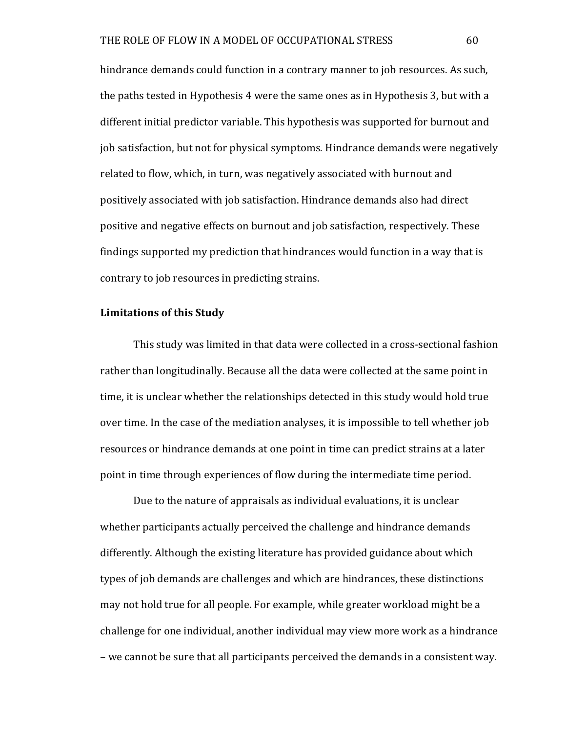hindrance demands could function in a contrary manner to job resources. As such, the paths tested in Hypothesis 4 were the same ones as in Hypothesis 3, but with a different initial predictor variable. This hypothesis was supported for burnout and job satisfaction, but not for physical symptoms. Hindrance demands were negatively related to flow, which, in turn, was negatively associated with burnout and positively associated with job satisfaction. Hindrance demands also had direct positive and negative effects on burnout and job satisfaction, respectively. These findings supported my prediction that hindrances would function in a way that is contrary to job resources in predicting strains.

**Limitations of this Study**

This study was limited in that data were collected in a cross-sectional fashion rather than longitudinally. Because all the data were collected at the same point in time, it is unclear whether the relationships detected in this study would hold true over time. In the case of the mediation analyses, it is impossible to tell whether job resources or hindrance demands at one point in time can predict strains at a later point in time through experiences of flow during the intermediate time period.

Due to the nature of appraisals as individual evaluations, it is unclear whether participants actually perceived the challenge and hindrance demands differently. Although the existing literature has provided guidance about which types of job demands are challenges and which are hindrances, these distinctions may not hold true for all people. For example, while greater workload might be a challenge for one individual, another individual may view more work as a hindrance – we cannot be sure that all participants perceived the demands in a consistent way.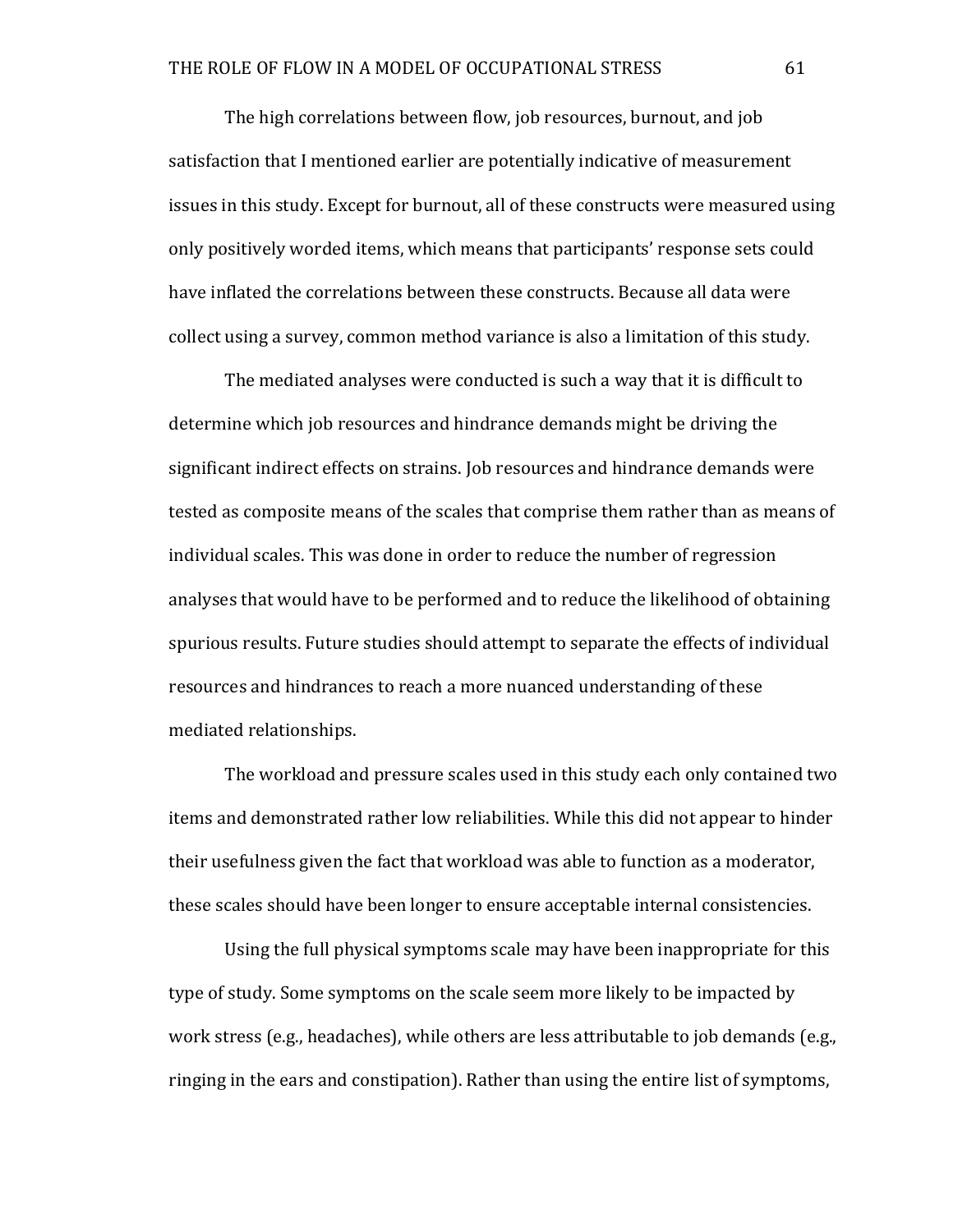The high correlations between flow, job resources, burnout, and job satisfaction that I mentioned earlier are potentially indicative of measurement issues in this study. Except for burnout, all of these constructs were measured using only positively worded items, which means that participants' response sets could have inflated the correlations between these constructs. Because all data were collect using a survey, common method variance is also a limitation of this study.

The mediated analyses were conducted is such a way that it is difficult to determine which job resources and hindrance demands might be driving the significant indirect effects on strains. Job resources and hindrance demands were tested as composite means of the scales that comprise them rather than as means of individual scales. This was done in order to reduce the number of regression analyses that would have to be performed and to reduce the likelihood of obtaining spurious results. Future studies should attempt to separate the effects of individual resources and hindrances to reach a more nuanced understanding of these mediated relationships.

The workload and pressure scales used in this study each only contained two items and demonstrated rather low reliabilities. While this did not appear to hinder their usefulness given the fact that workload was able to function as a moderator, these scales should have been longer to ensure acceptable internal consistencies.

Using the full physical symptoms scale may have been inappropriate for this type of study. Some symptoms on the scale seem more likely to be impacted by work stress (e.g., headaches), while others are less attributable to job demands (e.g., ringing in the ears and constipation). Rather than using the entire list of symptoms,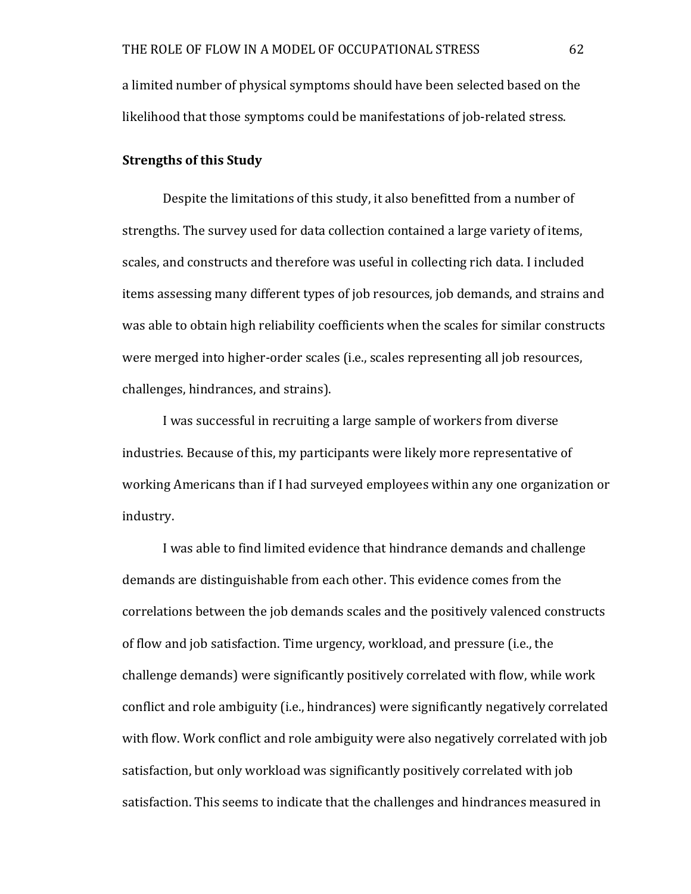a limited number of physical symptoms should have been selected based on the likelihood that those symptoms could be manifestations of job-related stress.

**Strengths of this Study**

Despite the limitations of this study, it also benefitted from a number of strengths. The survey used for data collection contained a large variety of items, scales, and constructs and therefore was useful in collecting rich data. I included items assessing many different types of job resources, job demands, and strains and was able to obtain high reliability coefficients when the scales for similar constructs were merged into higher-order scales (i.e., scales representing all job resources, challenges, hindrances, and strains).

I was successful in recruiting a large sample of workers from diverse industries. Because of this, my participants were likely more representative of working Americans than if I had surveyed employees within any one organization or industry.

I was able to find limited evidence that hindrance demands and challenge demands are distinguishable from each other. This evidence comes from the correlations between the job demands scales and the positively valenced constructs of flow and job satisfaction. Time urgency, workload, and pressure (i.e., the challenge demands) were significantly positively correlated with flow, while work conflict and role ambiguity (i.e., hindrances) were significantly negatively correlated with flow. Work conflict and role ambiguity were also negatively correlated with job satisfaction, but only workload was significantly positively correlated with job satisfaction. This seems to indicate that the challenges and hindrances measured in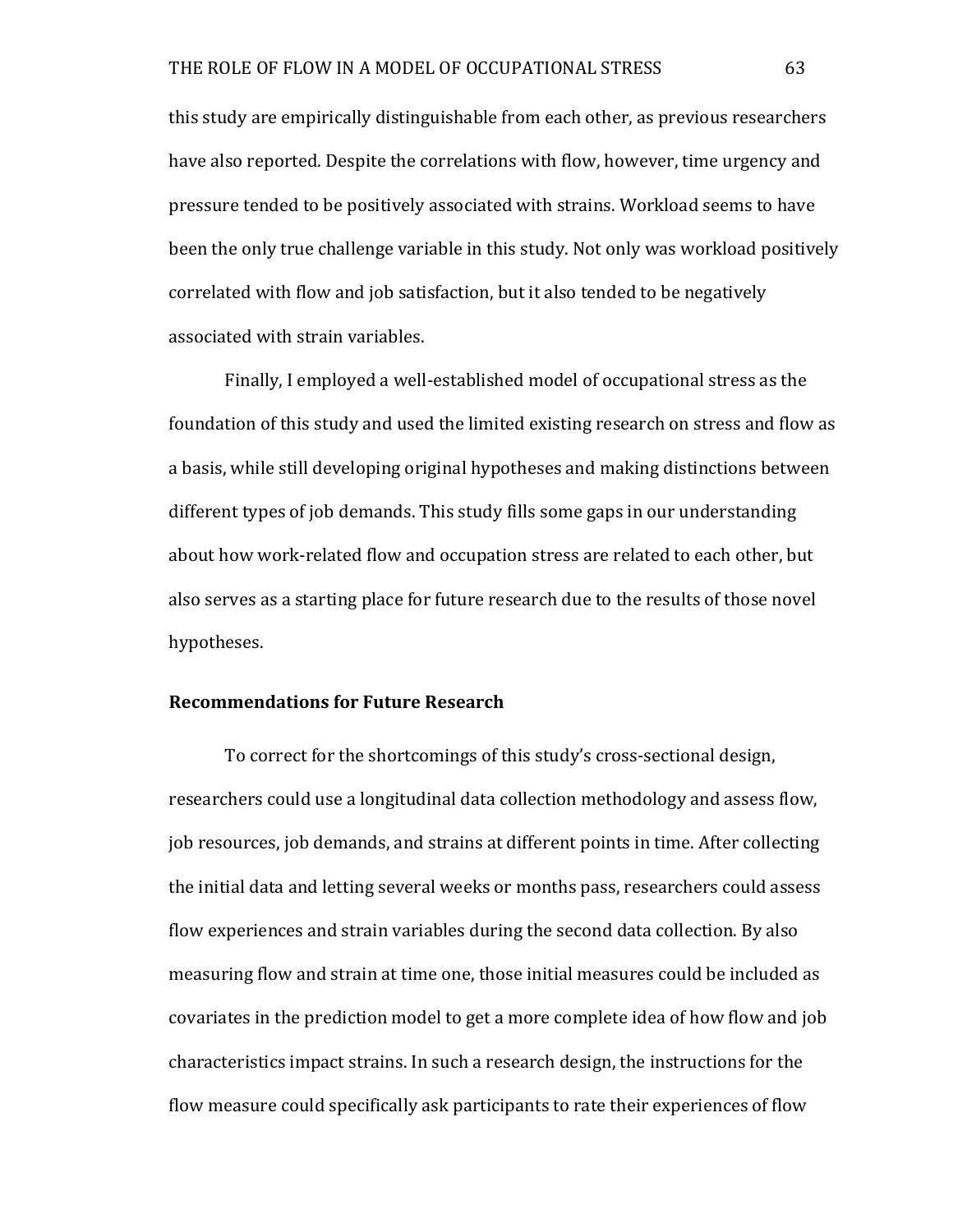this study are empirically distinguishable from each other, as previous researchers have also reported. Despite the correlations with flow, however, time urgency and pressure tended to be positively associated with strains. Workload seems to have been the only true challenge variable in this study. Not only was workload positively correlated with flow and job satisfaction, but it also tended to be negatively associated with strain variables.

Finally, I employed a well-established model of occupational stress as the foundation of this study and used the limited existing research on stress and flow as a basis, while still developing original hypotheses and making distinctions between different types of job demands. This study fills some gaps in our understanding about how work-related flow and occupation stress are related to each other, but also serves as a starting place for future research due to the results of those novel hypotheses.

## Recommendations for Future Research

To correct for the shortcomings of this study's cross-sectional design, researchers could use a longitudinal data collection methodology and assess flow, job resources, job demands, and strains at different points in time. After collecting the initial data and letting several weeks or months pass, researchers could assess flow experiences and strain variables during the second data collection. By also measuring flow and strain at time one, those initial measures could be included as covariates in the prediction model to get a more complete idea of how flow and job characteristics impact strains. In such a research design, the instructions for the flow measure could specifically ask participants to rate their experiences of flow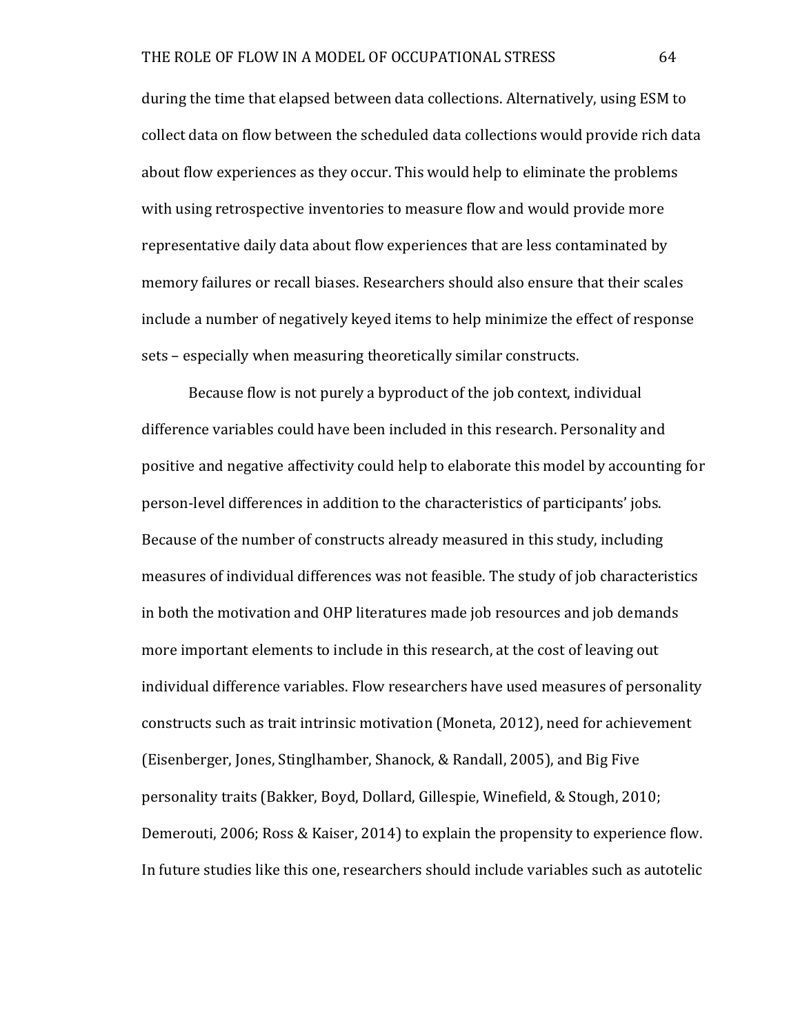during the time that elapsed between data collections. Alternatively, using ESM to collect data on flow between the scheduled data collections would provide rich data about flow experiences as they occur. This would help to eliminate the problems with using retrospective inventories to measure flow and would provide more representative daily data about flow experiences that are less contaminated by memory failures or recall biases. Researchers should also ensure that their scales include a number of negatively keyed items to help minimize the effect of response sets – especially when measuring theoretically similar constructs.

Because flow is not purely a byproduct of the job context, individual difference variables could have been included in this research. Personality and positive and negative affectivity could help to elaborate this model by accounting for person-level differences in addition to the characteristics of participants' jobs. Because of the number of constructs already measured in this study, including measures of individual differences was not feasible. The study of job characteristics in both the motivation and OHP literatures made job resources and job demands more important elements to include in this research, at the cost of leaving out individual difference variables. Flow researchers have used measures of personality constructs such as trait intrinsic motivation (Moneta, 2012), need for achievement (Eisenberger, Jones, Stinglhamber, Shanock, & Randall, 2005), and Big Five personality traits (Bakker, Boyd, Dollard, Gillespie, Winefield, & Stough, 2010; Demerouti, 2006; Ross & Kaiser, 2014) to explain the propensity to experience flow. In future studies like this one, researchers should include variables such as autotelic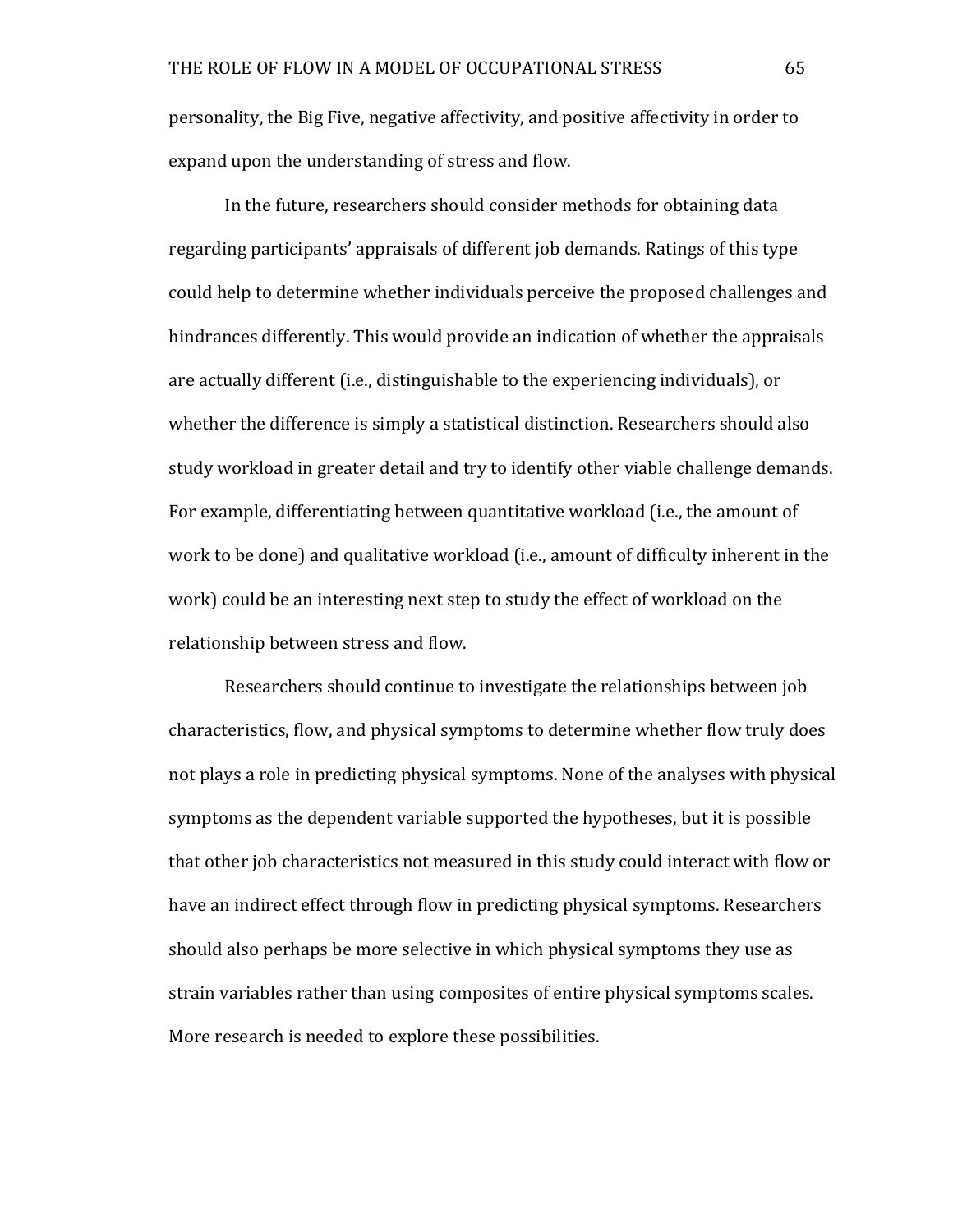personality, the Big Five, negative affectivity, and positive affectivity in order to expand upon the understanding of stress and flow.

In the future, researchers should consider methods for obtaining data regarding participants' appraisals of different job demands. Ratings of this type could help to determine whether individuals perceive the proposed challenges and hindrances differently. This would provide an indication of whether the appraisals are actually different (i.e., distinguishable to the experiencing individuals), or whether the difference is simply a statistical distinction. Researchers should also study workload in greater detail and try to identify other viable challenge demands. For example, differentiating between quantitative workload (i.e., the amount of work to be done) and qualitative workload (i.e., amount of difficulty inherent in the work) could be an interesting next step to study the effect of workload on the relationship between stress and flow.

Researchers should continue to investigate the relationships between job characteristics, flow, and physical symptoms to determine whether flow truly does not plays a role in predicting physical symptoms. None of the analyses with physical symptoms as the dependent variable supported the hypotheses, but it is possible that other job characteristics not measured in this study could interact with flow or have an indirect effect through flow in predicting physical symptoms. Researchers should also perhaps be more selective in which physical symptoms they use as strain variables rather than using composites of entire physical symptoms scales. More research is needed to explore these possibilities.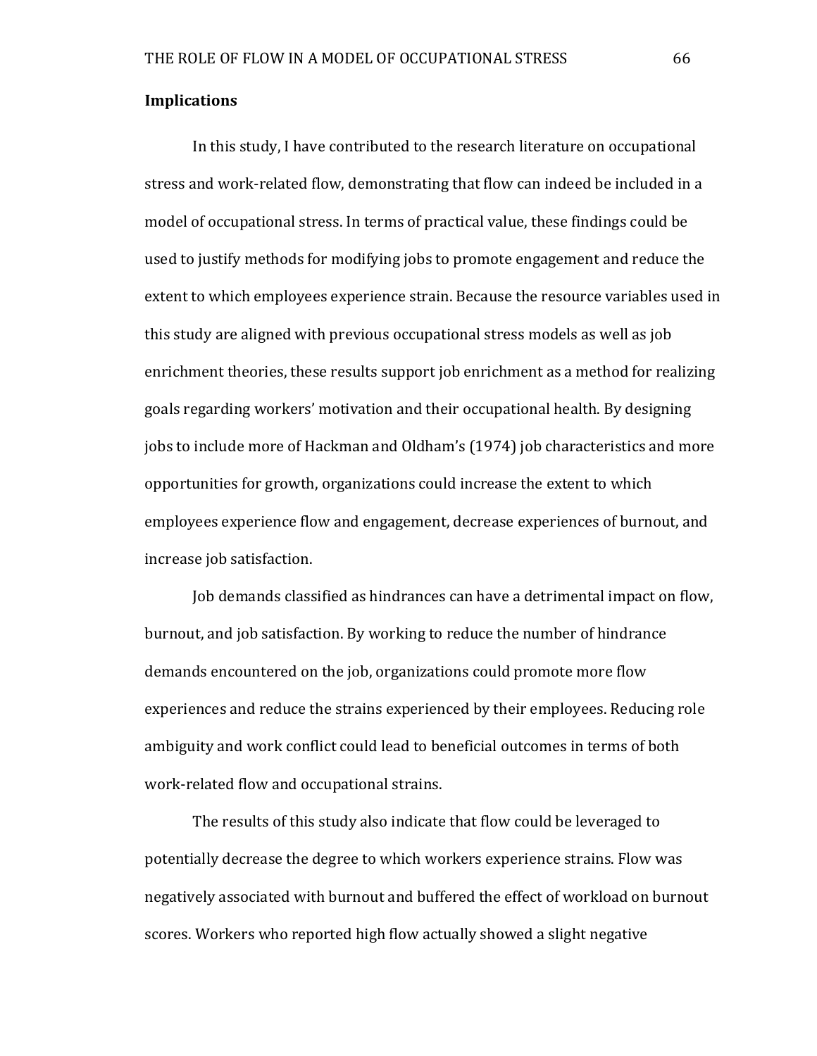## Implications

In this study, I have contributed to the research literature on occupational stress and work-related flow, demonstrating that flow can indeed be included in a model of occupational stress. In terms of practical value, these findings could be used to justify methods for modifying jobs to promote engagement and reduce the extent to which employees experience strain. Because the resource variables used in this study are aligned with previous occupational stress models as well as job enrichment theories, these results support job enrichment as a method for realizing goals regarding workers' motivation and their occupational health. By designing jobs to include more of Hackman and Oldham's (1974) job characteristics and more opportunities for growth, organizations could increase the extent to which employees experience flow and engagement, decrease experiences of burnout, and increase job satisfaction.

Job demands classified as hindrances can have a detrimental impact on flow, burnout, and job satisfaction. By working to reduce the number of hindrance demands encountered on the job, organizations could promote more flow experiences and reduce the strains experienced by their employees. Reducing role ambiguity and work conflict could lead to beneficial outcomes in terms of both work-related flow and occupational strains.

The results of this study also indicate that flow could be leveraged to potentially decrease the degree to which workers experience strains. Flow was negatively associated with burnout and buffered the effect of workload on burnout scores. Workers who reported high flow actually showed a slight negative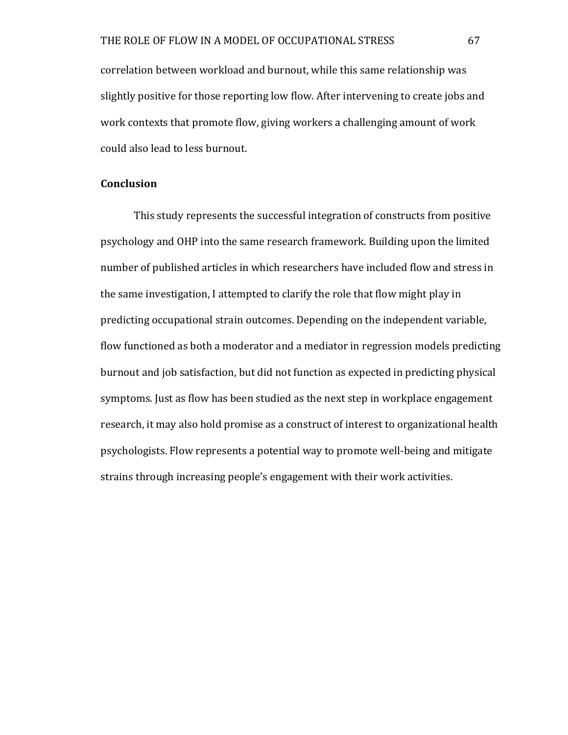correlation between workload and burnout, while this same relationship was slightly positive for those reporting low flow. After intervening to create jobs and work contexts that promote flow, giving workers a challenging amount of work could also lead to less burnout.

## Conclusion

This study represents the successful integration of constructs from positive psychology and OHP into the same research framework. Building upon the limited number of published articles in which researchers have included flow and stress in the same investigation, I attempted to clarify the role that flow might play in predicting occupational strain outcomes. Depending on the independent variable, flow functioned as both a moderator and a mediator in regression models predicting burnout and job satisfaction, but did not function as expected in predicting physical symptoms. Just as flow has been studied as the next step in workplace engagement research, it may also hold promise as a construct of interest to organizational health psychologists. Flow represents a potential way to promote well-being and mitigate strains through increasing people's engagement with their work activities.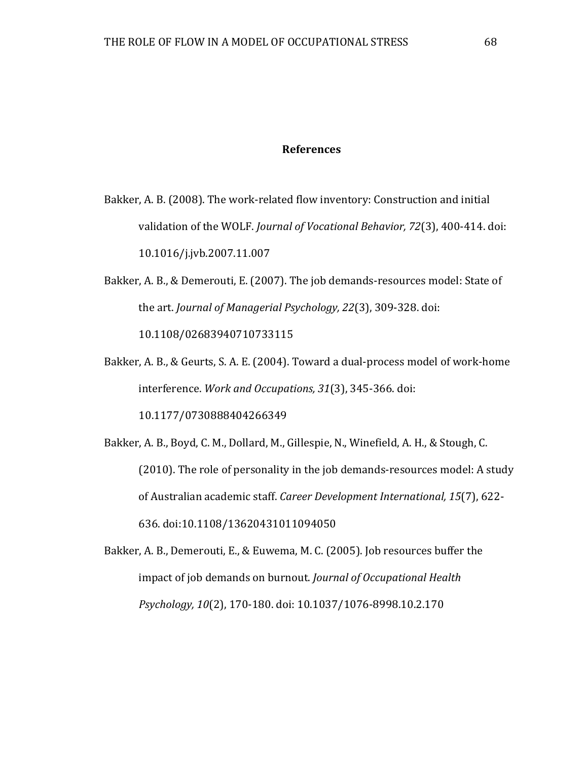# References

Bakker, A. B. (2008). The work-related flow inventory: Construction and initial validation of the WOLF. *Journal of Vocational Behavior, 72*(3), 400-414. doi: 10.1016/j.jvb.2007.11.007

Bakker, A. B., & Demerouti, E. (2007). The job demands-resources model: State of the art. *Journal of Managerial Psychology, 22*(3), 309-328. doi: 10.1108/02683940710733115

Bakker, A. B., & Geurts, S. A. E. (2004). Toward a dual-process model of work-home interference. *Work and Occupations, 31*(3), 345-366. doi: 10.1177/0730888404266349

Bakker, A. B., Boyd, C. M., Dollard, M., Gillespie, N., Winefield, A. H., & Stough, C. (2010). The role of personality in the job demands-resources model: A study of Australian academic staff. *Career Development International, 15*(7), 622-636. doi:10.1108/13620431011094050

Bakker, A. B., Demerouti, E., & Euwema, M. C. (2005). Job resources buffer the impact of job demands on burnout. *Journal of Occupational Health Psychology, 10*(2), 170-180. doi: 10.1037/1076-8998.10.2.170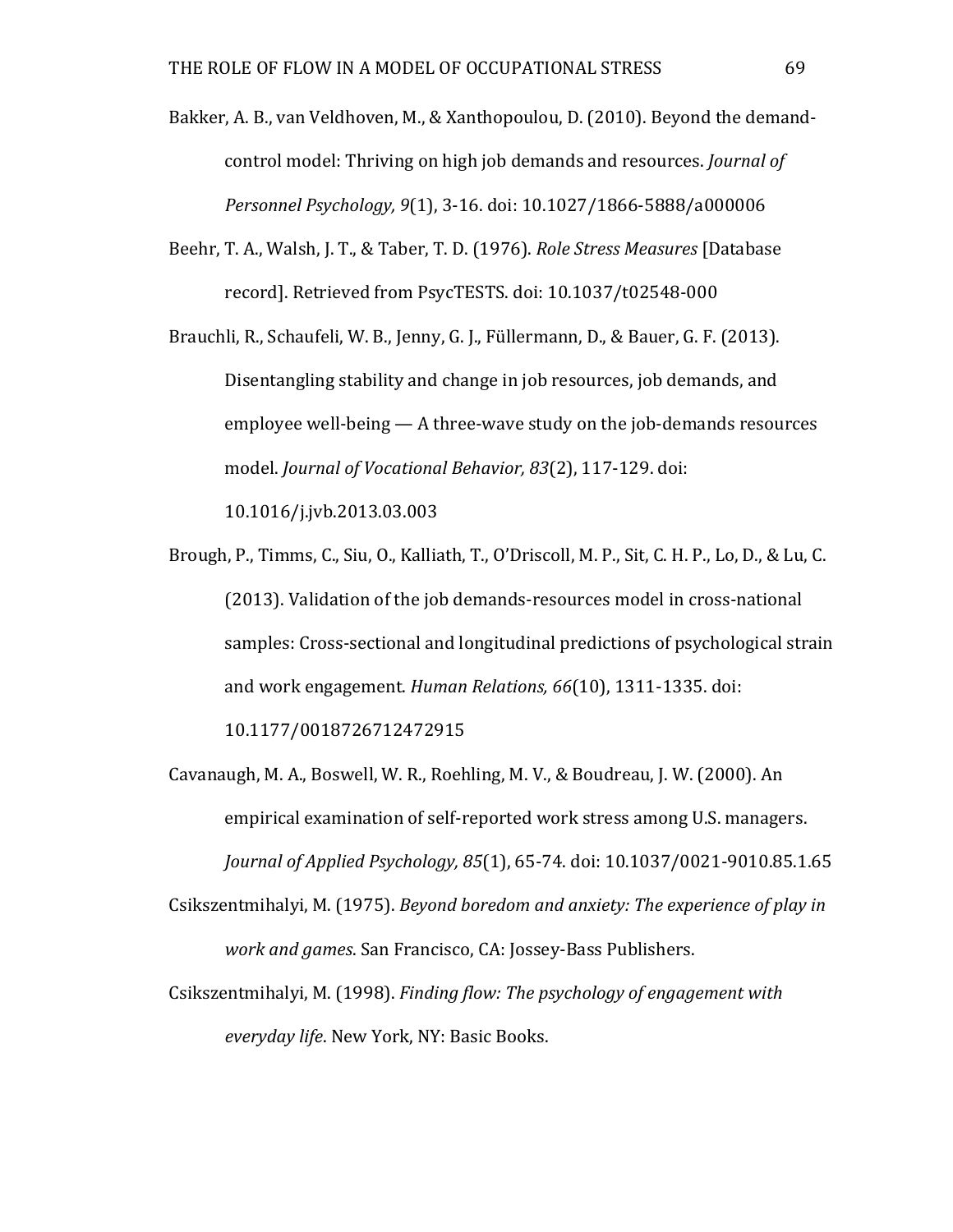Bakker, A. B., van Veldhoven, M., & Xanthopoulou, D. (2010). Beyond the demand-control model: Thriving on high job demands and resources. *Journal of Personnel Psychology, 9*(1), 3-16. doi: 10.1027/1866-5888/a000006

Beehr, T. A., Walsh, J. T., & Taber, T. D. (1976). *Role Stress Measures* [Database record]. Retrieved from PsycTESTS. doi: 10.1037/t02548-000

Brauchli, R., Schaufeli, W. B., Jenny, G. J., Füllermann, D., & Bauer, G. F. (2013). Disentangling stability and change in job resources, job demands, and employee well-being — A three-wave study on the job-demands resources model. *Journal of Vocational Behavior, 83*(2), 117-129. doi: 10.1016/j.jvb.2013.03.003

Brough, P., Timms, C., Siu, O., Kalliath, T., O'Driscoll, M. P., Sit, C. H. P., Lo, D., & Lu, C. (2013). Validation of the job demands-resources model in cross-national samples: Cross-sectional and longitudinal predictions of psychological strain and work engagement. *Human Relations, 66*(10), 1311-1335. doi: 10.1177/0018726712472915

Cavanaugh, M. A., Boswell, W. R., Roehling, M. V., & Boudreau, J. W. (2000). An empirical examination of self-reported work stress among U.S. managers. *Journal of Applied Psychology, 85*(1), 65-74. doi: 10.1037/0021-9010.85.1.65

Csikszentmihalyi, M. (1975). *Beyond boredom and anxiety: The experience of play in work and games*. San Francisco, CA: Jossey-Bass Publishers.

Csikszentmihalyi, M. (1998). *Finding flow: The psychology of engagement with everyday life*. New York, NY: Basic Books.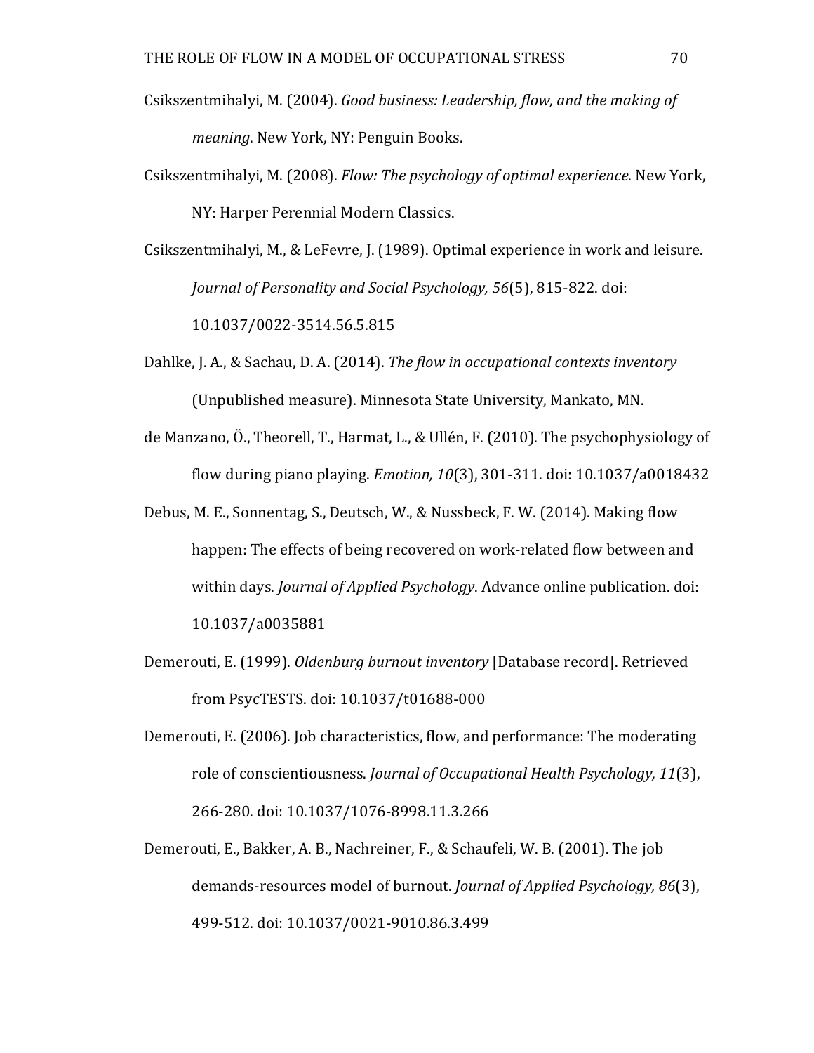Csikszentmihalyi, M. (2004). *Good business: Leadership, flow, and the making of meaning*. New York, NY: Penguin Books.

Csikszentmihalyi, M. (2008). *Flow: The psychology of optimal experience*. New York, NY: Harper Perennial Modern Classics.

Csikszentmihalyi, M., & LeFevre, J. (1989). Optimal experience in work and leisure. *Journal of Personality and Social Psychology, 56*(5), 815-822. doi: 10.1037/0022-3514.56.5.815

Dahlke, J. A., & Sachau, D. A. (2014). *The flow in occupational contexts inventory* (Unpublished measure). Minnesota State University, Mankato, MN.

de Manzano, Ö., Theorell, T., Harmat, L., & Ullén, F. (2010). The psychophysiology of flow during piano playing. *Emotion, 10*(3), 301-311. doi: 10.1037/a0018432

Debus, M. E., Sonnentag, S., Deutsch, W., & Nussbeck, F. W. (2014). Making flow happen: The effects of being recovered on work-related flow between and within days. *Journal of Applied Psychology*. Advance online publication. doi: 10.1037/a0035881

Demerouti, E. (1999). *Oldenburg burnout inventory* [Database record]. Retrieved from PsycTESTS. doi: 10.1037/t01688-000

Demerouti, E. (2006). Job characteristics, flow, and performance: The moderating role of conscientiousness. *Journal of Occupational Health Psychology, 11*(3), 266-280. doi: 10.1037/1076-8998.11.3.266

Demerouti, E., Bakker, A. B., Nachreiner, F., & Schaufeli, W. B. (2001). The job demands-resources model of burnout. *Journal of Applied Psychology, 86*(3), 499-512. doi: 10.1037/0021-9010.86.3.499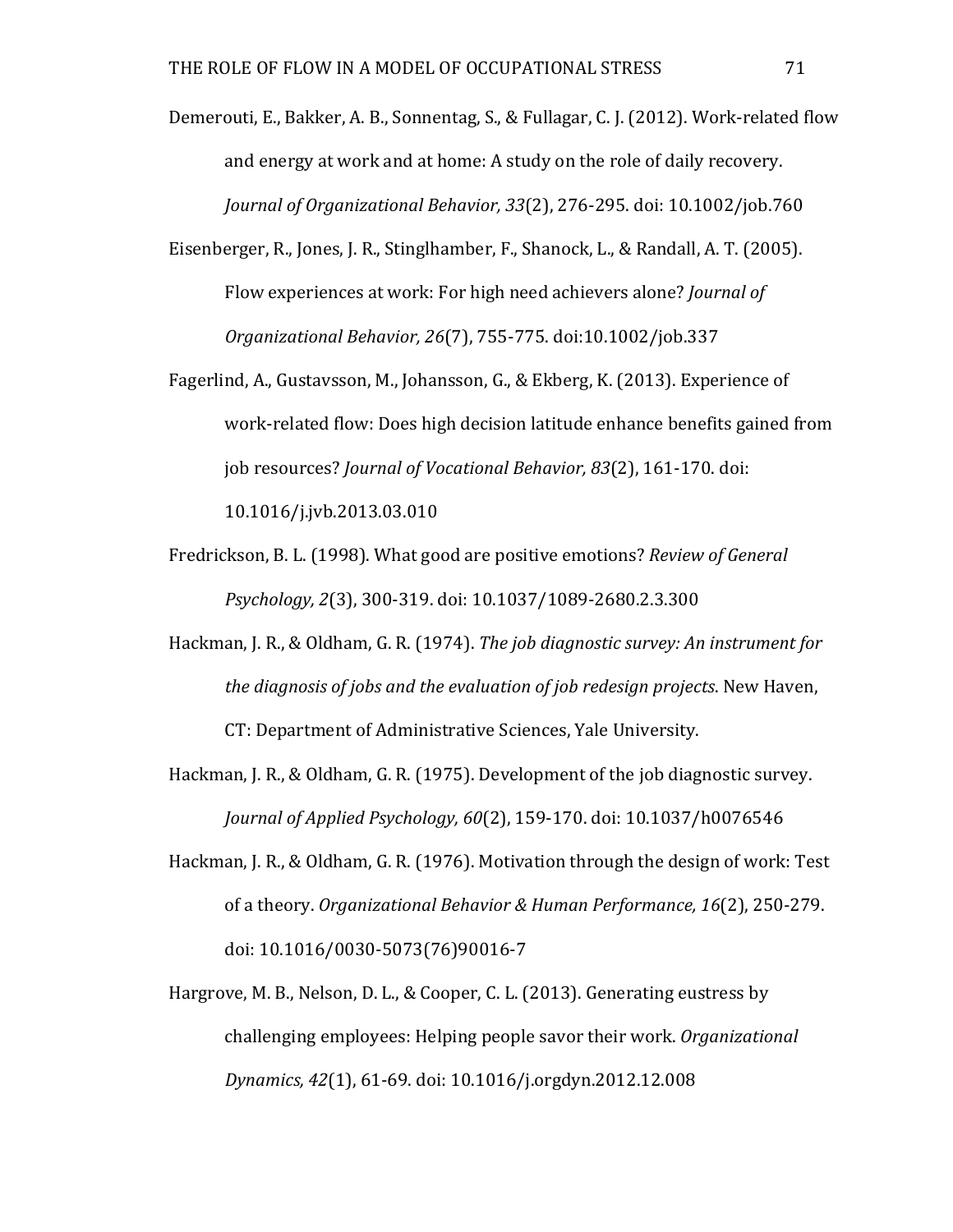Demerouti, E., Bakker, A. B., Sonnentag, S., & Fullagar, C. J. (2012). Work-related flow and energy at work and at home: A study on the role of daily recovery. *Journal of Organizational Behavior, 33*(2), 276-295. doi: 10.1002/job.760

Eisenberger, R., Jones, J. R., Stinglhamber, F., Shanock, L., & Randall, A. T. (2005). Flow experiences at work: For high need achievers alone? *Journal of Organizational Behavior, 26*(7), 755-775. doi:10.1002/job.337

Fagerlind, A., Gustavsson, M., Johansson, G., & Ekberg, K. (2013). Experience of work-related flow: Does high decision latitude enhance benefits gained from job resources? *Journal of Vocational Behavior, 83*(2), 161-170. doi: 10.1016/j.jvb.2013.03.010

Fredrickson, B. L. (1998). What good are positive emotions? *Review of General Psychology, 2*(3), 300-319. doi: 10.1037/1089-2680.2.3.300

Hackman, J. R., & Oldham, G. R. (1974). *The job diagnostic survey: An instrument for the diagnosis of jobs and the evaluation of job redesign projects*. New Haven, CT: Department of Administrative Sciences, Yale University.

Hackman, J. R., & Oldham, G. R. (1975). Development of the job diagnostic survey. *Journal of Applied Psychology, 60*(2), 159-170. doi: 10.1037/h0076546

Hackman, J. R., & Oldham, G. R. (1976). Motivation through the design of work: Test of a theory. *Organizational Behavior & Human Performance, 16*(2), 250-279. doi: 10.1016/0030-5073(76)90016-7

Hargrove, M. B., Nelson, D. L., & Cooper, C. L. (2013). Generating eustress by challenging employees: Helping people savor their work. *Organizational Dynamics, 42*(1), 61-69. doi: 10.1016/j.orgdyn.2012.12.008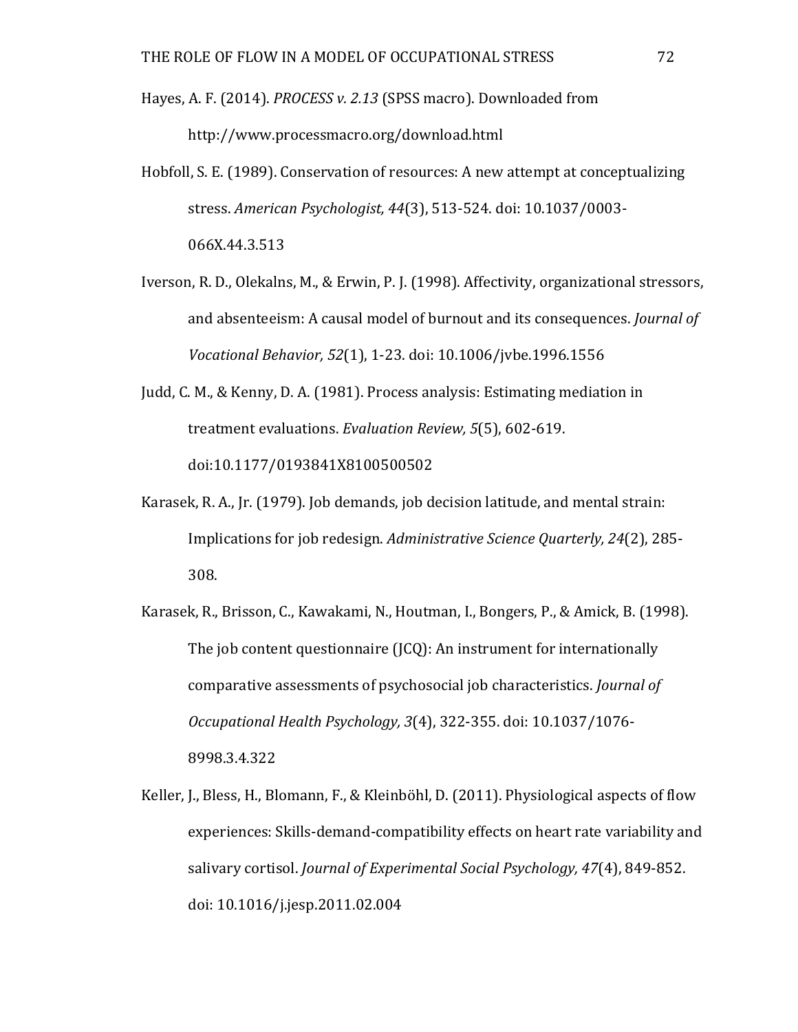Hayes, A. F. (2014). *PROCESS v. 2.13* (SPSS macro). Downloaded from http://www.processmacro.org/download.html

Hobfoll, S. E. (1989). Conservation of resources: A new attempt at conceptualizing stress. *American Psychologist, 44*(3), 513-524. doi: 10.1037/0003-066X.44.3.513

Iverson, R. D., Olekalns, M., & Erwin, P. J. (1998). Affectivity, organizational stressors, and absenteeism: A causal model of burnout and its consequences. *Journal of Vocational Behavior, 52*(1), 1-23. doi: 10.1006/jvbe.1996.1556

Judd, C. M., & Kenny, D. A. (1981). Process analysis: Estimating mediation in treatment evaluations. *Evaluation Review, 5*(5), 602-619. doi:10.1177/0193841X8100500502

Karasek, R. A., Jr. (1979). Job demands, job decision latitude, and mental strain: Implications for job redesign. *Administrative Science Quarterly, 24*(2), 285-308.

Karasek, R., Brisson, C., Kawakami, N., Houtman, I., Bongers, P., & Amick, B. (1998). The job content questionnaire (JCQ): An instrument for internationally comparative assessments of psychosocial job characteristics. *Journal of Occupational Health Psychology, 3*(4), 322-355. doi: 10.1037/1076-8998.3.4.322

Keller, J., Bless, H., Blomann, F., & Kleinböhl, D. (2011). Physiological aspects of flow experiences: Skills-demand-compatibility effects on heart rate variability and salivary cortisol. *Journal of Experimental Social Psychology, 47*(4), 849-852. doi: 10.1016/j.jesp.2011.02.004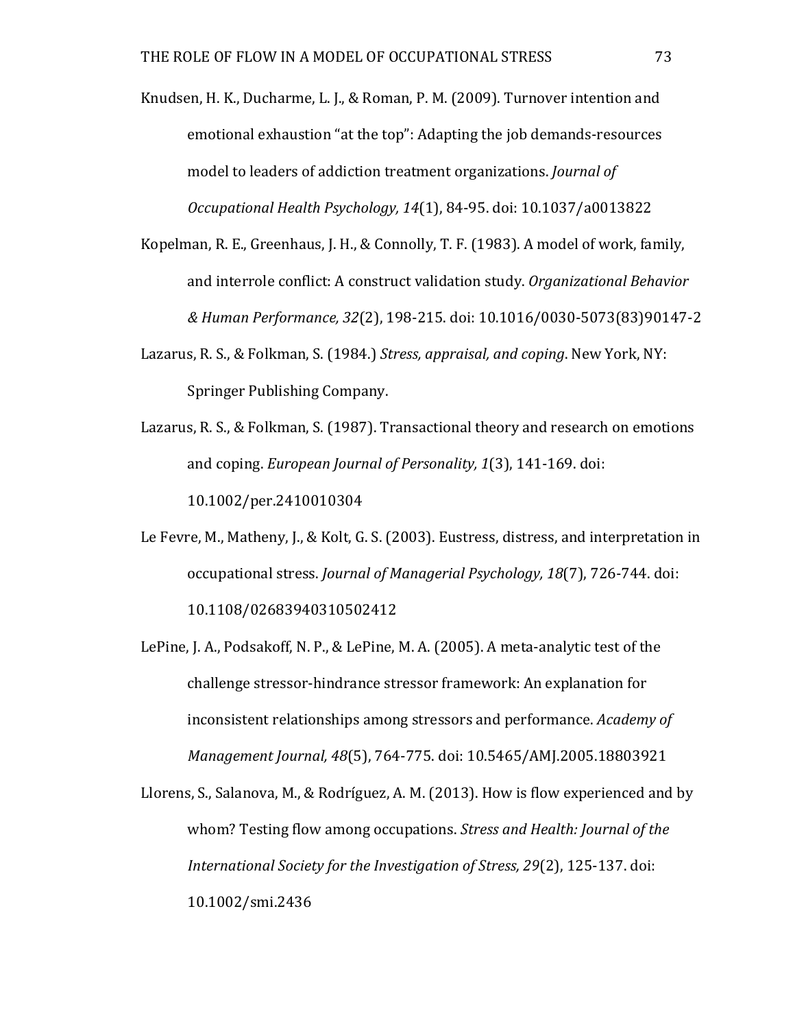Knudsen, H. K., Ducharme, L. J., & Roman, P. M. (2009). Turnover intention and emotional exhaustion "at the top": Adapting the job demands-resources model to leaders of addiction treatment organizations. *Journal of Occupational Health Psychology, 14*(1), 84-95. doi: 10.1037/a0013822

Kopelman, R. E., Greenhaus, J. H., & Connolly, T. F. (1983). A model of work, family, and interrole conflict: A construct validation study. *Organizational Behavior & Human Performance, 32*(2), 198-215. doi: 10.1016/0030-5073(83)90147-2

Lazarus, R. S., & Folkman, S. (1984.) *Stress, appraisal, and coping*. New York, NY: Springer Publishing Company.

Lazarus, R. S., & Folkman, S. (1987). Transactional theory and research on emotions and coping. *European Journal of Personality, 1*(3), 141-169. doi: 10.1002/per.2410010304

Le Fevre, M., Matheny, J., & Kolt, G. S. (2003). Eustress, distress, and interpretation in occupational stress. *Journal of Managerial Psychology, 18*(7), 726-744. doi: 10.1108/02683940310502412

LePine, J. A., Podsakoff, N. P., & LePine, M. A. (2005). A meta-analytic test of the challenge stressor-hindrance stressor framework: An explanation for inconsistent relationships among stressors and performance. *Academy of Management Journal, 48*(5), 764-775. doi: 10.5465/AMJ.2005.18803921

Llorens, S., Salanova, M., & Rodríguez, A. M. (2013). How is flow experienced and by whom? Testing flow among occupations. *Stress and Health: Journal of the International Society for the Investigation of Stress, 29*(2), 125-137. doi: 10.1002/smi.2436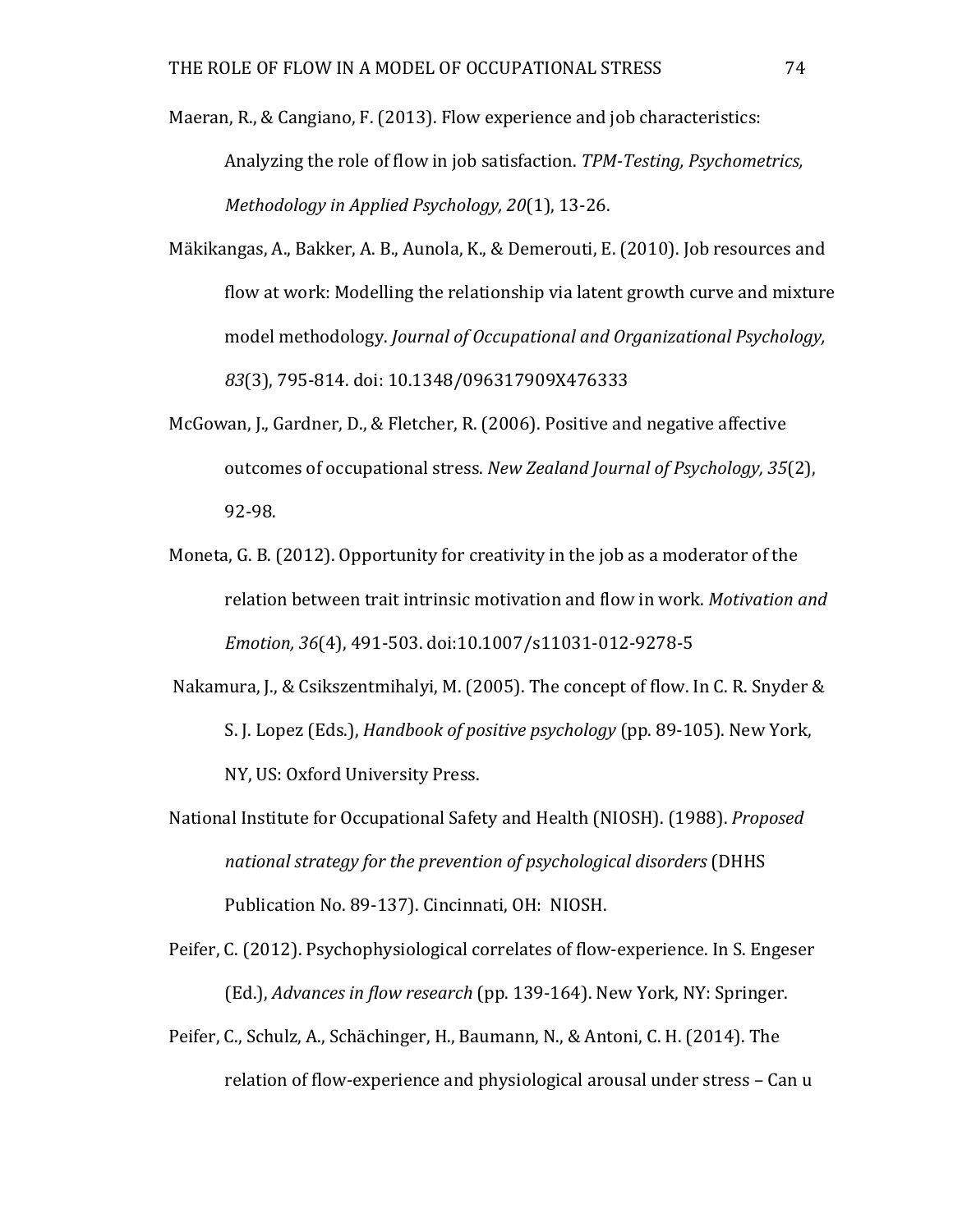Maeran, R., & Cangiano, F. (2013). Flow experience and job characteristics: Analyzing the role of flow in job satisfaction. *TPM-Testing, Psychometrics, Methodology in Applied Psychology, 20*(1), 13-26.

Mäkikangas, A., Bakker, A. B., Aunola, K., & Demerouti, E. (2010). Job resources and flow at work: Modelling the relationship via latent growth curve and mixture model methodology. *Journal of Occupational and Organizational Psychology, 83*(3), 795-814. doi: 10.1348/096317909X476333

McGowan, J., Gardner, D., & Fletcher, R. (2006). Positive and negative affective outcomes of occupational stress. *New Zealand Journal of Psychology, 35*(2), 92-98.

Moneta, G. B. (2012). Opportunity for creativity in the job as a moderator of the relation between trait intrinsic motivation and flow in work. *Motivation and Emotion, 36*(4), 491-503. doi:10.1007/s11031-012-9278-5

Nakamura, J., & Csikszentmihalyi, M. (2005). The concept of flow. In C. R. Snyder & S. J. Lopez (Eds.), *Handbook of positive psychology* (pp. 89-105). New York, NY, US: Oxford University Press.

National Institute for Occupational Safety and Health (NIOSH). (1988). *Proposed national strategy for the prevention of psychological disorders* (DHHS Publication No. 89-137). Cincinnati, OH: NIOSH.

Peifer, C. (2012). Psychophysiological correlates of flow-experience. In S. Engeser (Ed.), *Advances in flow research* (pp. 139-164). New York, NY: Springer.

Peifer, C., Schulz, A., Schächinger, H., Baumann, N., & Antoni, C. H. (2014). The relation of flow-experience and physiological arousal under stress – Can u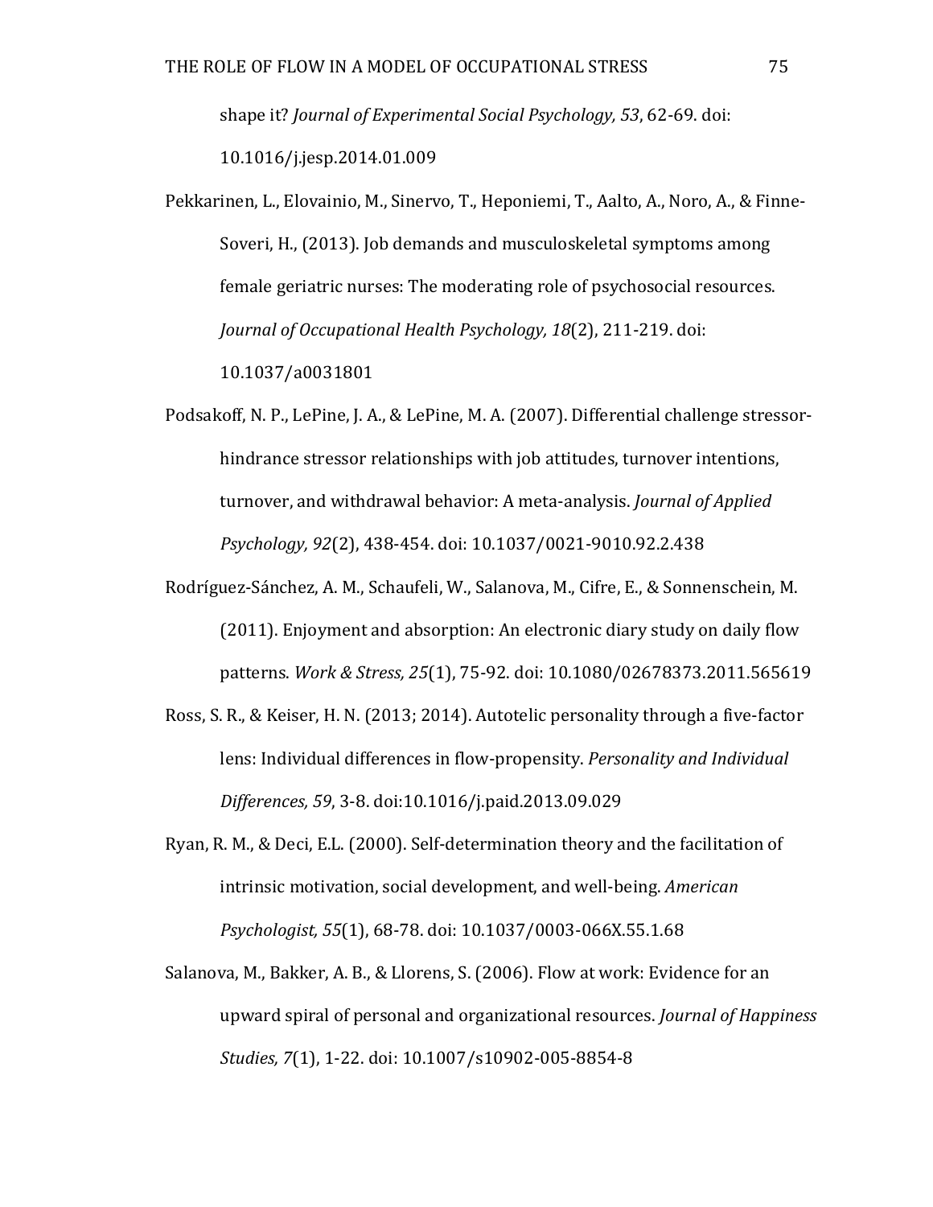shape it? *Journal of Experimental Social Psychology, 53*, 62-69. doi: 10.1016/j.jesp.2014.01.009

Pekkarinen, L., Elovainio, M., Sinervo, T., Heponiemi, T., Aalto, A., Noro, A., & Finne-Soveri, H., (2013). Job demands and musculoskeletal symptoms among female geriatric nurses: The moderating role of psychosocial resources. *Journal of Occupational Health Psychology, 18*(2), 211-219. doi: 10.1037/a0031801

Podsakoff, N. P., LePine, J. A., & LePine, M. A. (2007). Differential challenge stressor-hindrance stressor relationships with job attitudes, turnover intentions, turnover, and withdrawal behavior: A meta-analysis. *Journal of Applied Psychology, 92*(2), 438-454. doi: 10.1037/0021-9010.92.2.438

Rodríguez-Sánchez, A. M., Schaufeli, W., Salanova, M., Cifre, E., & Sonnenschein, M. (2011). Enjoyment and absorption: An electronic diary study on daily flow patterns. *Work & Stress, 25*(1), 75-92. doi: 10.1080/02678373.2011.565619

Ross, S. R., & Keiser, H. N. (2013; 2014). Autotelic personality through a five-factor lens: Individual differences in flow-propensity. *Personality and Individual Differences, 59*, 3-8. doi:10.1016/j.paid.2013.09.029

Ryan, R. M., & Deci, E.L. (2000). Self-determination theory and the facilitation of intrinsic motivation, social development, and well-being. *American Psychologist, 55*(1), 68-78. doi: 10.1037/0003-066X.55.1.68

Salanova, M., Bakker, A. B., & Llorens, S. (2006). Flow at work: Evidence for an upward spiral of personal and organizational resources. *Journal of Happiness Studies, 7*(1), 1-22. doi: 10.1007/s10902-005-8854-8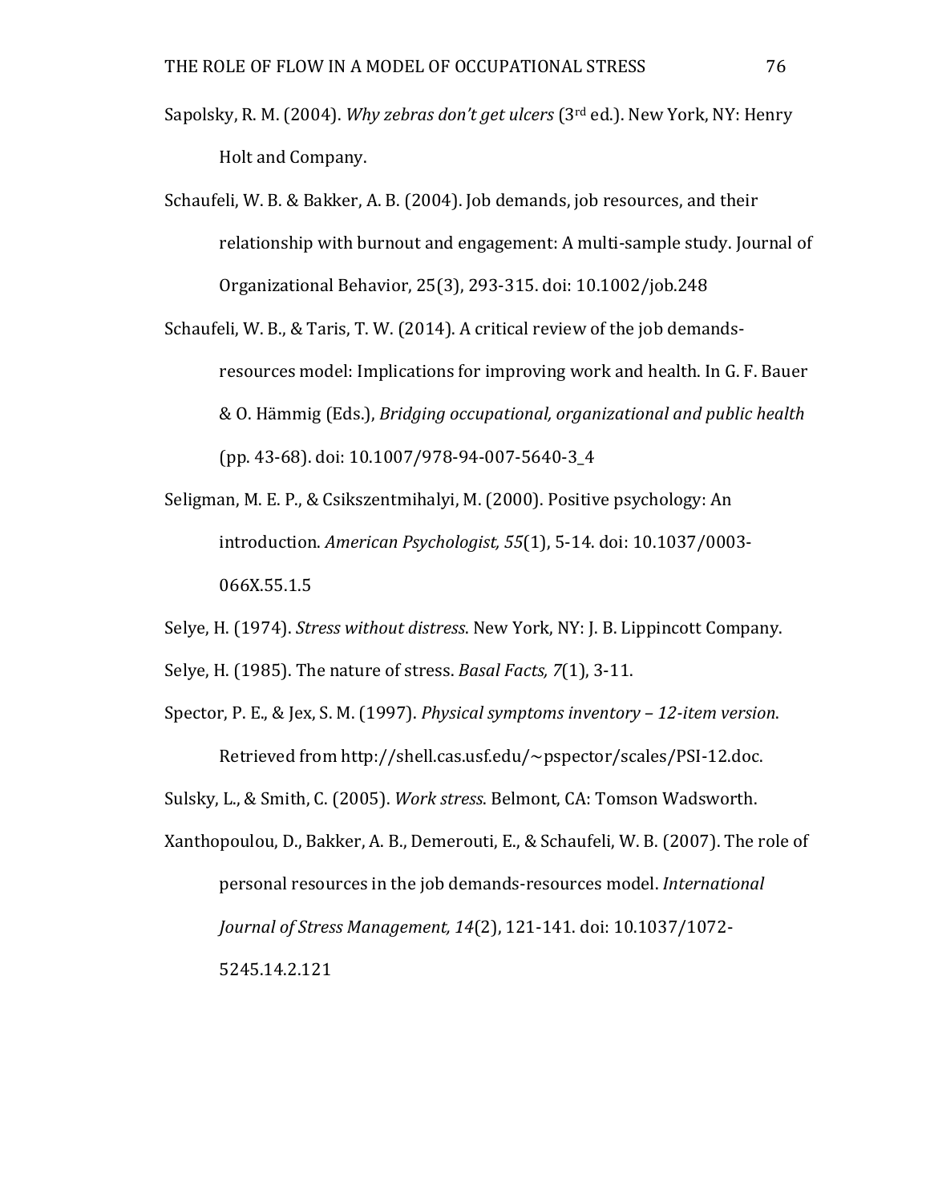Sapolsky, R. M. (2004). *Why zebras don't get ulcers* (3rd ed.). New York, NY: Henry Holt and Company.

Schaufeli, W. B. & Bakker, A. B. (2004). Job demands, job resources, and their relationship with burnout and engagement: A multi-sample study. Journal of Organizational Behavior, 25(3), 293-315. doi: 10.1002/job.248

Schaufeli, W. B., & Taris, T. W. (2014). A critical review of the job demands-resources model: Implications for improving work and health. In G. F. Bauer & O. Hämmig (Eds.), *Bridging occupational, organizational and public health* (pp. 43-68). doi: 10.1007/978-94-007-5640-3_4

Seligman, M. E. P., & Csikszentmihalyi, M. (2000). Positive psychology: An introduction. *American Psychologist, 55*(1), 5-14. doi: 10.1037/0003-066X.55.1.5

Selye, H. (1974). *Stress without distress*. New York, NY: J. B. Lippincott Company.

Selye, H. (1985). The nature of stress. *Basal Facts, 7*(1), 3-11.

Spector, P. E., & Jex, S. M. (1997). *Physical symptoms inventory – 12-item version*. Retrieved from http://shell.cas.usf.edu/~pspector/scales/PSI-12.doc.

Sulsky, L., & Smith, C. (2005). *Work stress*. Belmont, CA: Tomson Wadsworth.

Xanthopoulou, D., Bakker, A. B., Demerouti, E., & Schaufeli, W. B. (2007). The role of personal resources in the job demands-resources model. *International Journal of Stress Management, 14*(2), 121-141. doi: 10.1037/1072-5245.14.2.121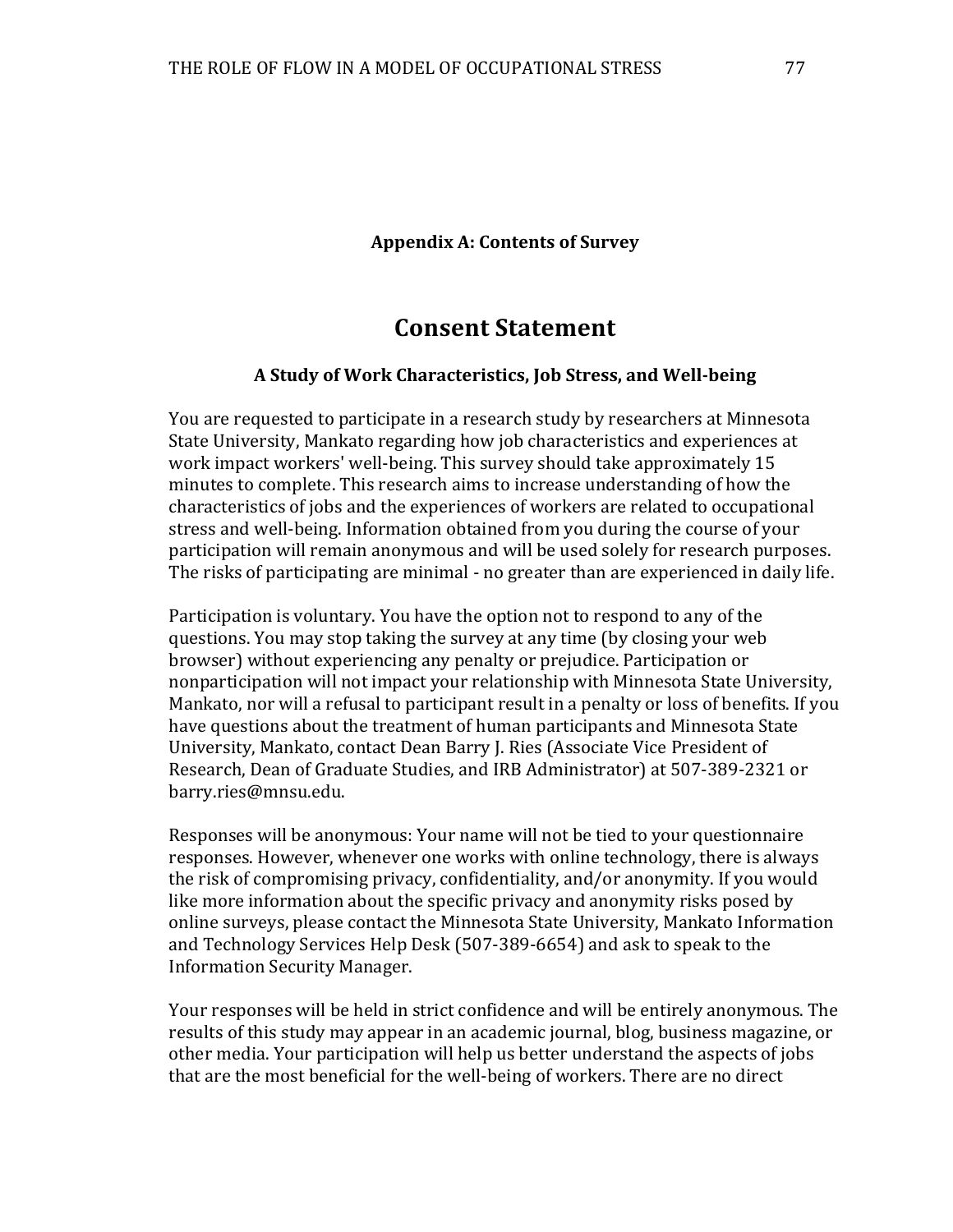## Appendix A: Contents of Survey

# Consent Statement

### A Study of Work Characteristics, Job Stress, and Well-being

You are requested to participate in a research study by researchers at Minnesota State University, Mankato regarding how job characteristics and experiences at work impact workers' well-being. This survey should take approximately 15 minutes to complete. This research aims to increase understanding of how the characteristics of jobs and the experiences of workers are related to occupational stress and well-being. Information obtained from you during the course of your participation will remain anonymous and will be used solely for research purposes. The risks of participating are minimal - no greater than are experienced in daily life.

Participation is voluntary. You have the option not to respond to any of the questions. You may stop taking the survey at any time (by closing your web browser) without experiencing any penalty or prejudice. Participation or nonparticipation will not impact your relationship with Minnesota State University, Mankato, nor will a refusal to participant result in a penalty or loss of benefits. If you have questions about the treatment of human participants and Minnesota State University, Mankato, contact Dean Barry J. Ries (Associate Vice President of Research, Dean of Graduate Studies, and IRB Administrator) at 507-389-2321 or barry.ries@mnsu.edu.

Responses will be anonymous: Your name will not be tied to your questionnaire responses. However, whenever one works with online technology, there is always the risk of compromising privacy, confidentiality, and/or anonymity. If you would like more information about the specific privacy and anonymity risks posed by online surveys, please contact the Minnesota State University, Mankato Information and Technology Services Help Desk (507-389-6654) and ask to speak to the Information Security Manager.

Your responses will be held in strict confidence and will be entirely anonymous. The results of this study may appear in an academic journal, blog, business magazine, or other media. Your participation will help us better understand the aspects of jobs that are the most beneficial for the well-being of workers. There are no direct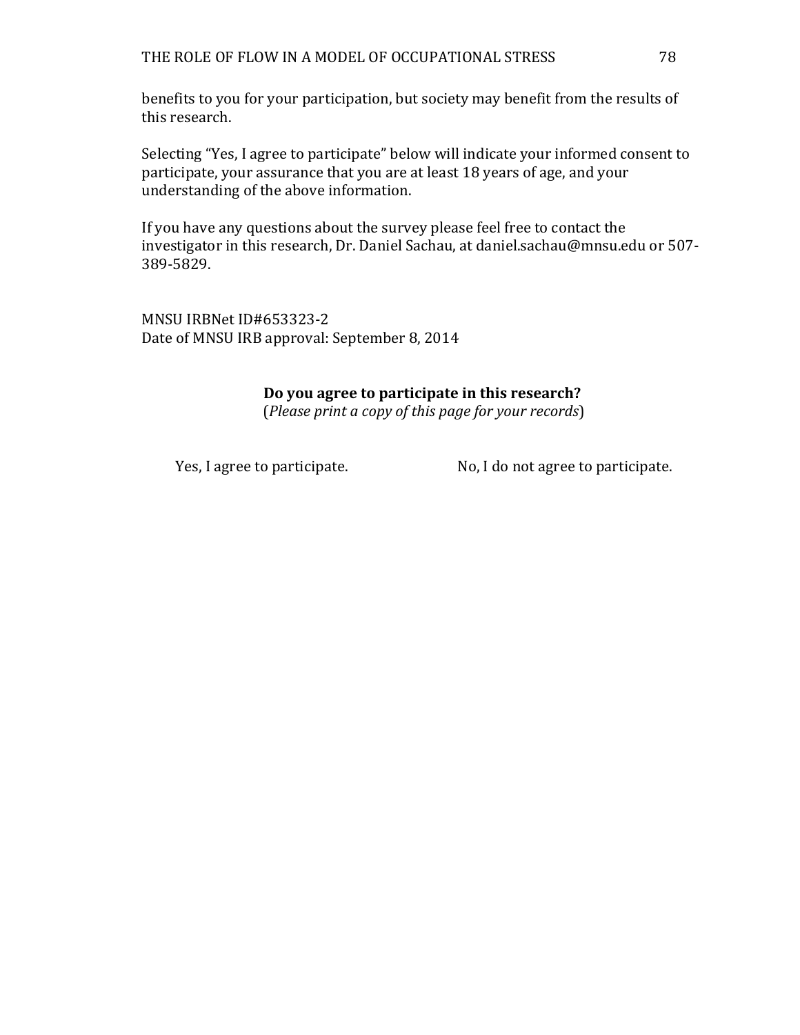benefits to you for your participation, but society may benefit from the results of this research.

Selecting “Yes, I agree to participate” below will indicate your informed consent to participate, your assurance that you are at least 18 years of age, and your understanding of the above information.

If you have any questions about the survey please feel free to contact the investigator in this research, Dr. Daniel Sachau, at daniel.sachau@mnsu.edu or 507-389-5829.

MNSU IRBNet ID#653323-2
Date of MNSU IRB approval: September 8, 2014

**Do you agree to participate in this research?**
(*Please print a copy of this page for your records*)

Yes, I agree to participate. No, I do not agree to participate.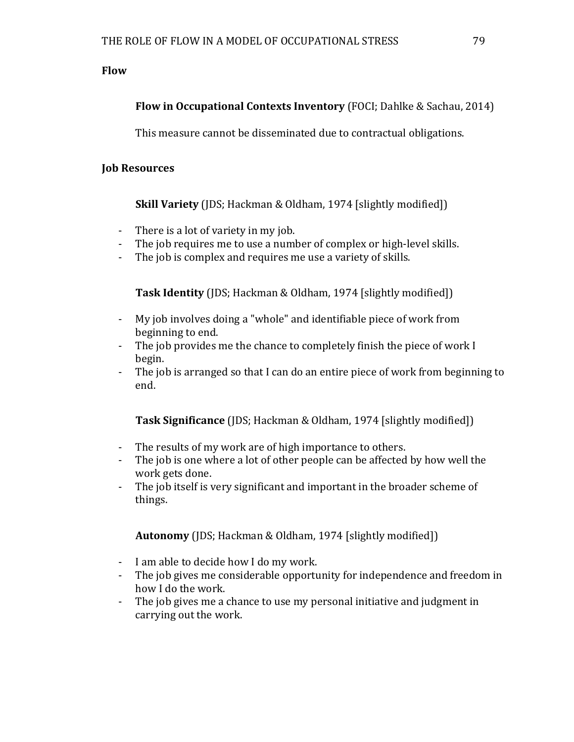## Flow

**Flow in Occupational Contexts Inventory** (FOCI; Dahlke & Sachau, 2014)

This measure cannot be disseminated due to contractual obligations.

## Job Resources

**Skill Variety** (JDS; Hackman & Oldham, 1974 [slightly modified])

- There is a lot of variety in my job.
- The job requires me to use a number of complex or high-level skills.
- The job is complex and requires me use a variety of skills.

**Task Identity** (JDS; Hackman & Oldham, 1974 [slightly modified])

- My job involves doing a "whole" and identifiable piece of work from beginning to end.
- The job provides me the chance to completely finish the piece of work I begin.
- The job is arranged so that I can do an entire piece of work from beginning to end.

**Task Significance** (JDS; Hackman & Oldham, 1974 [slightly modified])

- The results of my work are of high importance to others.
- The job is one where a lot of other people can be affected by how well the work gets done.
- The job itself is very significant and important in the broader scheme of things.

**Autonomy** (JDS; Hackman & Oldham, 1974 [slightly modified])

- I am able to decide how I do my work.
- The job gives me considerable opportunity for independence and freedom in how I do the work.
- The job gives me a chance to use my personal initiative and judgment in carrying out the work.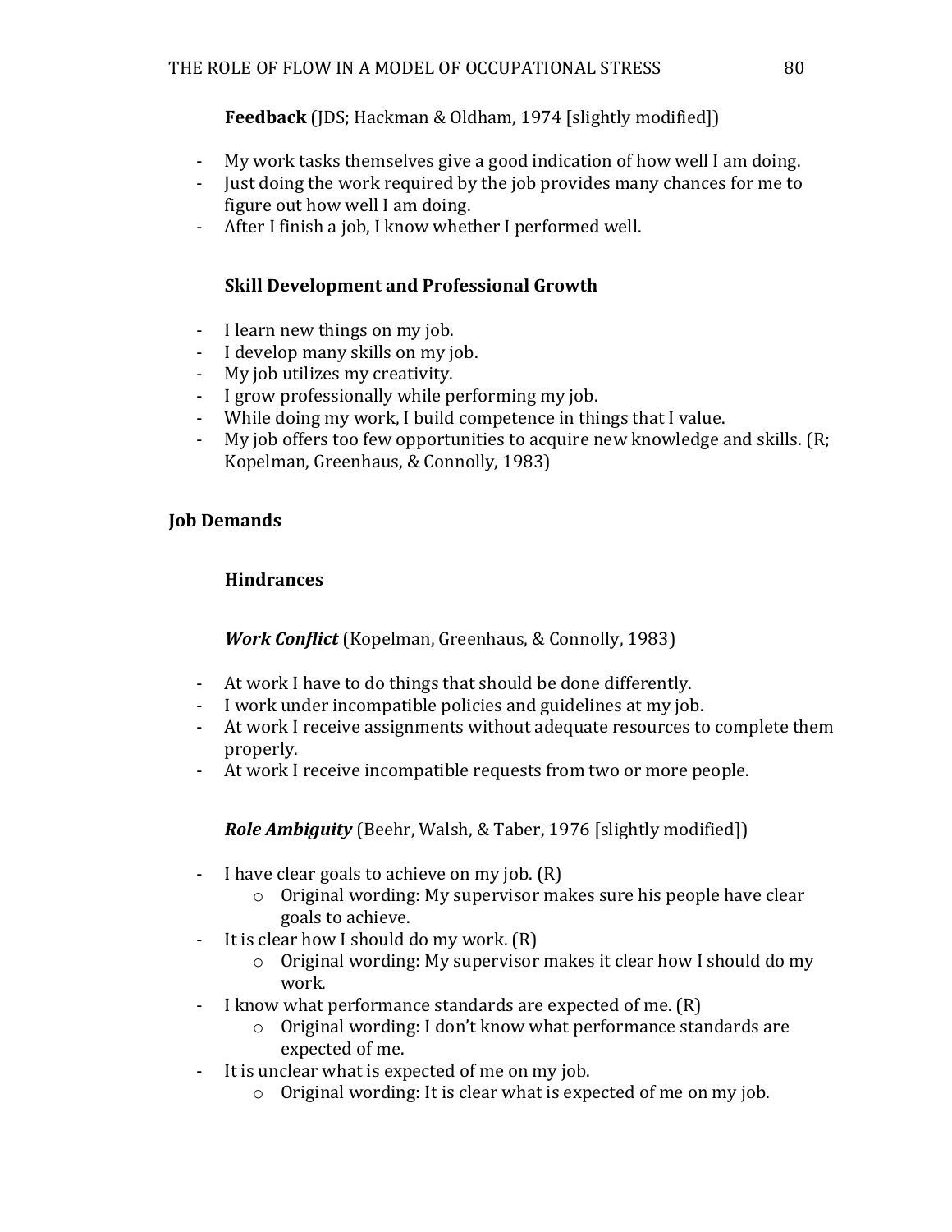**Feedback** (JDS; Hackman & Oldham, 1974 [slightly modified])

- My work tasks themselves give a good indication of how well I am doing.
- Just doing the work required by the job provides many chances for me to figure out how well I am doing.
- After I finish a job, I know whether I performed well.

**Skill Development and Professional Growth**

- I learn new things on my job.
- I develop many skills on my job.
- My job utilizes my creativity.
- I grow professionally while performing my job.
- While doing my work, I build competence in things that I value.
- My job offers too few opportunities to acquire new knowledge and skills. (R; Kopelman, Greenhaus, & Connolly, 1983)

## Job Demands

### Hindrances

***Work Conflict*** (Kopelman, Greenhaus, & Connolly, 1983)

- At work I have to do things that should be done differently.
- I work under incompatible policies and guidelines at my job.
- At work I receive assignments without adequate resources to complete them properly.
- At work I receive incompatible requests from two or more people.

***Role Ambiguity*** (Beehr, Walsh, & Taber, 1976 [slightly modified])

- I have clear goals to achieve on my job. (R)
  - Original wording: My supervisor makes sure his people have clear goals to achieve.
- It is clear how I should do my work. (R)
  - Original wording: My supervisor makes it clear how I should do my work.
- I know what performance standards are expected of me. (R)
  - Original wording: I don't know what performance standards are expected of me.
- It is unclear what is expected of me on my job.
  - Original wording: It is clear what is expected of me on my job.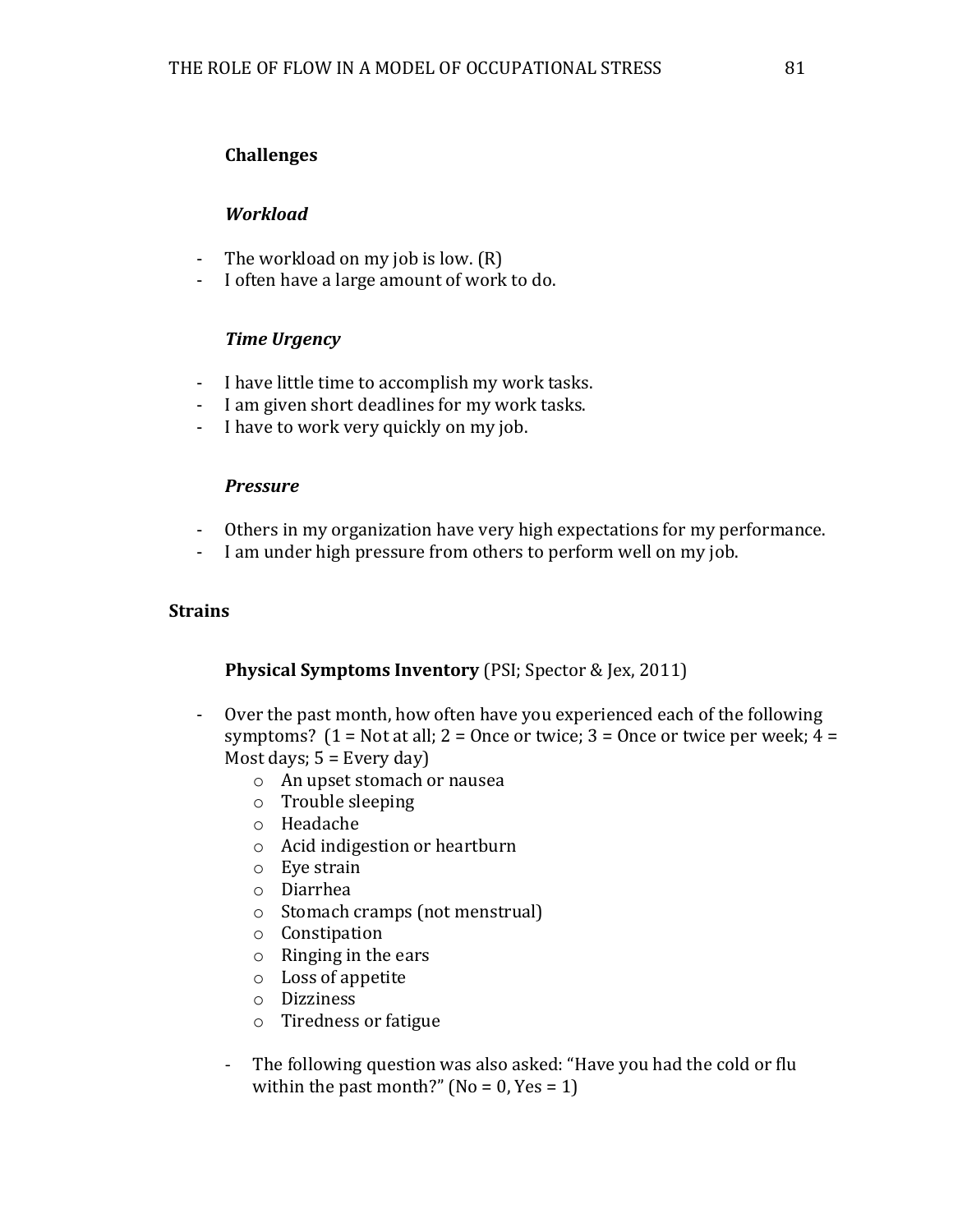### Challenges

#### *Workload*

- The workload on my job is low. (R)
- I often have a large amount of work to do.

#### *Time Urgency*

- I have little time to accomplish my work tasks.
- I am given short deadlines for my work tasks.
- I have to work very quickly on my job.

#### *Pressure*

- Others in my organization have very high expectations for my performance.
- I am under high pressure from others to perform well on my job.

## Strains

**Physical Symptoms Inventory** (PSI; Spector & Jex, 2011)

- Over the past month, how often have you experienced each of the following symptoms? (1 = Not at all; 2 = Once or twice; 3 = Once or twice per week; 4 = Most days; 5 = Every day)
  - An upset stomach or nausea
  - Trouble sleeping
  - Headache
  - Acid indigestion or heartburn
  - Eye strain
  - Diarrhea
  - Stomach cramps (not menstrual)
  - Constipation
  - Ringing in the ears
  - Loss of appetite
  - Dizziness
  - Tiredness or fatigue

- The following question was also asked: "Have you had the cold or flu within the past month?" (No = 0, Yes = 1)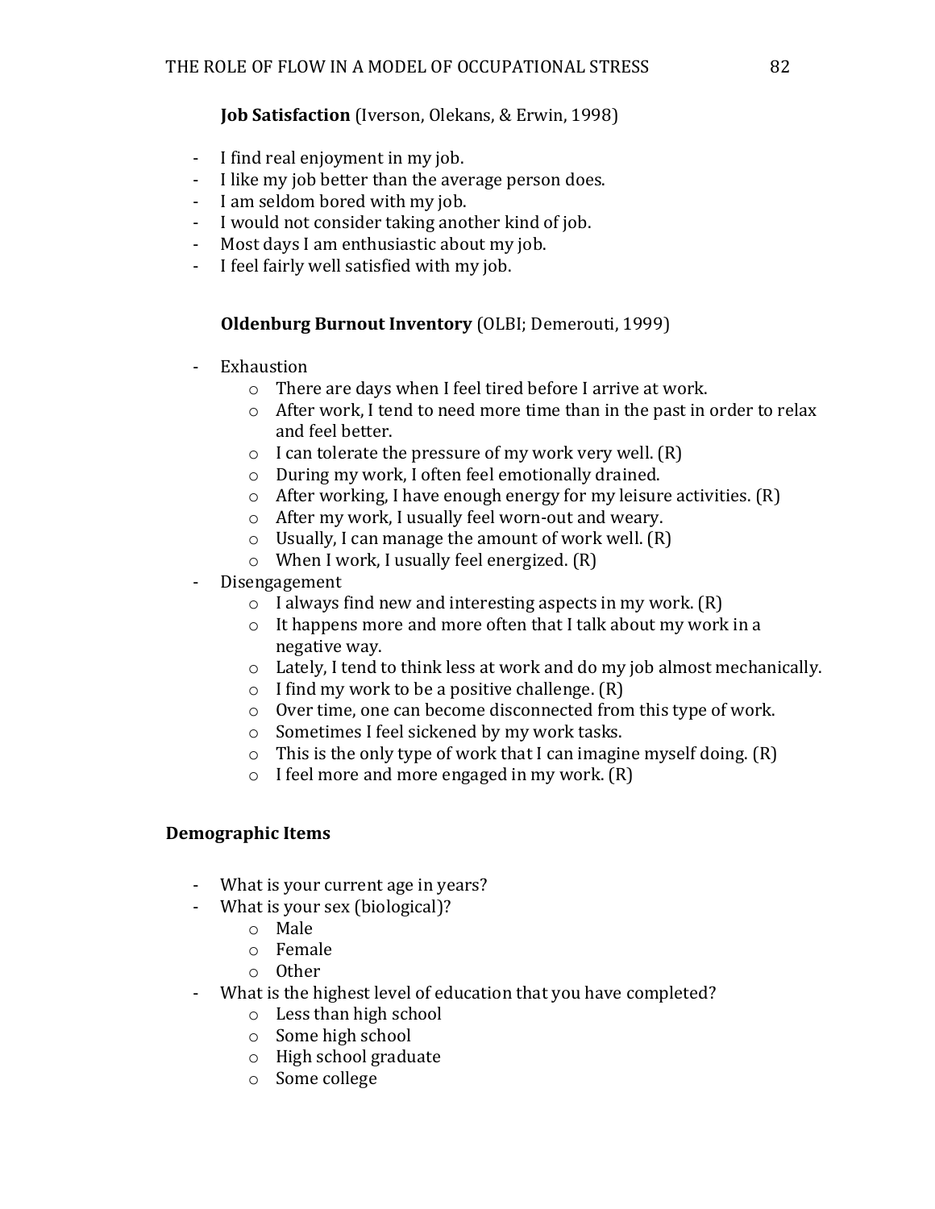**Job Satisfaction** (Iverson, Olekans, & Erwin, 1998)

- I find real enjoyment in my job.
- I like my job better than the average person does.
- I am seldom bored with my job.
- I would not consider taking another kind of job.
- Most days I am enthusiastic about my job.
- I feel fairly well satisfied with my job.

**Oldenburg Burnout Inventory** (OLBI; Demerouti, 1999)

- Exhaustion
  - There are days when I feel tired before I arrive at work.
  - After work, I tend to need more time than in the past in order to relax and feel better.
  - I can tolerate the pressure of my work very well. (R)
  - During my work, I often feel emotionally drained.
  - After working, I have enough energy for my leisure activities. (R)
  - After my work, I usually feel worn-out and weary.
  - Usually, I can manage the amount of work well. (R)
  - When I work, I usually feel energized. (R)
- Disengagement
  - I always find new and interesting aspects in my work. (R)
  - It happens more and more often that I talk about my work in a negative way.
  - Lately, I tend to think less at work and do my job almost mechanically.
  - I find my work to be a positive challenge. (R)
  - Over time, one can become disconnected from this type of work.
  - Sometimes I feel sickened by my work tasks.
  - This is the only type of work that I can imagine myself doing. (R)
  - I feel more and more engaged in my work. (R)

**Demographic Items**

- What is your current age in years?
- What is your sex (biological)?
  - Male
  - Female
  - Other
- What is the highest level of education that you have completed?
  - Less than high school
  - Some high school
  - High school graduate
  - Some college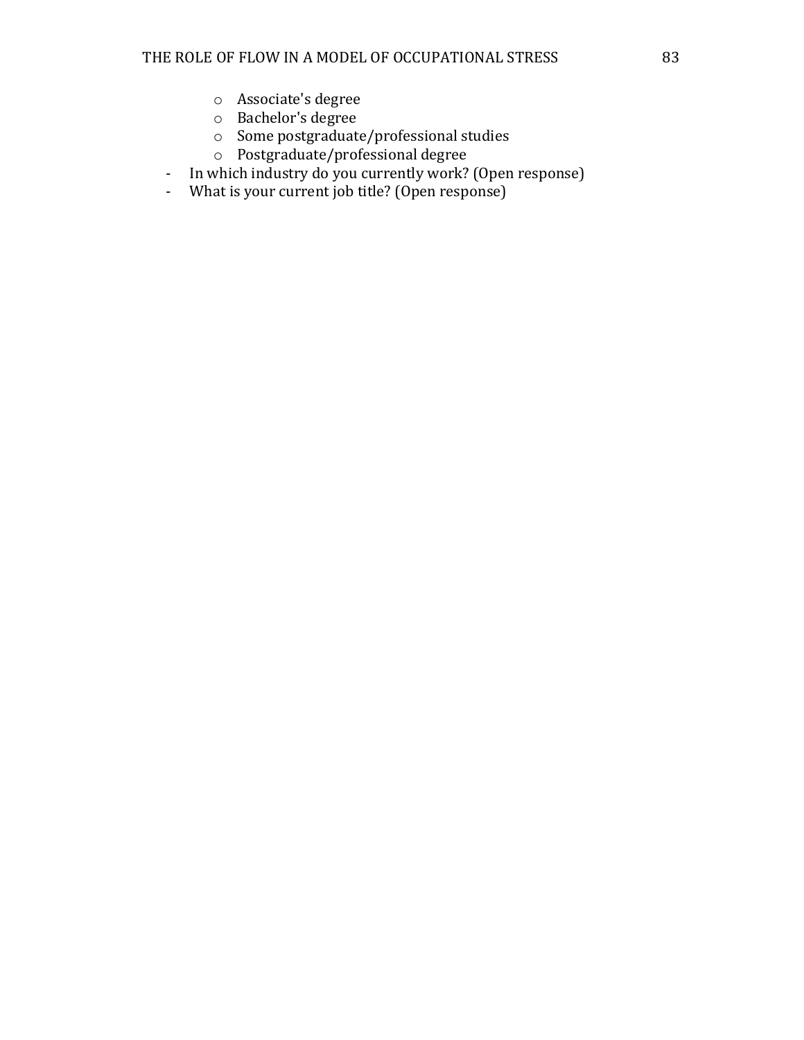- Associate's degree
  - Bachelor's degree
  - Some postgraduate/professional studies
  - Postgraduate/professional degree
- In which industry do you currently work? (Open response)
- What is your current job title? (Open response)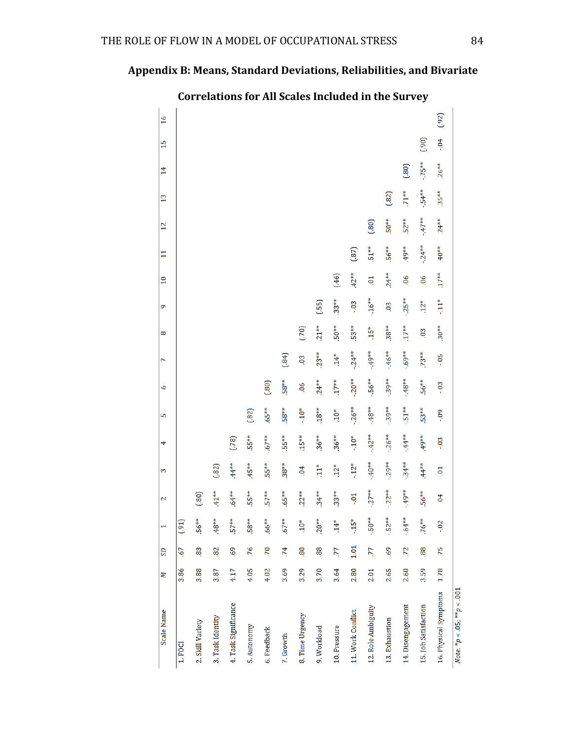## Appendix B: Means, Standard Deviations, Reliabilities, and Bivariate Correlations for All Scales Included in the Survey

| Scale Name | *M* | *SD* | 1 | 2 | 3 | 4 | 5 | 6 | 7 | 8 | 9 | 10 | 11 | 12 | 13 | 14 | 15 | 16 |
|---|---|---|---|---|---|---|---|---|---|---|---|---|---|---|---|---|---|---|
| 1. FOCI | 3.86 | .67 | (.91) | | | | | | | | | | | | | | | |
| 2. Skill Variety | 3.88 | .83 | .56** | (.80) | | | | | | | | | | | | | | |
| 3. Task Identity | 3.87 | .82 | .48** | .41** | (.82) | | | | | | | | | | | | | |
| 4. Task Significance | 4.17 | .69 | .57** | .64** | .44** | (.78) | | | | | | | | | | | | |
| 5. Autonomy | 4.05 | .76 | .58** | .55** | .45** | .55** | (.82) | | | | | | | | | | | |
| 6. Feedback | 4.02 | .70 | .66** | .57** | .55** | .67** | .65** | (.80) | | | | | | | | | | |
| 7. Growth | 3.69 | .74 | .67** | .65** | .38** | .55** | .58** | .58** | (.84) | | | | | | | | | |
| 8. Time Urgency | 3.29 | .80 | .10* | .22** | .04 | .15** | -.10* | .06 | .03 | (.70) | | | | | | | | |
| 9. Workload | 3.70 | .88 | .20** | .34** | .11* | .36** | .18** | .24** | .23** | .21** | (.55) | | | | | | | |
| 10. Pressure | 3.64 | .77 | .14* | .33** | .12* | .36** | .10* | .17** | .14* | .50** | .33** | (.46) | | | | | | |
| 11. Work Conflict | 2.80 | 1.01 | -.15* | -.01 | -.12* | -.10* | -.26** | -.20** | -.24** | .53** | -.03 | .42** | (.87) | | | | | |
| 12. Role Ambiguity | 2.01 | .77 | -.50** | -.27** | -.40** | -.42** | -.48** | -.56** | -.49** | .15* | -.16** | .01 | .51** | (.80) | | | | |
| 13. Exhaustion | 2.65 | .69 | -.52** | -.22** | -.29** | -.26** | -.39** | -.39** | -.46** | .38** | .03 | .24** | .56** | .50** | (.82) | | | |
| 14. Disengagement | 2.60 | .72 | -.64** | -.49** | -.34** | -.44** | -.51** | -.48** | -.69** | .17** | -.25** | .06 | .49** | .52** | .71** | (.80) | | |
| 15. Job Satisfaction | 3.59 | .88 | .76** | .56** | .44** | .49** | .53** | .56** | .73** | .03 | .12* | .06 | -.24** | -.47** | -.54** | -.75** | (.90) | |
| 16. Physical Symptoms | 1.78 | .75 | -.02 | .04 | .01 | -.03 | -.09 | -.03 | -.05 | .30** | -.11* | .17** | .40** | .24** | .35** | .26** | -.04 | (.92) |

*Note.* \*$p < .05$; \*\*$p < .001$